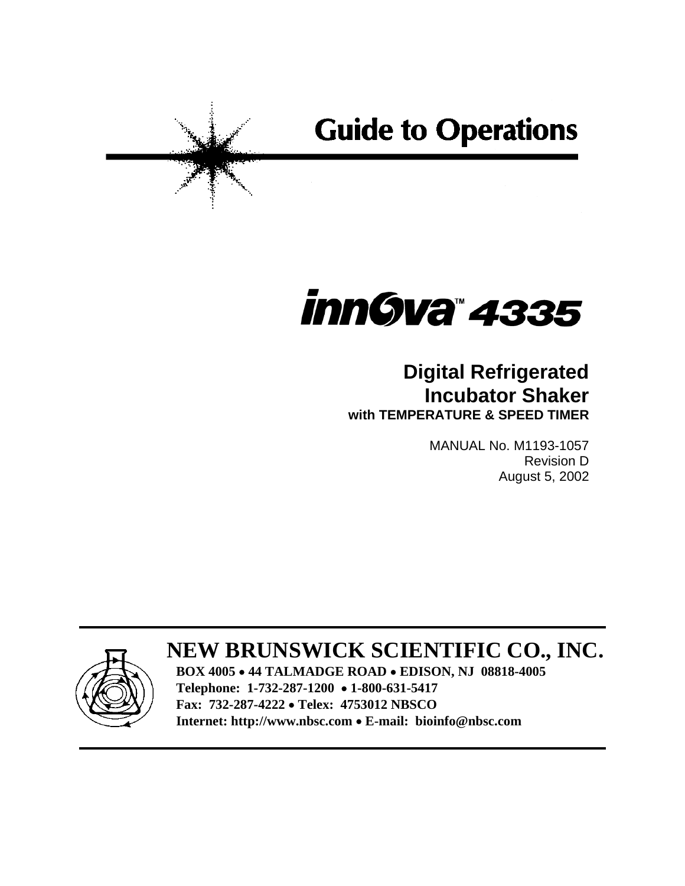# Guide to Operations

# innova™ 4335

## Digital Refrigerated Incubator Shaker

**with TEMPERATURE & SPEED TIMER**

MANUAL No. M1193-1057
Revision D
August 5, 2002

---

## NEW BRUNSWICK SCIENTIFIC CO., INC.

**BOX 4005 • 44 TALMADGE ROAD • EDISON, NJ 08818-4005**
**Telephone: 1-732-287-1200 • 1-800-631-5417**
**Fax: 732-287-4222 • Telex: 4753012 NBSCO**
**Internet: http://www.nbsc.com • E-mail: bioinfo@nbsc.com**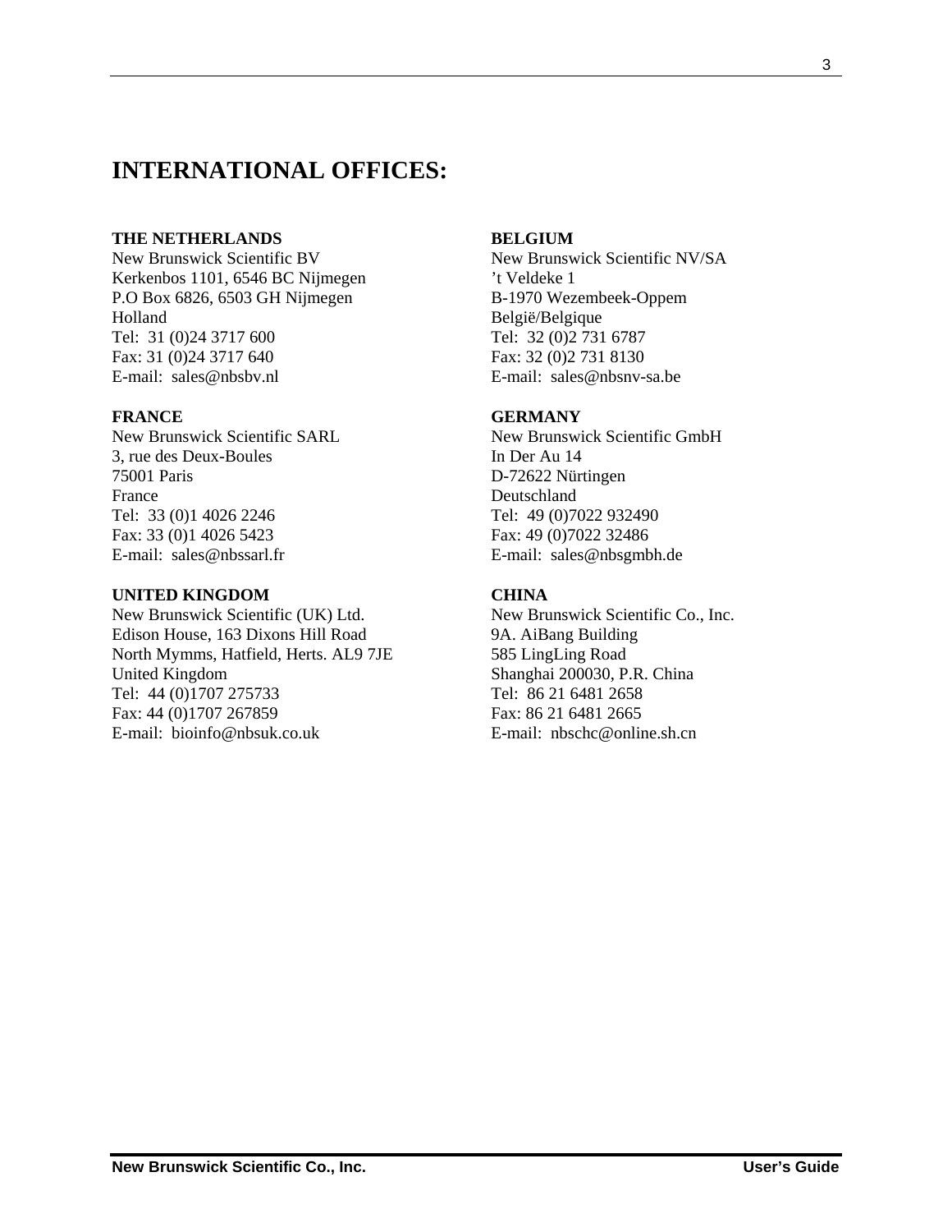# INTERNATIONAL OFFICES:

**THE NETHERLANDS**
New Brunswick Scientific BV
Kerkenbos 1101, 6546 BC Nijmegen
P.O Box 6826, 6503 GH Nijmegen
Holland
Tel: 31 (0)24 3717 600
Fax: 31 (0)24 3717 640
E-mail: sales@nbsbv.nl

**BELGIUM**
New Brunswick Scientific NV/SA
't Veldeke 1
B-1970 Wezembeek-Oppem
België/Belgique
Tel: 32 (0)2 731 6787
Fax: 32 (0)2 731 8130
E-mail: sales@nbsnv-sa.be

**FRANCE**
New Brunswick Scientific SARL
3, rue des Deux-Boules
75001 Paris
France
Tel: 33 (0)1 4026 2246
Fax: 33 (0)1 4026 5423
E-mail: sales@nbssarl.fr

**GERMANY**
New Brunswick Scientific GmbH
In Der Au 14
D-72622 Nürtingen
Deutschland
Tel: 49 (0)7022 932490
Fax: 49 (0)7022 32486
E-mail: sales@nbsgmbh.de

**UNITED KINGDOM**
New Brunswick Scientific (UK) Ltd.
Edison House, 163 Dixons Hill Road
North Mymms, Hatfield, Herts. AL9 7JE
United Kingdom
Tel: 44 (0)1707 275733
Fax: 44 (0)1707 267859
E-mail: bioinfo@nbsuk.co.uk

**CHINA**
New Brunswick Scientific Co., Inc.
9A. AiBang Building
585 LingLing Road
Shanghai 200030, P.R. China
Tel: 86 21 6481 2658
Fax: 86 21 6481 2665
E-mail: nbschc@online.sh.cn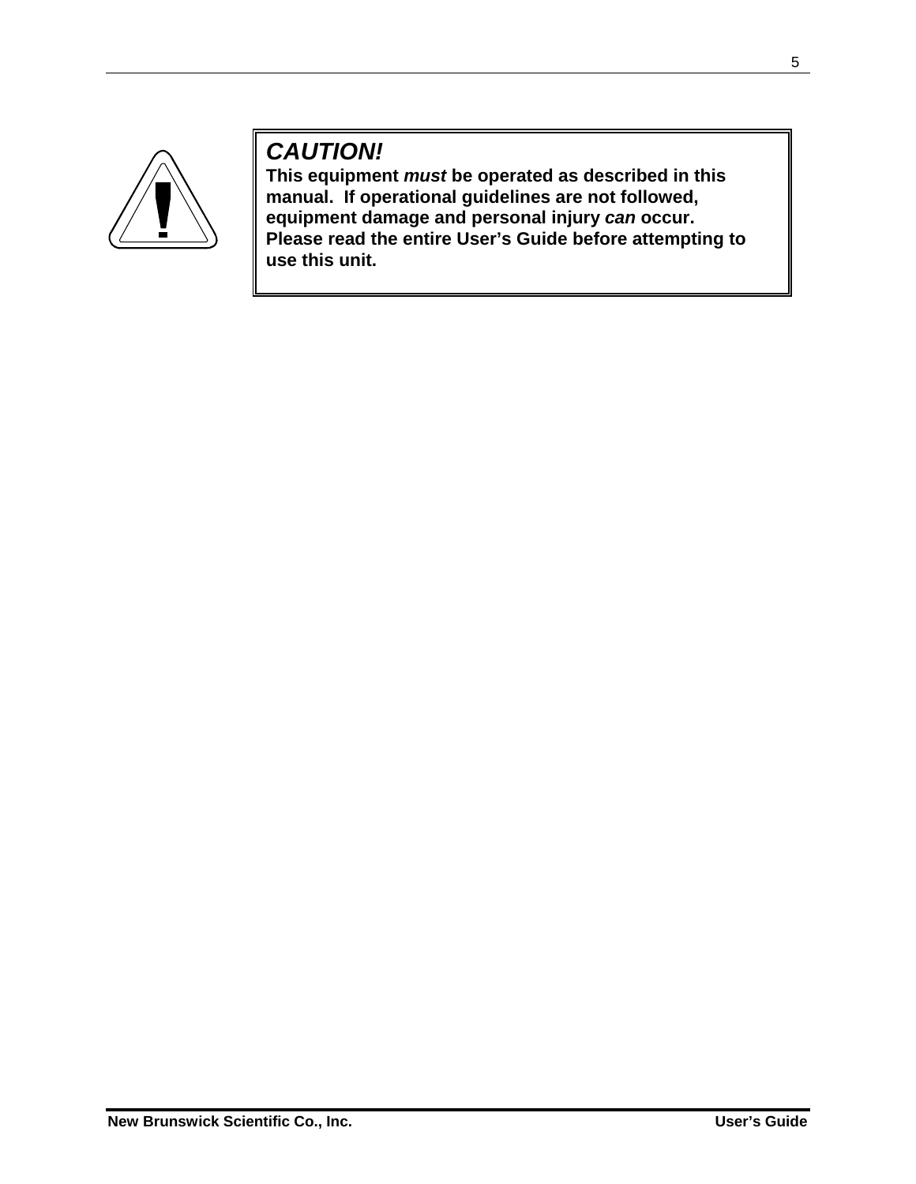***CAUTION!***

**This equipment *must* be operated as described in this manual. If operational guidelines are not followed, equipment damage and personal injury *can* occur. Please read the entire User's Guide before attempting to use this unit.**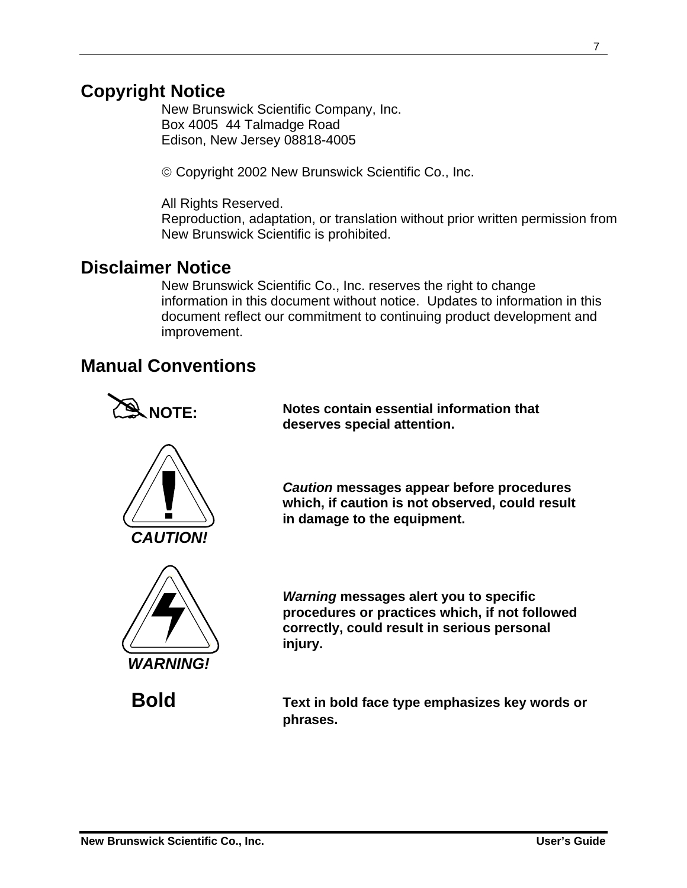## Copyright Notice

New Brunswick Scientific Company, Inc.
Box 4005  44 Talmadge Road
Edison, New Jersey 08818-4005

© Copyright 2002 New Brunswick Scientific Co., Inc.

All Rights Reserved.
Reproduction, adaptation, or translation without prior written permission from New Brunswick Scientific is prohibited.

## Disclaimer Notice

New Brunswick Scientific Co., Inc. reserves the right to change information in this document without notice. Updates to information in this document reflect our commitment to continuing product development and improvement.

## Manual Conventions

| | |
|---|---|
| **NOTE:** | **Notes contain essential information that deserves special attention.** |
| ***CAUTION!*** | ***Caution*** **messages appear before procedures which, if caution is not observed, could result in damage to the equipment.** |
| ***WARNING!*** | ***Warning*** **messages alert you to specific procedures or practices which, if not followed correctly, could result in serious personal injury.** |
| **Bold** | **Text in bold face type emphasizes key words or phrases.** |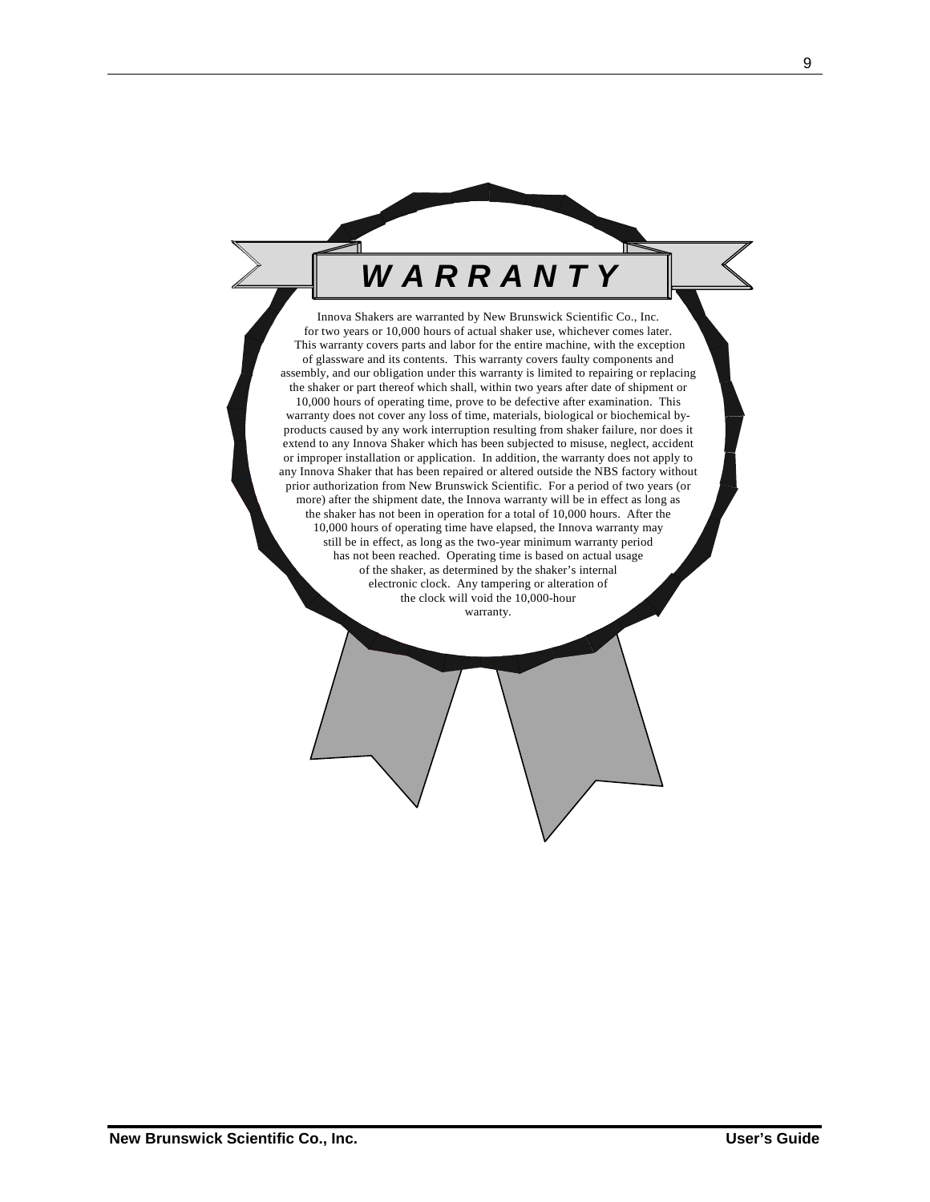# *WARRANTY*

Innova Shakers are warranted by New Brunswick Scientific Co., Inc. for two years or 10,000 hours of actual shaker use, whichever comes later. This warranty covers parts and labor for the entire machine, with the exception of glassware and its contents. This warranty covers faulty components and assembly, and our obligation under this warranty is limited to repairing or replacing the shaker or part thereof which shall, within two years after date of shipment or 10,000 hours of operating time, prove to be defective after examination. This warranty does not cover any loss of time, materials, biological or biochemical by-products caused by any work interruption resulting from shaker failure, nor does it extend to any Innova Shaker which has been subjected to misuse, neglect, accident or improper installation or application. In addition, the warranty does not apply to any Innova Shaker that has been repaired or altered outside the NBS factory without prior authorization from New Brunswick Scientific. For a period of two years (or more) after the shipment date, the Innova warranty will be in effect as long as the shaker has not been in operation for a total of 10,000 hours. After the 10,000 hours of operating time have elapsed, the Innova warranty may still be in effect, as long as the two-year minimum warranty period has not been reached. Operating time is based on actual usage of the shaker, as determined by the shaker's internal electronic clock. Any tampering or alteration of the clock will void the 10,000-hour warranty.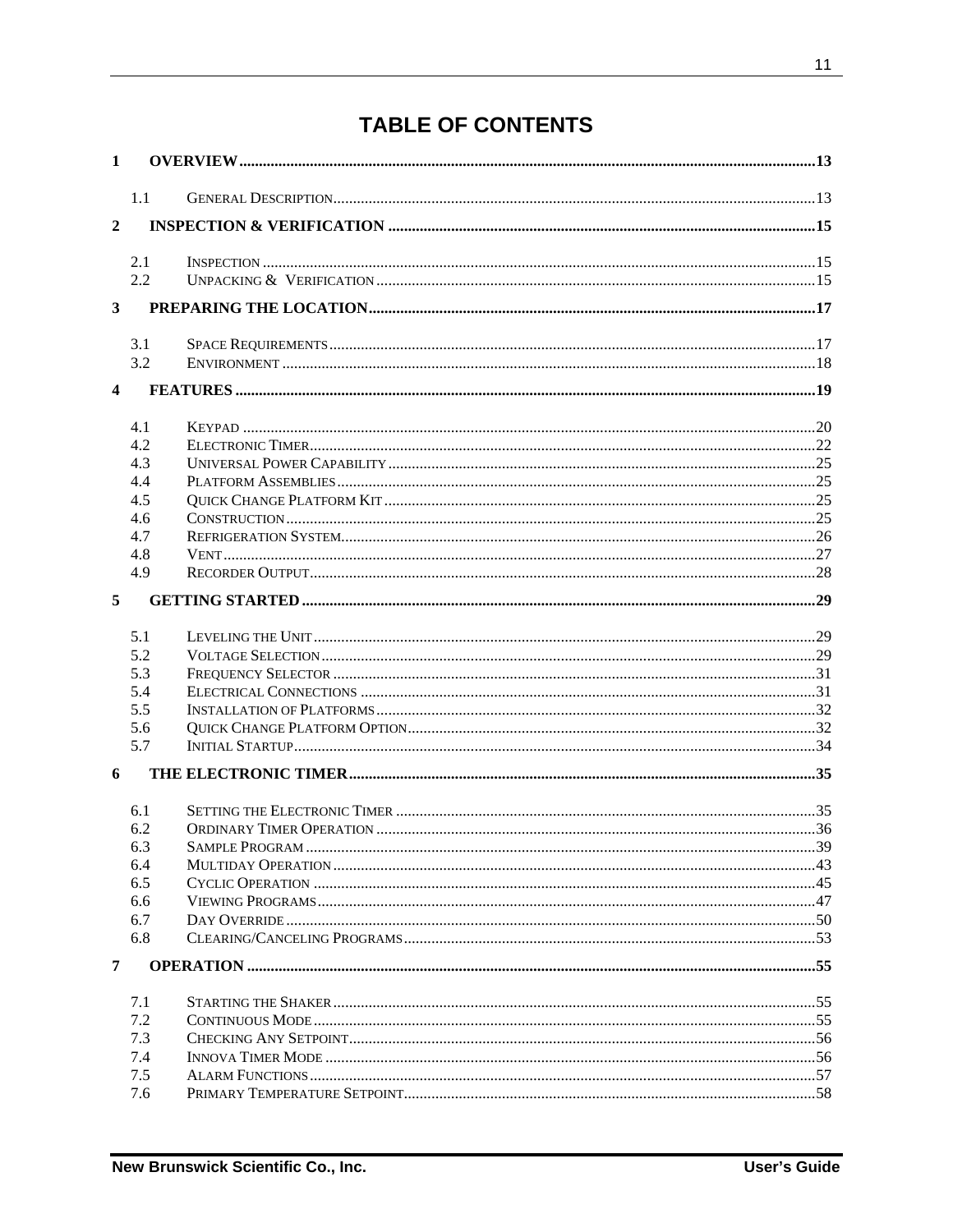# TABLE OF CONTENTS

1 OVERVIEW ........................................................................................................................ 13

- 1.1 GENERAL DESCRIPTION ........................................................................................................ 13

2 INSPECTION & VERIFICATION ....................................................................................... 15

- 2.1 INSPECTION ........................................................................................................................ 15
- 2.2 UNPACKING & VERIFICATION ............................................................................................. 15

3 PREPARING THE LOCATION ........................................................................................... 17

- 3.1 SPACE REQUIREMENTS ........................................................................................................ 17
- 3.2 ENVIRONMENT ..................................................................................................................... 18

4 FEATURES ........................................................................................................................... 19

- 4.1 KEYPAD ............................................................................................................................... 20
- 4.2 ELECTRONIC TIMER ............................................................................................................. 22
- 4.3 UNIVERSAL POWER CAPABILITY .......................................................................................... 25
- 4.4 PLATFORM ASSEMBLIES ....................................................................................................... 25
- 4.5 QUICK CHANGE PLATFORM KIT ........................................................................................... 25
- 4.6 CONSTRUCTION ................................................................................................................... 25
- 4.7 REFRIGERATION SYSTEM ...................................................................................................... 26
- 4.8 VENT .................................................................................................................................... 27
- 4.9 RECORDER OUTPUT .............................................................................................................. 28

5 GETTING STARTED ........................................................................................................... 29

- 5.1 LEVELING THE UNIT ............................................................................................................. 29
- 5.2 VOLTAGE SELECTION ........................................................................................................... 29
- 5.3 FREQUENCY SELECTOR ......................................................................................................... 31
- 5.4 ELECTRICAL CONNECTIONS .................................................................................................. 31
- 5.5 INSTALLATION OF PLATFORMS .............................................................................................. 32
- 5.6 QUICK CHANGE PLATFORM OPTION ...................................................................................... 32
- 5.7 INITIAL STARTUP .................................................................................................................. 34

6 THE ELECTRONIC TIMER ................................................................................................. 35

- 6.1 SETTING THE ELECTRONIC TIMER ......................................................................................... 35
- 6.2 ORDINARY TIMER OPERATION .............................................................................................. 36
- 6.3 SAMPLE PROGRAM ................................................................................................................ 39
- 6.4 MULTIDAY OPERATION ......................................................................................................... 43
- 6.5 CYCLIC OPERATION .............................................................................................................. 45
- 6.6 VIEWING PROGRAMS ............................................................................................................. 47
- 6.7 DAY OVERRIDE ..................................................................................................................... 50
- 6.8 CLEARING/CANCELING PROGRAMS ....................................................................................... 53

7 OPERATION ......................................................................................................................... 55

- 7.1 STARTING THE SHAKER ......................................................................................................... 55
- 7.2 CONTINUOUS MODE .............................................................................................................. 55
- 7.3 CHECKING ANY SETPOINT ..................................................................................................... 56
- 7.4 INNOVA TIMER MODE ........................................................................................................... 56
- 7.5 ALARM FUNCTIONS ............................................................................................................... 57
- 7.6 PRIMARY TEMPERATURE SETPOINT ....................................................................................... 58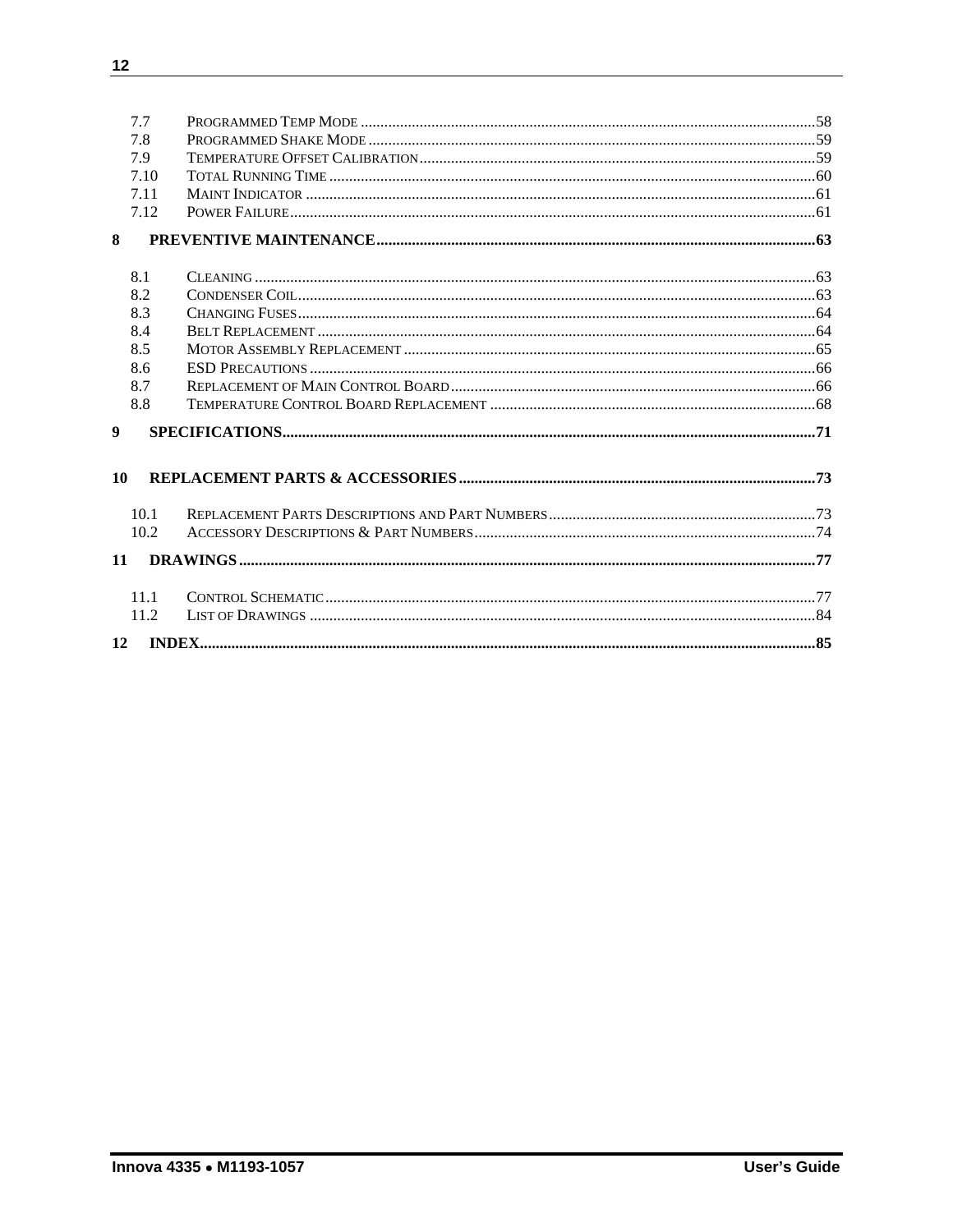7.7 Programmed Temp Mode ..... 58
7.8 Programmed Shake Mode ..... 59
7.9 Temperature Offset Calibration ..... 59
7.10 Total Running Time ..... 60
7.11 Maint Indicator ..... 61
7.12 Power Failure ..... 61

**8 PREVENTIVE MAINTENANCE ..... 63**

8.1 Cleaning ..... 63
8.2 Condenser Coil ..... 63
8.3 Changing Fuses ..... 64
8.4 Belt Replacement ..... 64
8.5 Motor Assembly Replacement ..... 65
8.6 ESD Precautions ..... 66
8.7 Replacement of Main Control Board ..... 66
8.8 Temperature Control Board Replacement ..... 68

**9 SPECIFICATIONS ..... 71**

**10 REPLACEMENT PARTS & ACCESSORIES ..... 73**

10.1 Replacement Parts Descriptions and Part Numbers ..... 73
10.2 Accessory Descriptions & Part Numbers ..... 74

**11 DRAWINGS ..... 77**

11.1 Control Schematic ..... 77
11.2 List of Drawings ..... 84

**12 INDEX ..... 85**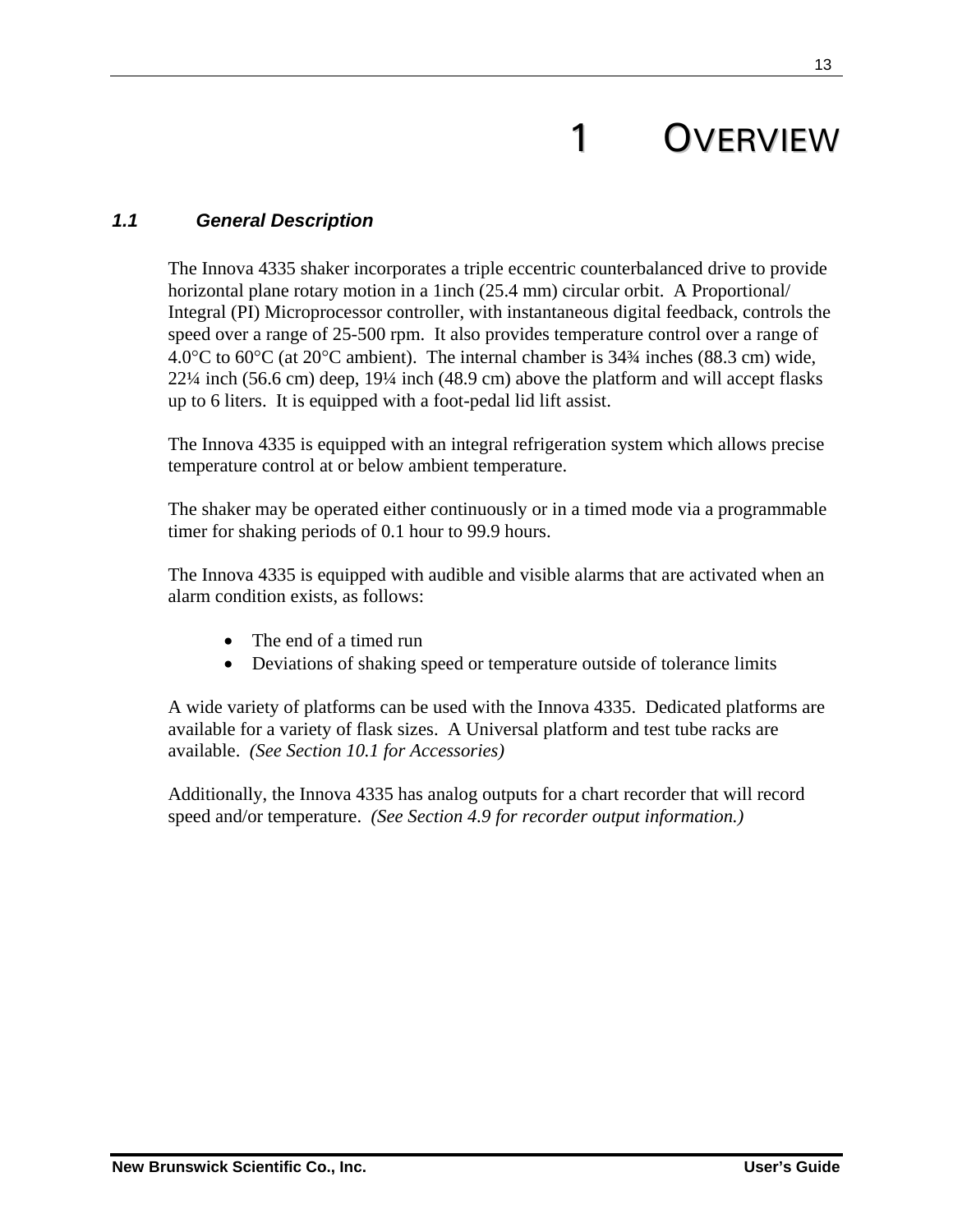# 1 OVERVIEW

### *1.1 General Description*

The Innova 4335 shaker incorporates a triple eccentric counterbalanced drive to provide horizontal plane rotary motion in a 1inch (25.4 mm) circular orbit. A Proportional/ Integral (PI) Microprocessor controller, with instantaneous digital feedback, controls the speed over a range of 25-500 rpm. It also provides temperature control over a range of 4.0°C to 60°C (at 20°C ambient). The internal chamber is 34¾ inches (88.3 cm) wide, 22¼ inch (56.6 cm) deep, 19¼ inch (48.9 cm) above the platform and will accept flasks up to 6 liters. It is equipped with a foot-pedal lid lift assist.

The Innova 4335 is equipped with an integral refrigeration system which allows precise temperature control at or below ambient temperature.

The shaker may be operated either continuously or in a timed mode via a programmable timer for shaking periods of 0.1 hour to 99.9 hours.

The Innova 4335 is equipped with audible and visible alarms that are activated when an alarm condition exists, as follows:

- The end of a timed run
- Deviations of shaking speed or temperature outside of tolerance limits

A wide variety of platforms can be used with the Innova 4335. Dedicated platforms are available for a variety of flask sizes. A Universal platform and test tube racks are available. *(See Section 10.1 for Accessories)*

Additionally, the Innova 4335 has analog outputs for a chart recorder that will record speed and/or temperature. *(See Section 4.9 for recorder output information.)*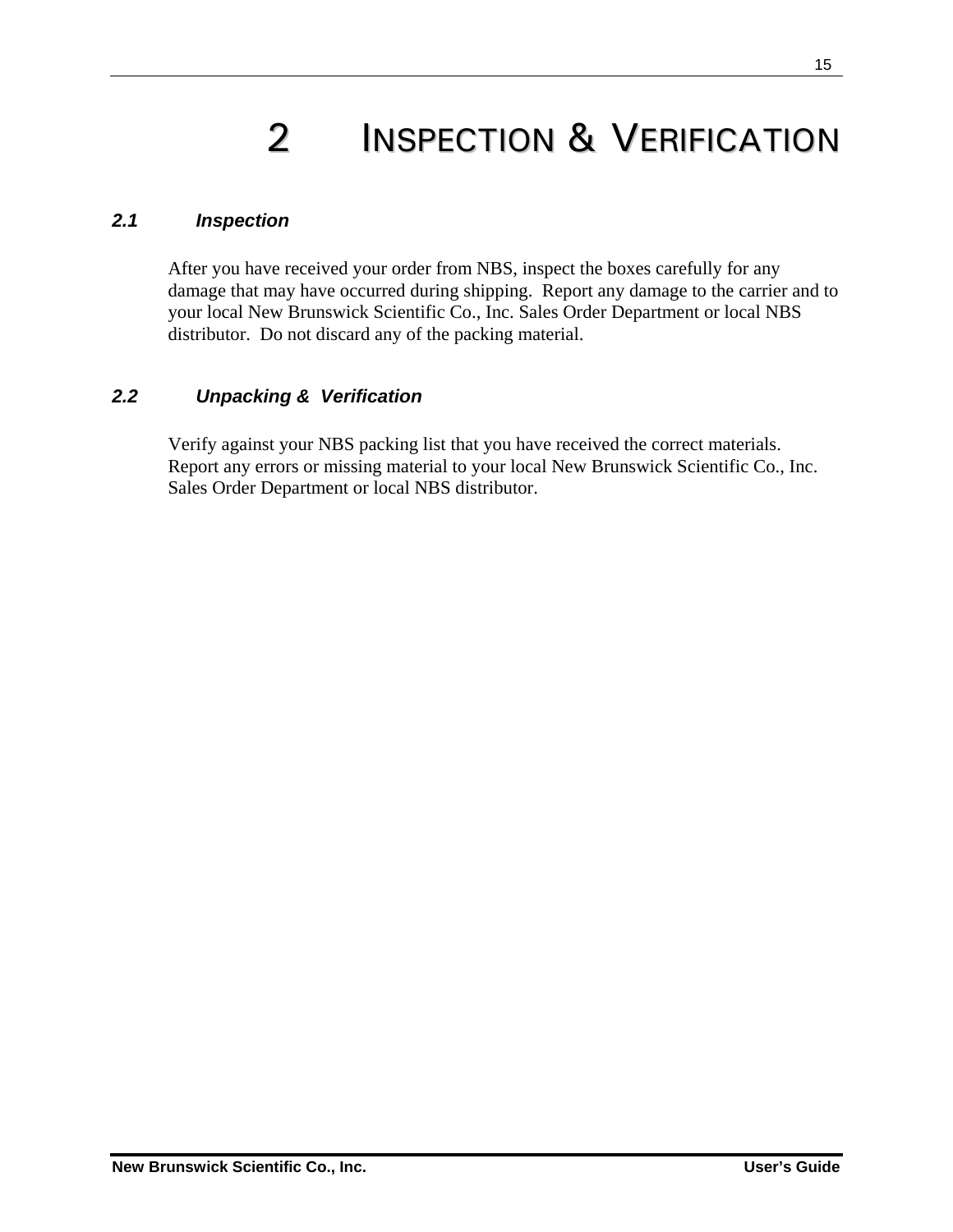# 2 INSPECTION & VERIFICATION

## *2.1 Inspection*

After you have received your order from NBS, inspect the boxes carefully for any damage that may have occurred during shipping. Report any damage to the carrier and to your local New Brunswick Scientific Co., Inc. Sales Order Department or local NBS distributor. Do not discard any of the packing material.

## *2.2 Unpacking & Verification*

Verify against your NBS packing list that you have received the correct materials. Report any errors or missing material to your local New Brunswick Scientific Co., Inc. Sales Order Department or local NBS distributor.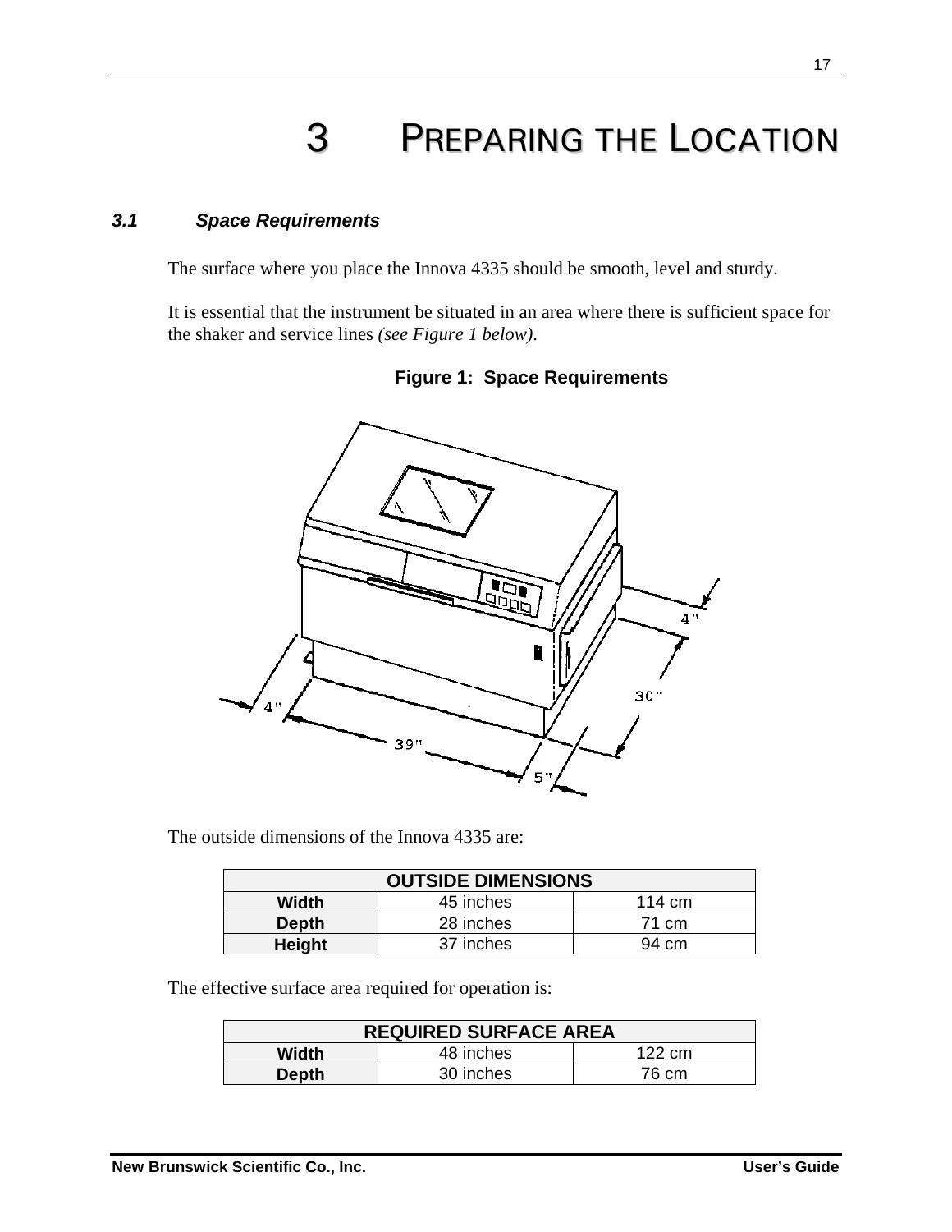# 3 PREPARING THE LOCATION

### 3.1 Space Requirements

The surface where you place the Innova 4335 should be smooth, level and sturdy.

It is essential that the instrument be situated in an area where there is sufficient space for the shaker and service lines *(see Figure 1 below)*.

**Figure 1: Space Requirements**

The outside dimensions of the Innova 4335 are:

| OUTSIDE DIMENSIONS | | |
|---|---|---|
| **Width** | 45 inches | 114 cm |
| **Depth** | 28 inches | 71 cm |
| **Height** | 37 inches | 94 cm |

The effective surface area required for operation is:

| REQUIRED SURFACE AREA | | |
|---|---|---|
| **Width** | 48 inches | 122 cm |
| **Depth** | 30 inches | 76 cm |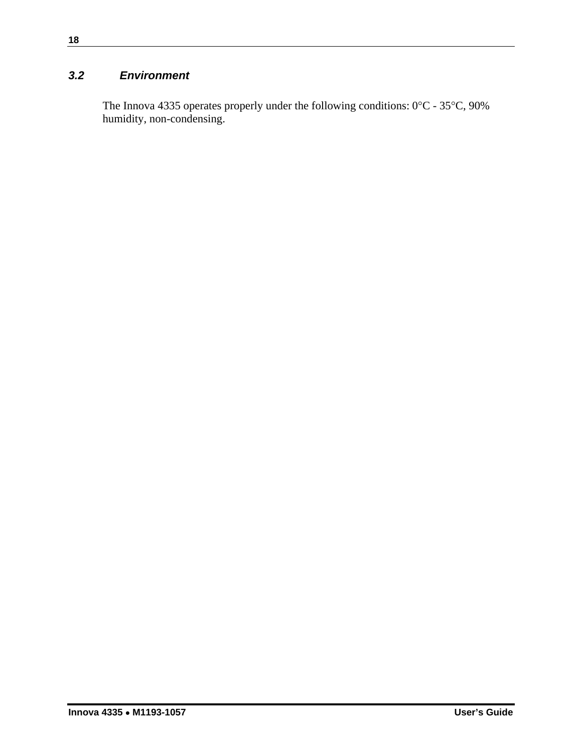### *3.2 Environment*

The Innova 4335 operates properly under the following conditions: 0°C - 35°C, 90% humidity, non-condensing.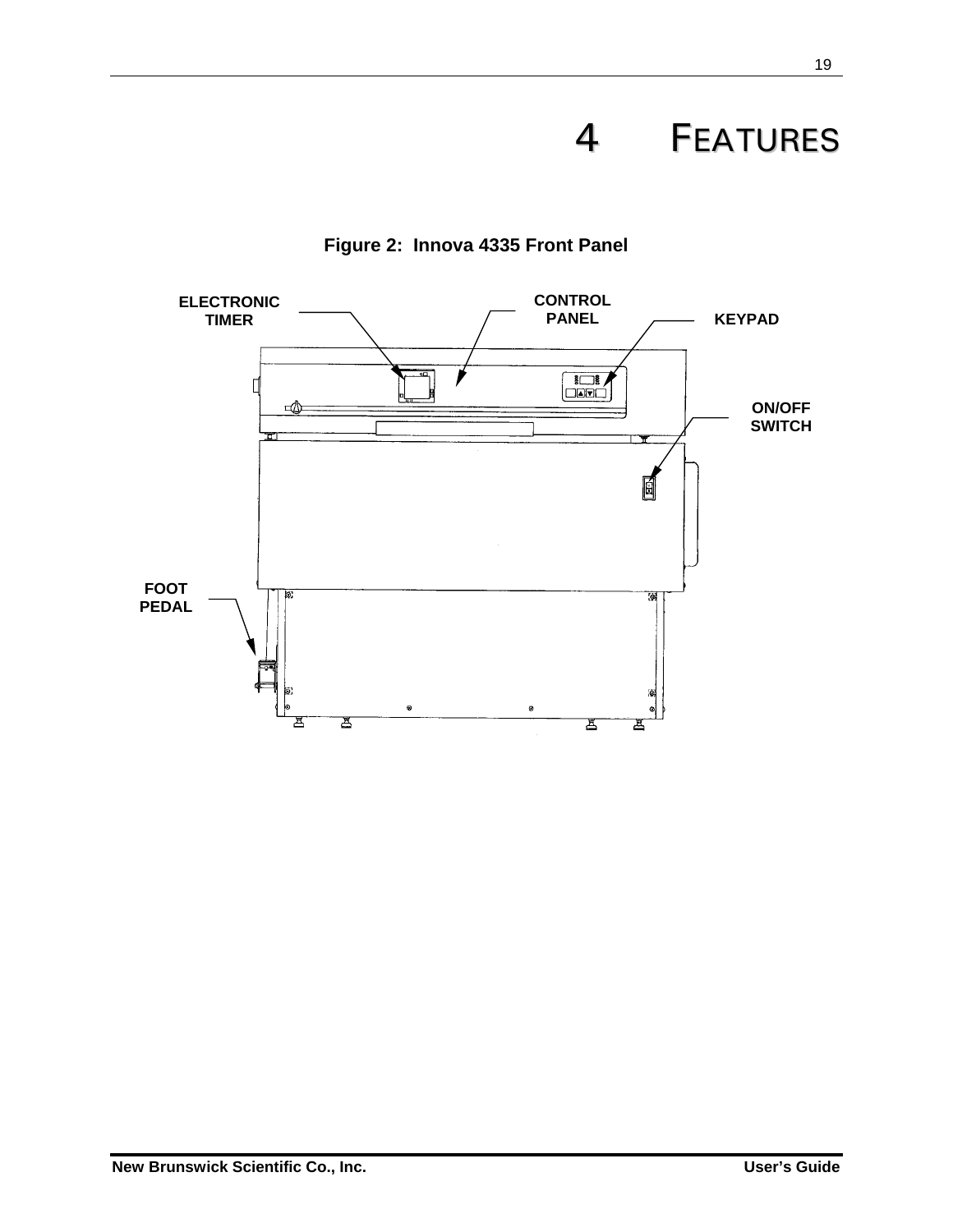# 4 FEATURES

**Figure 2: Innova 4335 Front Panel**

ELECTRONIC TIMER

CONTROL PANEL

KEYPAD

ON/OFF SWITCH

FOOT PEDAL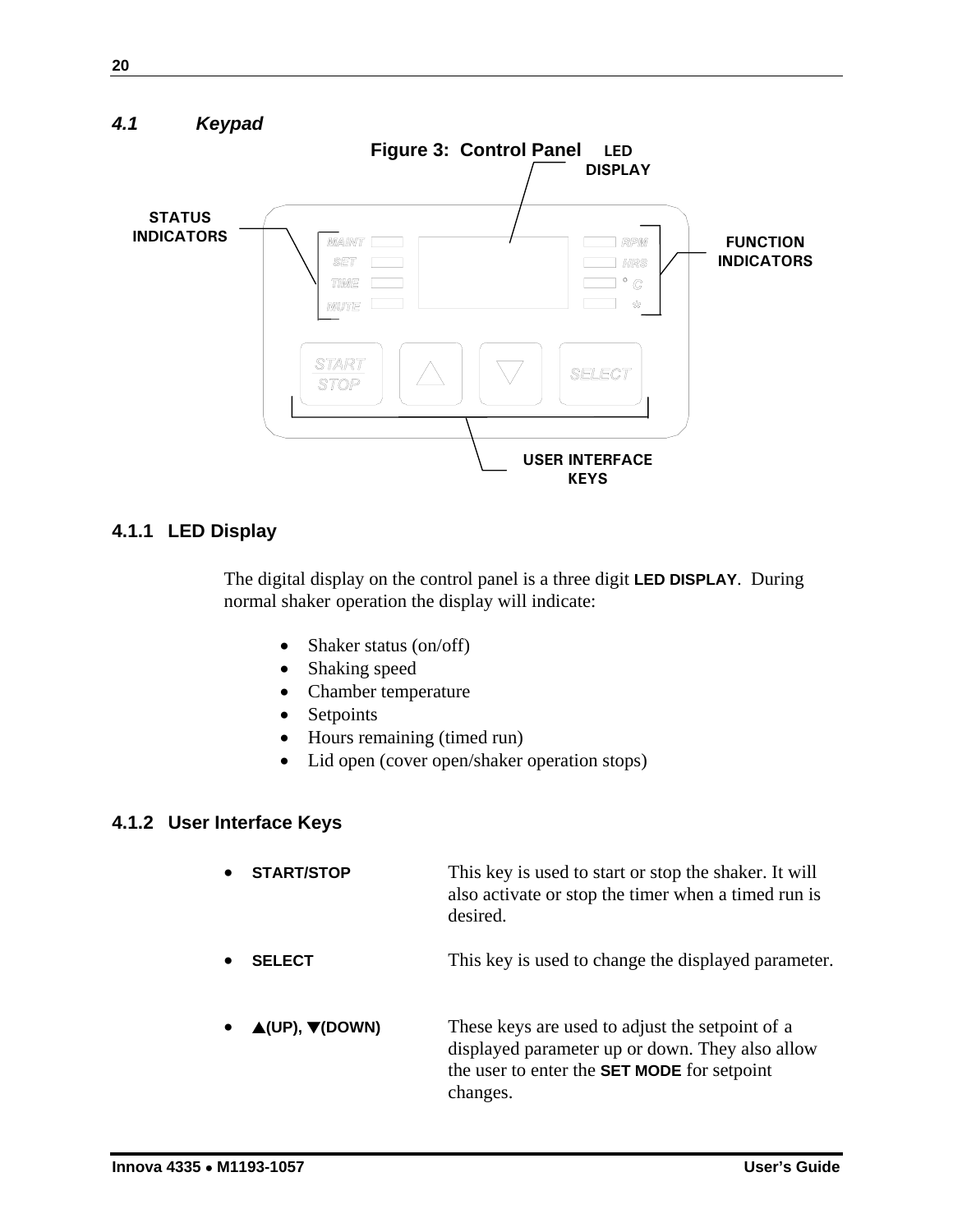## *4.1 Keypad*

**Figure 3: Control Panel**

LED DISPLAY

STATUS INDICATORS

FUNCTION INDICATORS

USER INTERFACE KEYS

### 4.1.1 LED Display

The digital display on the control panel is a three digit **LED DISPLAY**. During normal shaker operation the display will indicate:

- Shaker status (on/off)
- Shaking speed
- Chamber temperature
- Setpoints
- Hours remaining (timed run)
- Lid open (cover open/shaker operation stops)

### 4.1.2 User Interface Keys

- **START/STOP** This key is used to start or stop the shaker. It will also activate or stop the timer when a timed run is desired.

- **SELECT** This key is used to change the displayed parameter.

- **▲(UP), ▼(DOWN)** These keys are used to adjust the setpoint of a displayed parameter up or down. They also allow the user to enter the **SET MODE** for setpoint changes.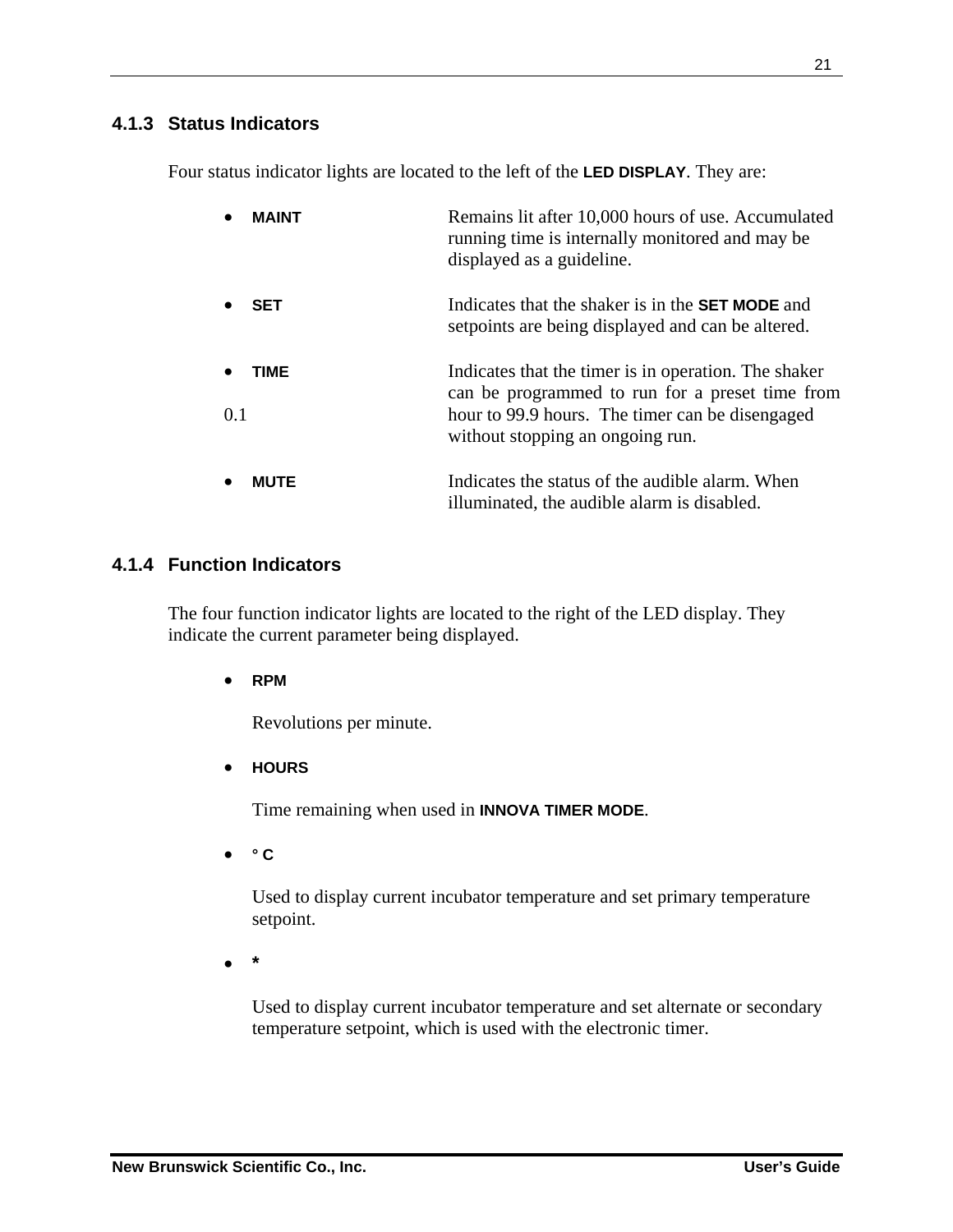### 4.1.3 Status Indicators

Four status indicator lights are located to the left of the **LED DISPLAY**. They are:

- **MAINT** — Remains lit after 10,000 hours of use. Accumulated running time is internally monitored and may be displayed as a guideline.

- **SET** — Indicates that the shaker is in the **SET MODE** and setpoints are being displayed and can be altered.

- **TIME** — Indicates that the timer is in operation. The shaker can be programmed to run for a preset time from 0.1 hour to 99.9 hours. The timer can be disengaged without stopping an ongoing run.

- **MUTE** — Indicates the status of the audible alarm. When illuminated, the audible alarm is disabled.

### 4.1.4 Function Indicators

The four function indicator lights are located to the right of the LED display. They indicate the current parameter being displayed.

- **RPM**

  Revolutions per minute.

- **HOURS**

  Time remaining when used in **INNOVA TIMER MODE**.

- **° C**

  Used to display current incubator temperature and set primary temperature setpoint.

- **\***

  Used to display current incubator temperature and set alternate or secondary temperature setpoint, which is used with the electronic timer.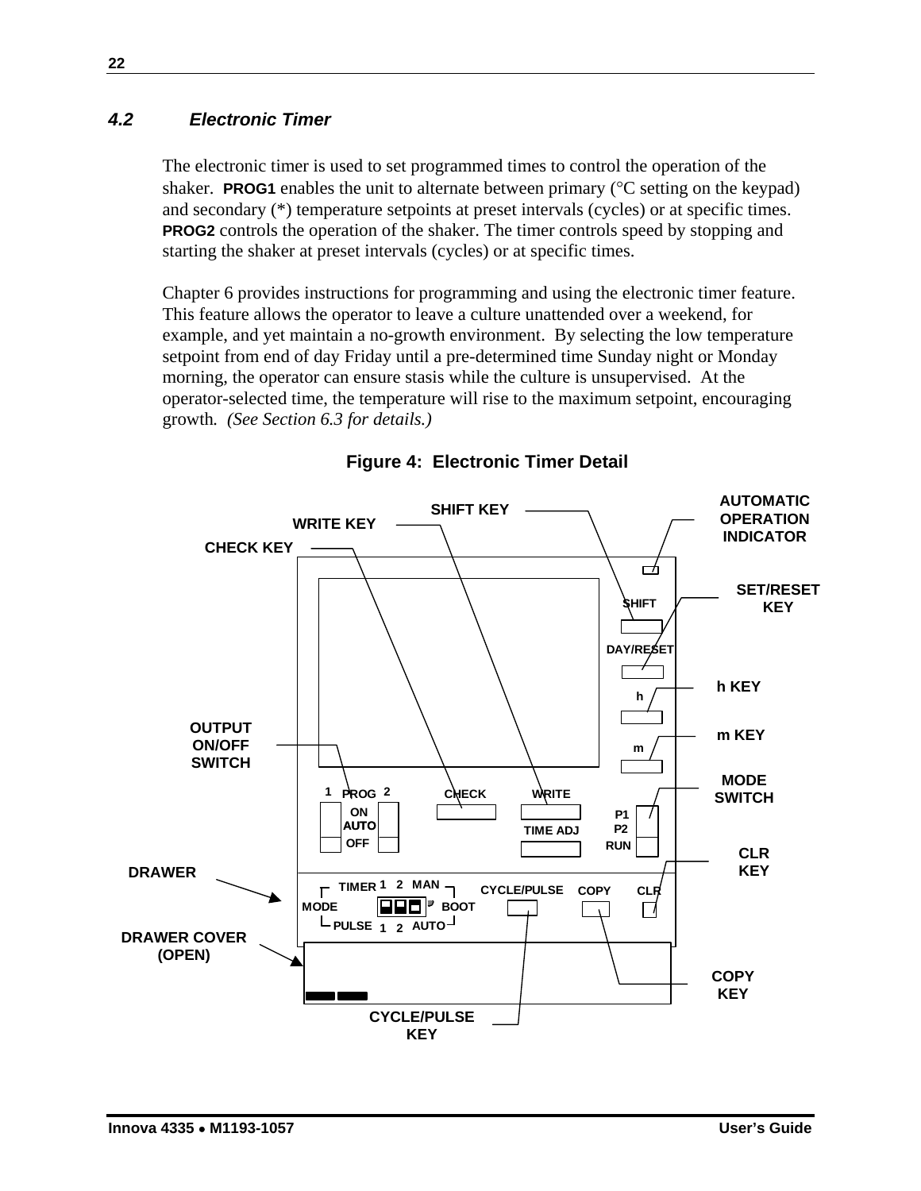### 4.2 Electronic Timer

The electronic timer is used to set programmed times to control the operation of the shaker. **PROG1** enables the unit to alternate between primary (°C setting on the keypad) and secondary (*) temperature setpoints at preset intervals (cycles) or at specific times. **PROG2** controls the operation of the shaker. The timer controls speed by stopping and starting the shaker at preset intervals (cycles) or at specific times.

Chapter 6 provides instructions for programming and using the electronic timer feature. This feature allows the operator to leave a culture unattended over a weekend, for example, and yet maintain a no-growth environment. By selecting the low temperature setpoint from end of day Friday until a pre-determined time Sunday night or Monday morning, the operator can ensure stasis while the culture is unsupervised. At the operator-selected time, the temperature will rise to the maximum setpoint, encouraging growth. *(See Section 6.3 for details.)*

**Figure 4: Electronic Timer Detail**

AUTOMATIC OPERATION INDICATOR, SHIFT KEY, WRITE KEY, CHECK KEY, SET/RESET KEY, h KEY, m KEY, OUTPUT ON/OFF SWITCH, MODE SWITCH, CLR KEY, DRAWER, DRAWER COVER (OPEN), COPY KEY, CYCLE/PULSE KEY

SHIFT, DAY/RESET, h, m, PROG 1 2, ON, AUTO, OFF, CHECK, WRITE, TIME ADJ, P1, P2, RUN, MODE, TIMER 1 2 MAN, PULSE 1 2 AUTO, BOOT, CYCLE/PULSE, COPY, CLR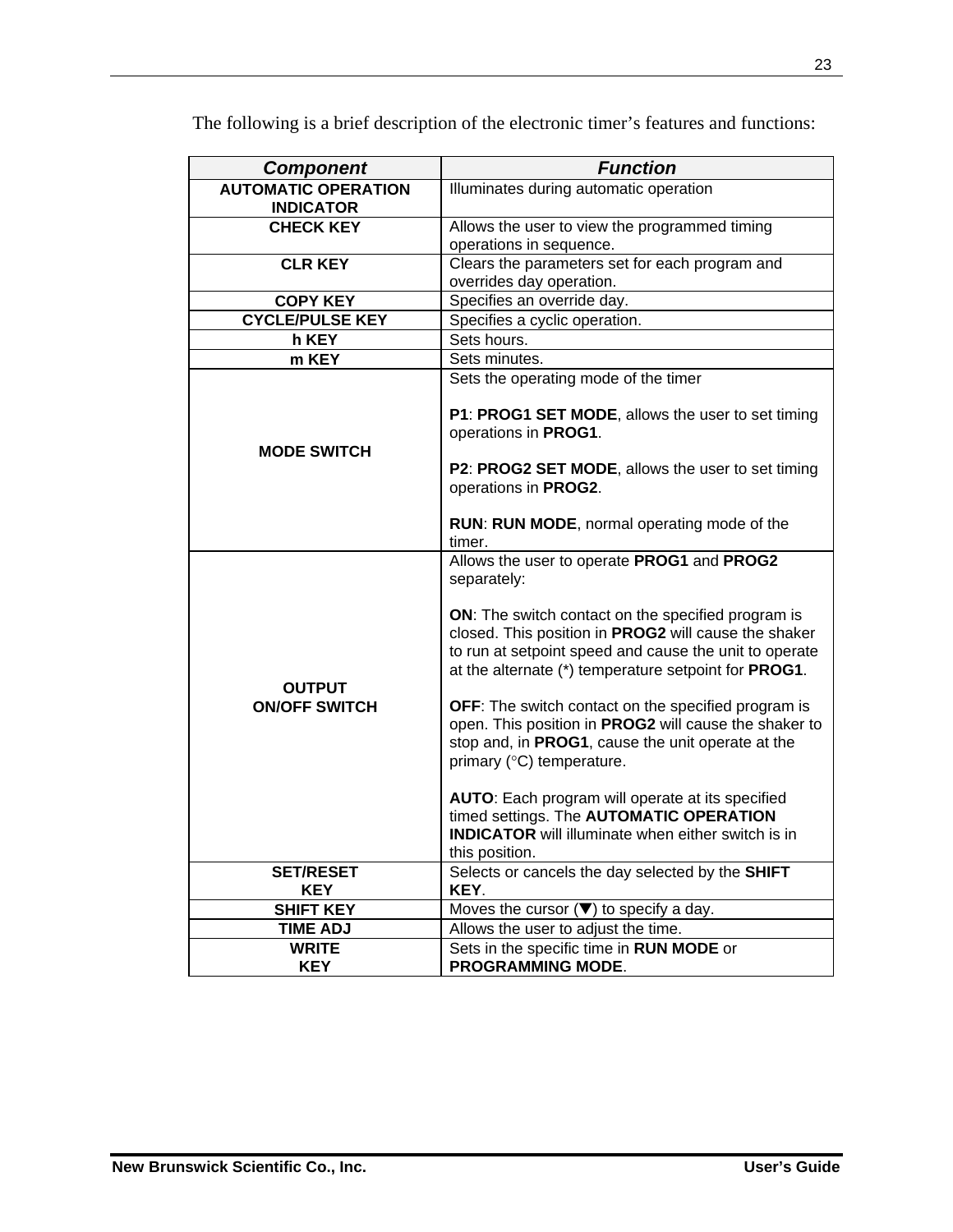The following is a brief description of the electronic timer's features and functions:

| ***Component*** | ***Function*** |
|---|---|
| **AUTOMATIC OPERATION INDICATOR** | Illuminates during automatic operation |
| **CHECK KEY** | Allows the user to view the programmed timing operations in sequence. |
| **CLR KEY** | Clears the parameters set for each program and overrides day operation. |
| **COPY KEY** | Specifies an override day. |
| **CYCLE/PULSE KEY** | Specifies a cyclic operation. |
| **h KEY** | Sets hours. |
| **m KEY** | Sets minutes. |
| **MODE SWITCH** | Sets the operating mode of the timer<br><br>**P1**: **PROG1 SET MODE**, allows the user to set timing operations in **PROG1**.<br><br>**P2**: **PROG2 SET MODE**, allows the user to set timing operations in **PROG2**.<br><br>**RUN**: **RUN MODE**, normal operating mode of the timer. |
| **OUTPUT ON/OFF SWITCH** | Allows the user to operate **PROG1** and **PROG2** separately:<br><br>**ON**: The switch contact on the specified program is closed. This position in **PROG2** will cause the shaker to run at setpoint speed and cause the unit to operate at the alternate (*) temperature setpoint for **PROG1**.<br><br>**OFF**: The switch contact on the specified program is open. This position in **PROG2** will cause the shaker to stop and, in **PROG1**, cause the unit operate at the primary (°C) temperature.<br><br>**AUTO**: Each program will operate at its specified timed settings. The **AUTOMATIC OPERATION INDICATOR** will illuminate when either switch is in this position. |
| **SET/RESET KEY** | Selects or cancels the day selected by the **SHIFT KEY**. |
| **SHIFT KEY** | Moves the cursor (▼) to specify a day. |
| **TIME ADJ** | Allows the user to adjust the time. |
| **WRITE KEY** | Sets in the specific time in **RUN MODE** or **PROGRAMMING MODE**. |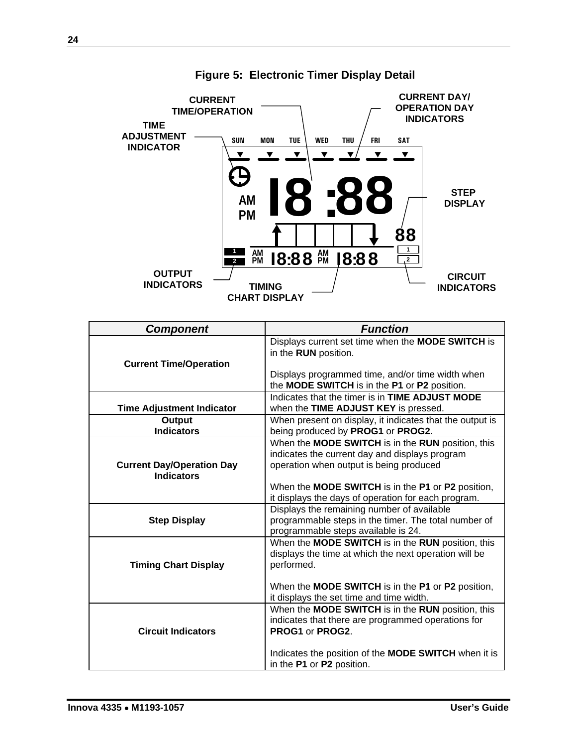## Figure 5: Electronic Timer Display Detail

CURRENT TIME/OPERATION

CURRENT DAY/ OPERATION DAY INDICATORS

TIME ADJUSTMENT INDICATOR

SUN MON TUE WED THU FRI SAT

AM PM 18:88

STEP DISPLAY

88

1 2 AM PM 18:88 AM PM 18:88 1 2

OUTPUT INDICATORS

TIMING CHART DISPLAY

CIRCUIT INDICATORS

| ***Component*** | ***Function*** |
|---|---|
| **Current Time/Operation** | Displays current set time when the **MODE SWITCH** is in the **RUN** position.<br><br>Displays programmed time, and/or time width when the **MODE SWITCH** is in the **P1** or **P2** position. |
| **Time Adjustment Indicator** | Indicates that the timer is in **TIME ADJUST MODE** when the **TIME ADJUST KEY** is pressed. |
| **Output Indicators** | When present on display, it indicates that the output is being produced by **PROG1** or **PROG2**. |
| **Current Day/Operation Day Indicators** | When the **MODE SWITCH** is in the **RUN** position, this indicates the current day and displays program operation when output is being produced<br><br>When the **MODE SWITCH** is in the **P1** or **P2** position, it displays the days of operation for each program. |
| **Step Display** | Displays the remaining number of available programmable steps in the timer. The total number of programmable steps available is 24. |
| **Timing Chart Display** | When the **MODE SWITCH** is in the **RUN** position, this displays the time at which the next operation will be performed.<br><br>When the **MODE SWITCH** is in the **P1** or **P2** position, it displays the set time and time width. |
| **Circuit Indicators** | When the **MODE SWITCH** is in the **RUN** position, this indicates that there are programmed operations for **PROG1** or **PROG2**.<br><br>Indicates the position of the **MODE SWITCH** when it is in the **P1** or **P2** position. |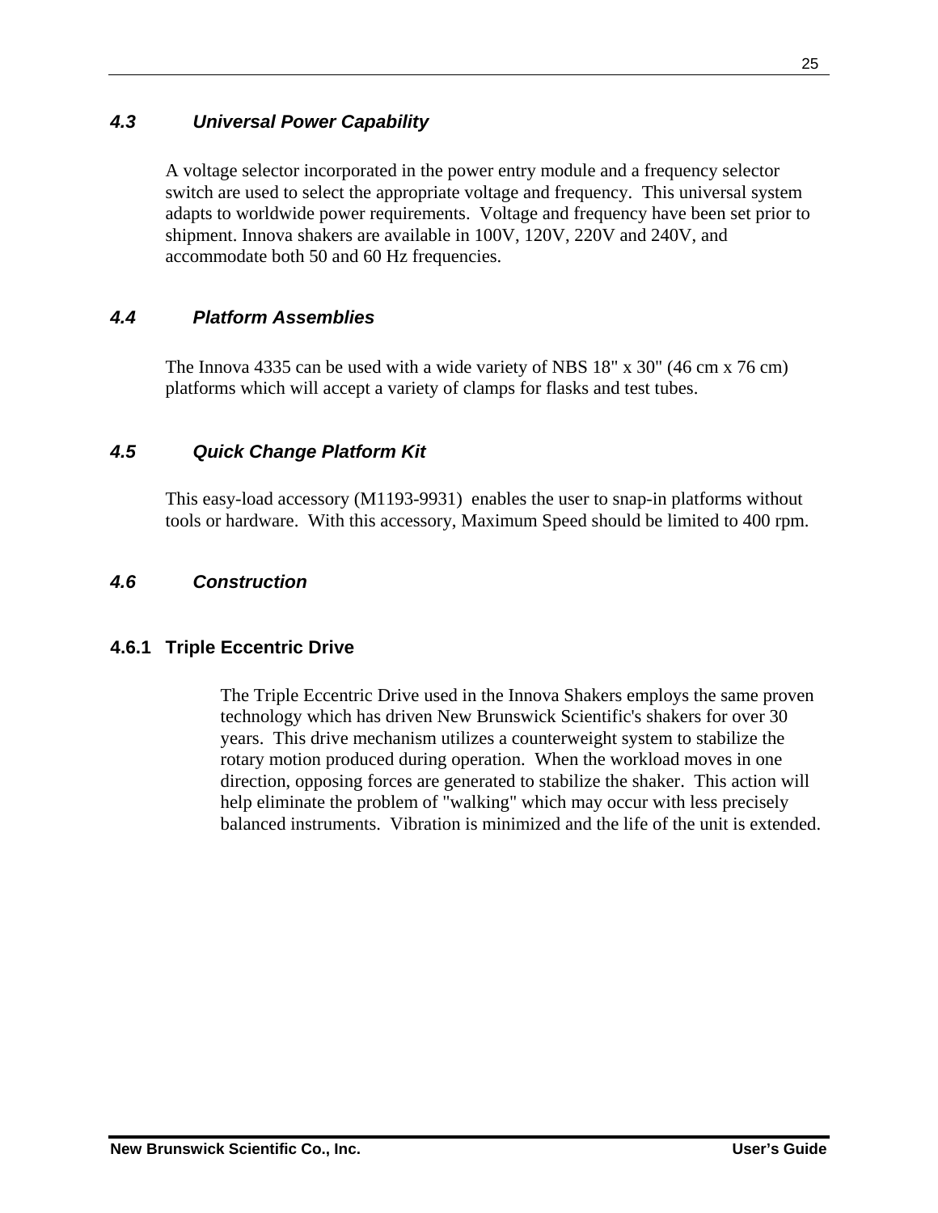## *4.3 Universal Power Capability*

A voltage selector incorporated in the power entry module and a frequency selector switch are used to select the appropriate voltage and frequency. This universal system adapts to worldwide power requirements. Voltage and frequency have been set prior to shipment. Innova shakers are available in 100V, 120V, 220V and 240V, and accommodate both 50 and 60 Hz frequencies.

## *4.4 Platform Assemblies*

The Innova 4335 can be used with a wide variety of NBS 18" x 30" (46 cm x 76 cm) platforms which will accept a variety of clamps for flasks and test tubes.

## *4.5 Quick Change Platform Kit*

This easy-load accessory (M1193-9931) enables the user to snap-in platforms without tools or hardware. With this accessory, Maximum Speed should be limited to 400 rpm.

## *4.6 Construction*

### 4.6.1 Triple Eccentric Drive

The Triple Eccentric Drive used in the Innova Shakers employs the same proven technology which has driven New Brunswick Scientific's shakers for over 30 years. This drive mechanism utilizes a counterweight system to stabilize the rotary motion produced during operation. When the workload moves in one direction, opposing forces are generated to stabilize the shaker. This action will help eliminate the problem of "walking" which may occur with less precisely balanced instruments. Vibration is minimized and the life of the unit is extended.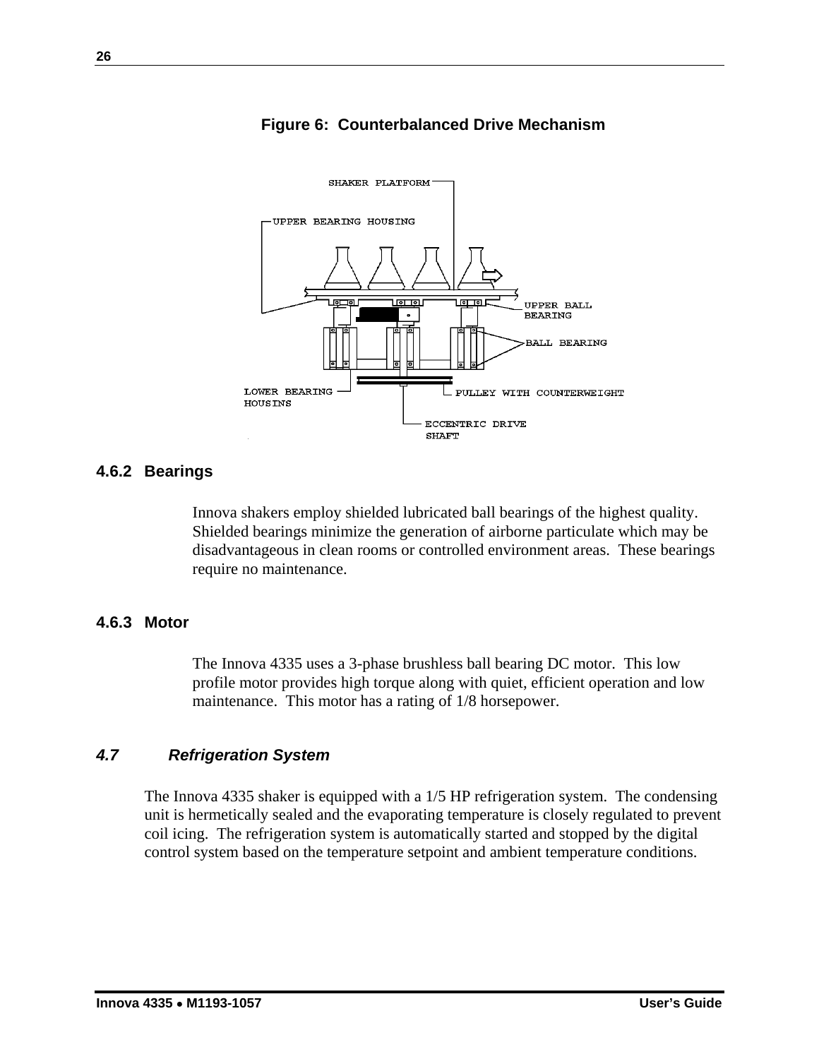**Figure 6: Counterbalanced Drive Mechanism**

SHAKER PLATFORM

UPPER BEARING HOUSING

UPPER BALL BEARING

BALL BEARING

LOWER BEARING HOUSINS

PULLEY WITH COUNTERWEIGHT

ECCENTRIC DRIVE SHAFT

### 4.6.2 Bearings

Innova shakers employ shielded lubricated ball bearings of the highest quality. Shielded bearings minimize the generation of airborne particulate which may be disadvantageous in clean rooms or controlled environment areas. These bearings require no maintenance.

### 4.6.3 Motor

The Innova 4335 uses a 3-phase brushless ball bearing DC motor. This low profile motor provides high torque along with quiet, efficient operation and low maintenance. This motor has a rating of 1/8 horsepower.

## *4.7 Refrigeration System*

The Innova 4335 shaker is equipped with a 1/5 HP refrigeration system. The condensing unit is hermetically sealed and the evaporating temperature is closely regulated to prevent coil icing. The refrigeration system is automatically started and stopped by the digital control system based on the temperature setpoint and ambient temperature conditions.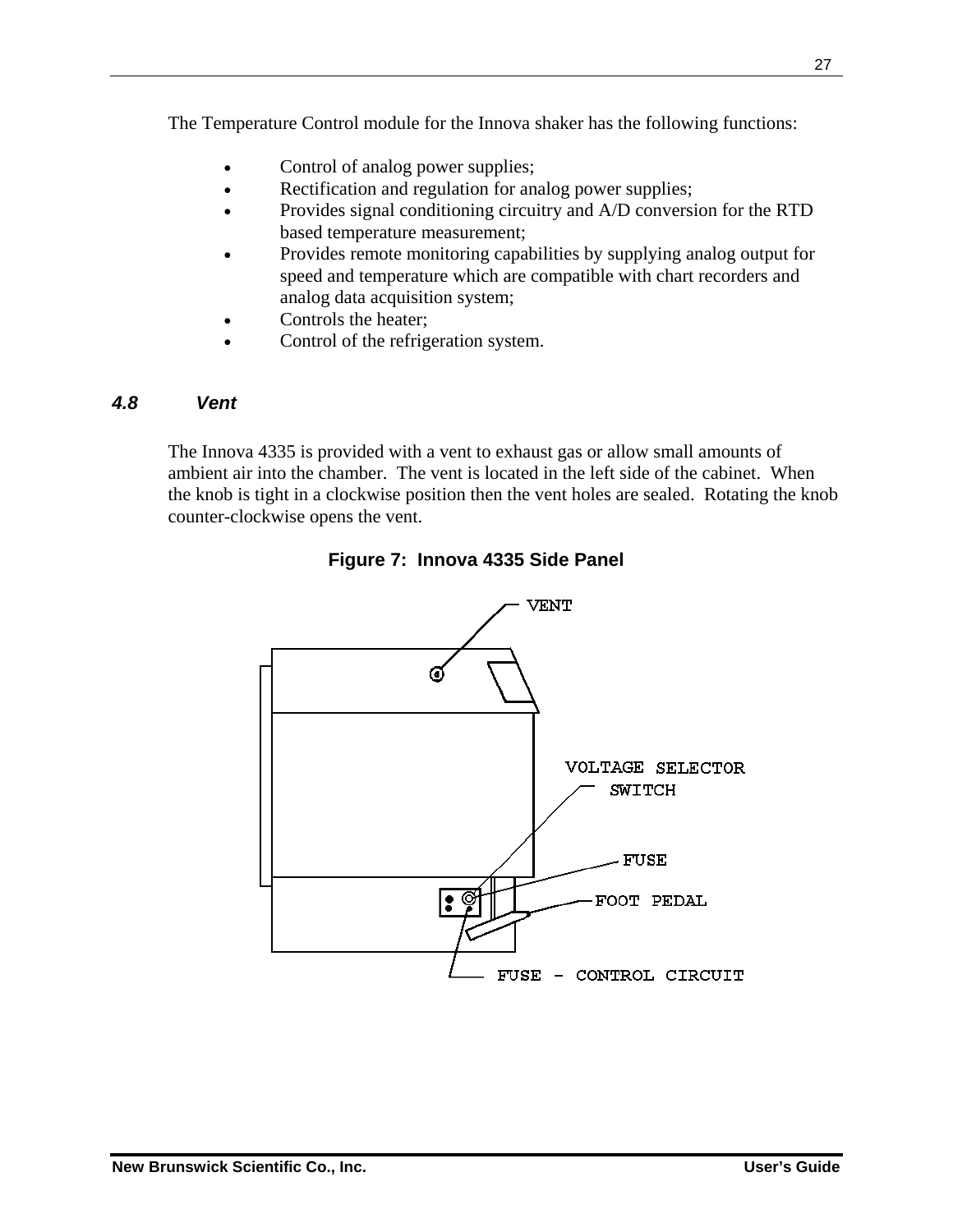The Temperature Control module for the Innova shaker has the following functions:

- Control of analog power supplies;
- Rectification and regulation for analog power supplies;
- Provides signal conditioning circuitry and A/D conversion for the RTD based temperature measurement;
- Provides remote monitoring capabilities by supplying analog output for speed and temperature which are compatible with chart recorders and analog data acquisition system;
- Controls the heater;
- Control of the refrigeration system.

### *4.8 Vent*

The Innova 4335 is provided with a vent to exhaust gas or allow small amounts of ambient air into the chamber. The vent is located in the left side of the cabinet. When the knob is tight in a clockwise position then the vent holes are sealed. Rotating the knob counter-clockwise opens the vent.

**Figure 7: Innova 4335 Side Panel**

VENT

VOLTAGE SELECTOR SWITCH

FUSE

FOOT PEDAL

FUSE - CONTROL CIRCUIT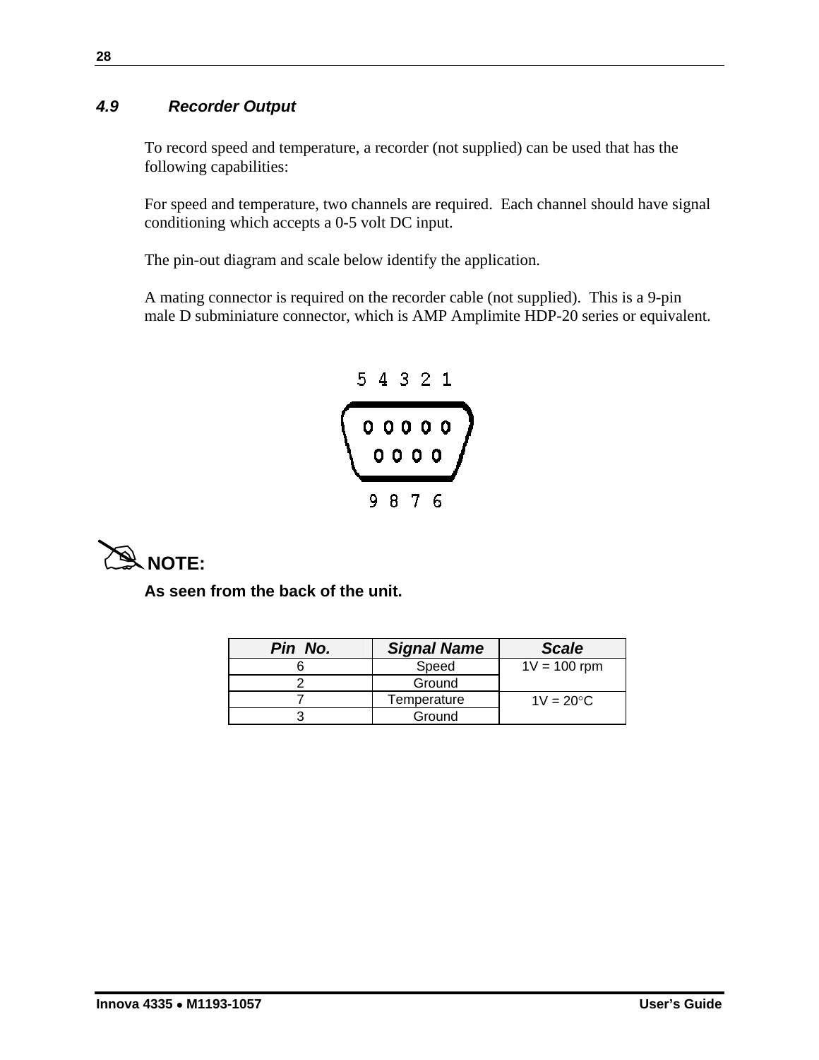### 4.9 Recorder Output

To record speed and temperature, a recorder (not supplied) can be used that has the following capabilities:

For speed and temperature, two channels are required. Each channel should have signal conditioning which accepts a 0-5 volt DC input.

The pin-out diagram and scale below identify the application.

A mating connector is required on the recorder cable (not supplied). This is a 9-pin male D subminiature connector, which is AMP Amplimite HDP-20 series or equivalent.

5 4 3 2 1

9 8 7 6

**NOTE:**

**As seen from the back of the unit.**

| *Pin No.* | *Signal Name* | *Scale* |
|---|---|---|
| 6 | Speed | 1V = 100 rpm |
| 2 | Ground | |
| 7 | Temperature | 1V = 20°C |
| 3 | Ground | |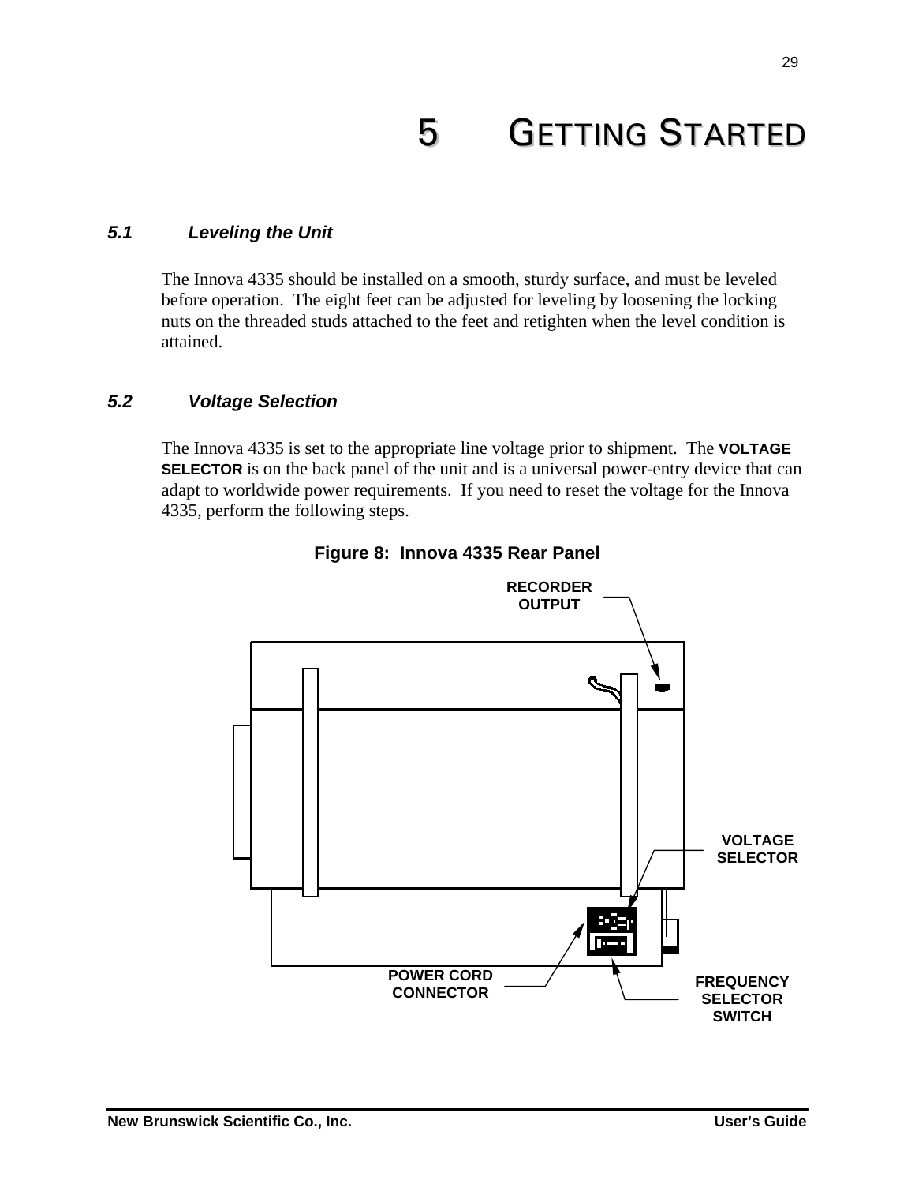# 5 GETTING STARTED

### *5.1 Leveling the Unit*

The Innova 4335 should be installed on a smooth, sturdy surface, and must be leveled before operation. The eight feet can be adjusted for leveling by loosening the locking nuts on the threaded studs attached to the feet and retighten when the level condition is attained.

### *5.2 Voltage Selection*

The Innova 4335 is set to the appropriate line voltage prior to shipment. The **VOLTAGE SELECTOR** is on the back panel of the unit and is a universal power-entry device that can adapt to worldwide power requirements. If you need to reset the voltage for the Innova 4335, perform the following steps.

**Figure 8: Innova 4335 Rear Panel**

RECORDER OUTPUT

VOLTAGE SELECTOR

POWER CORD CONNECTOR

FREQUENCY SELECTOR SWITCH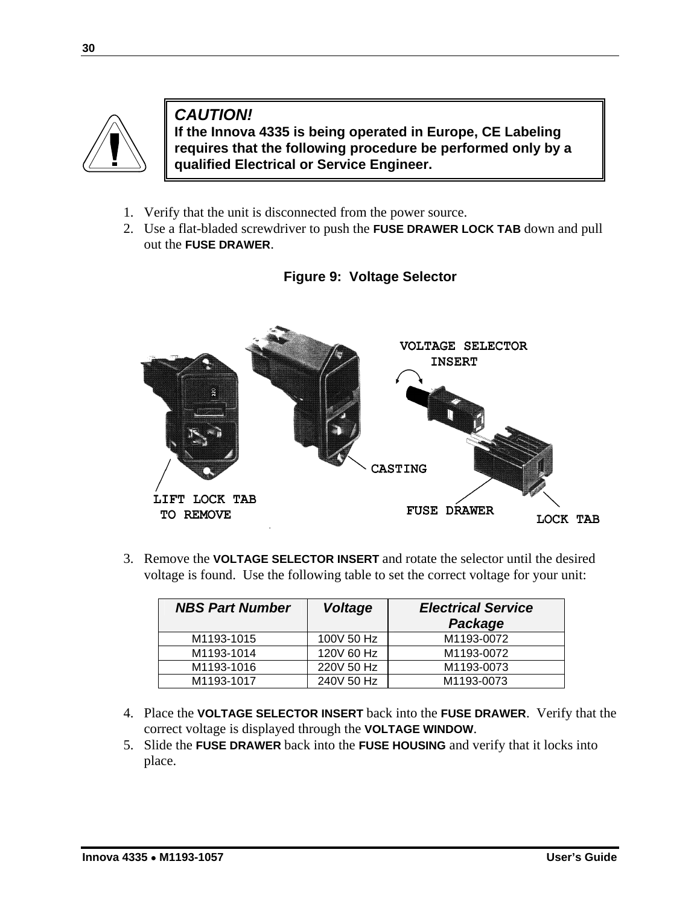> **CAUTION!**
> **If the Innova 4335 is being operated in Europe, CE Labeling requires that the following procedure be performed only by a qualified Electrical or Service Engineer.**

1. Verify that the unit is disconnected from the power source.
2. Use a flat-bladed screwdriver to push the **FUSE DRAWER LOCK TAB** down and pull out the **FUSE DRAWER**.

**Figure 9: Voltage Selector**

3. Remove the **VOLTAGE SELECTOR INSERT** and rotate the selector until the desired voltage is found. Use the following table to set the correct voltage for your unit:

| *NBS Part Number* | *Voltage* | *Electrical Service Package* |
|---|---|---|
| M1193-1015 | 100V 50 Hz | M1193-0072 |
| M1193-1014 | 120V 60 Hz | M1193-0072 |
| M1193-1016 | 220V 50 Hz | M1193-0073 |
| M1193-1017 | 240V 50 Hz | M1193-0073 |

4. Place the **VOLTAGE SELECTOR INSERT** back into the **FUSE DRAWER**. Verify that the correct voltage is displayed through the **VOLTAGE WINDOW**.
5. Slide the **FUSE DRAWER** back into the **FUSE HOUSING** and verify that it locks into place.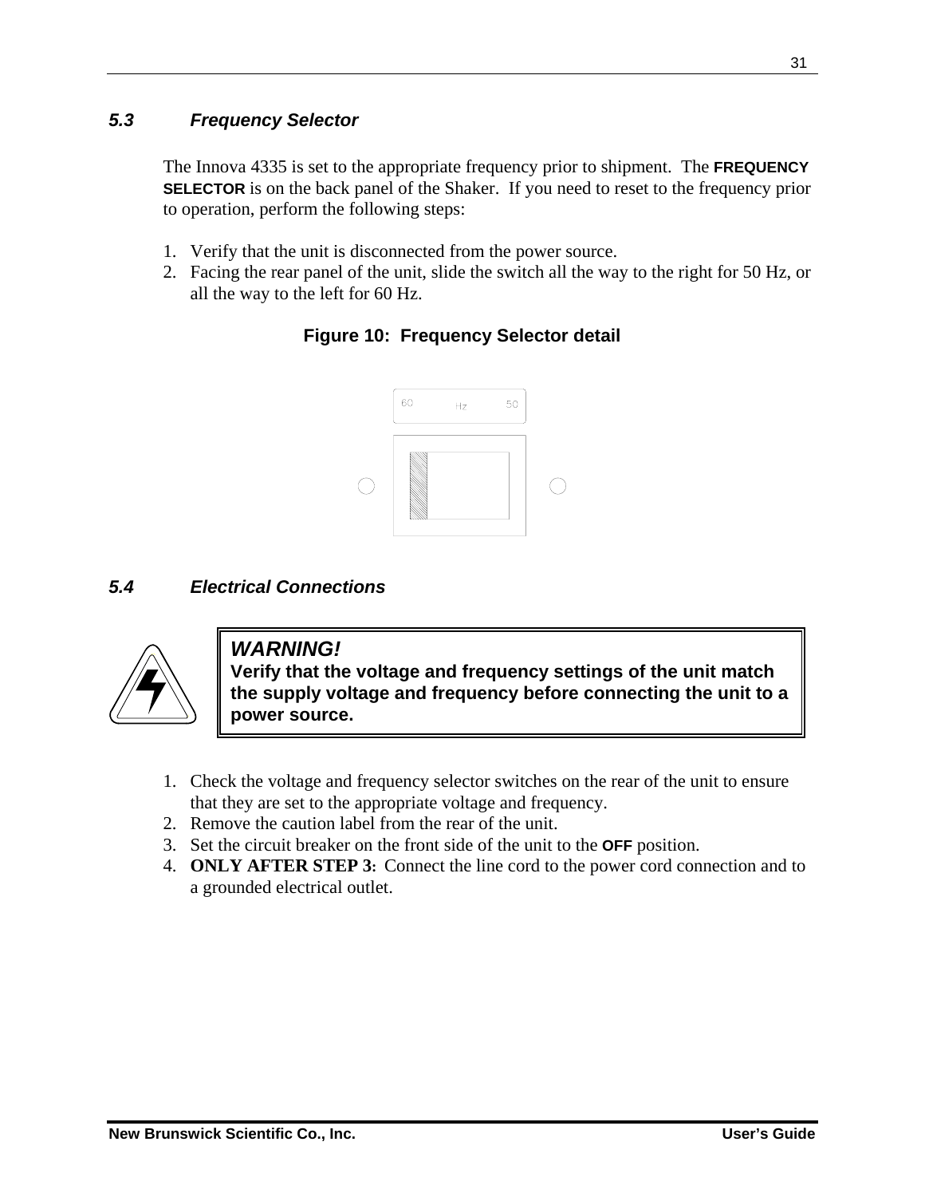### 5.3 Frequency Selector

The Innova 4335 is set to the appropriate frequency prior to shipment. The **FREQUENCY SELECTOR** is on the back panel of the Shaker. If you need to reset to the frequency prior to operation, perform the following steps:

1. Verify that the unit is disconnected from the power source.
2. Facing the rear panel of the unit, slide the switch all the way to the right for 50 Hz, or all the way to the left for 60 Hz.

**Figure 10: Frequency Selector detail**

### 5.4 Electrical Connections

> ***WARNING!***
> **Verify that the voltage and frequency settings of the unit match the supply voltage and frequency before connecting the unit to a power source.**

1. Check the voltage and frequency selector switches on the rear of the unit to ensure that they are set to the appropriate voltage and frequency.
2. Remove the caution label from the rear of the unit.
3. Set the circuit breaker on the front side of the unit to the **OFF** position.
4. **ONLY AFTER STEP 3:** Connect the line cord to the power cord connection and to a grounded electrical outlet.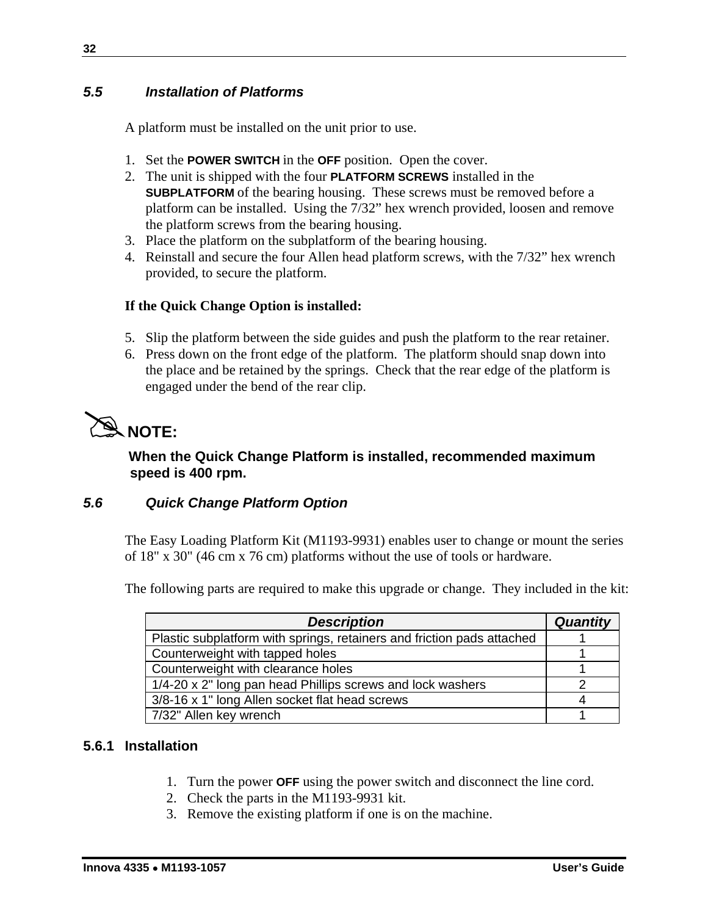## 5.5 Installation of Platforms

A platform must be installed on the unit prior to use.

1. Set the **POWER SWITCH** in the **OFF** position. Open the cover.
2. The unit is shipped with the four **PLATFORM SCREWS** installed in the **SUBPLATFORM** of the bearing housing. These screws must be removed before a platform can be installed. Using the 7/32" hex wrench provided, loosen and remove the platform screws from the bearing housing.
3. Place the platform on the subplatform of the bearing housing.
4. Reinstall and secure the four Allen head platform screws, with the 7/32" hex wrench provided, to secure the platform.

**If the Quick Change Option is installed:**

5. Slip the platform between the side guides and push the platform to the rear retainer.
6. Press down on the front edge of the platform. The platform should snap down into the place and be retained by the springs. Check that the rear edge of the platform is engaged under the bend of the rear clip.

**NOTE:**

**When the Quick Change Platform is installed, recommended maximum speed is 400 rpm.**

## 5.6 Quick Change Platform Option

The Easy Loading Platform Kit (M1193-9931) enables user to change or mount the series of 18" x 30" (46 cm x 76 cm) platforms without the use of tools or hardware.

The following parts are required to make this upgrade or change. They included in the kit:

| *Description* | *Quantity* |
|---|---|
| Plastic subplatform with springs, retainers and friction pads attached | 1 |
| Counterweight with tapped holes | 1 |
| Counterweight with clearance holes | 1 |
| 1/4-20 x 2" long pan head Phillips screws and lock washers | 2 |
| 3/8-16 x 1" long Allen socket flat head screws | 4 |
| 7/32" Allen key wrench | 1 |

### 5.6.1 Installation

1. Turn the power **OFF** using the power switch and disconnect the line cord.
2. Check the parts in the M1193-9931 kit.
3. Remove the existing platform if one is on the machine.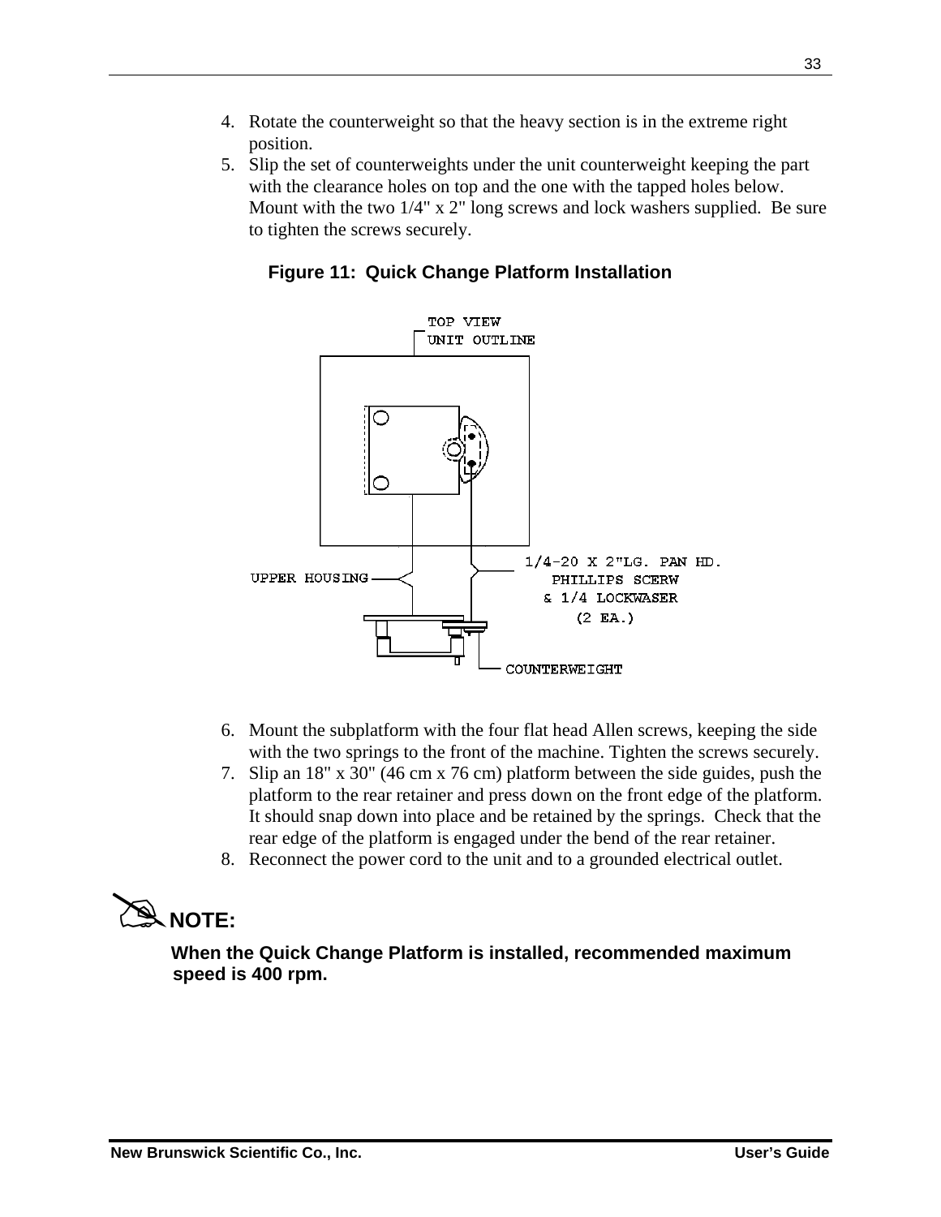4. Rotate the counterweight so that the heavy section is in the extreme right position.
5. Slip the set of counterweights under the unit counterweight keeping the part with the clearance holes on top and the one with the tapped holes below. Mount with the two 1/4" x 2" long screws and lock washers supplied. Be sure to tighten the screws securely.

**Figure 11: Quick Change Platform Installation**

TOP VIEW
UNIT OUTLINE

UPPER HOUSING

1/4-20 X 2"LG. PAN HD.
PHILLIPS SCERW
& 1/4 LOCKWASER
(2 EA.)

COUNTERWEIGHT

6. Mount the subplatform with the four flat head Allen screws, keeping the side with the two springs to the front of the machine. Tighten the screws securely.
7. Slip an 18" x 30" (46 cm x 76 cm) platform between the side guides, push the platform to the rear retainer and press down on the front edge of the platform. It should snap down into place and be retained by the springs. Check that the rear edge of the platform is engaged under the bend of the rear retainer.
8. Reconnect the power cord to the unit and to a grounded electrical outlet.

**NOTE:**

**When the Quick Change Platform is installed, recommended maximum speed is 400 rpm.**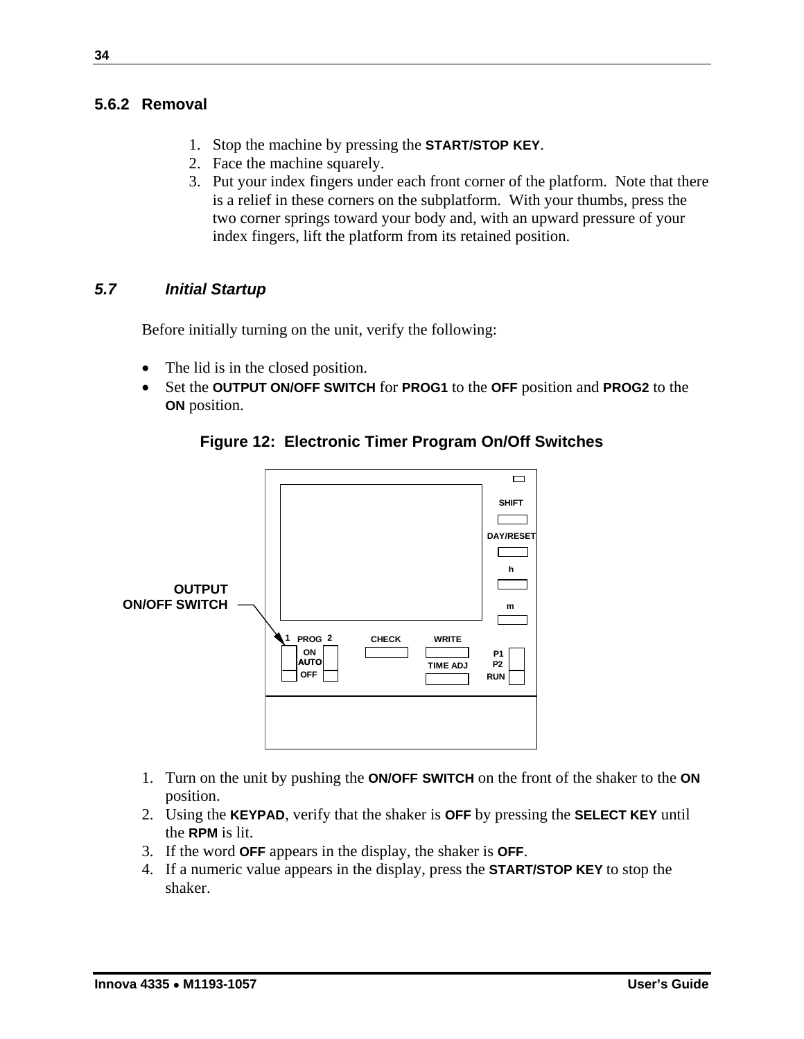### 5.6.2 Removal

1. Stop the machine by pressing the **START/STOP KEY**.
2. Face the machine squarely.
3. Put your index fingers under each front corner of the platform. Note that there is a relief in these corners on the subplatform. With your thumbs, press the two corner springs toward your body and, with an upward pressure of your index fingers, lift the platform from its retained position.

## *5.7 Initial Startup*

Before initially turning on the unit, verify the following:

- The lid is in the closed position.
- Set the **OUTPUT ON/OFF SWITCH** for **PROG1** to the **OFF** position and **PROG2** to the **ON** position.

**Figure 12: Electronic Timer Program On/Off Switches**

OUTPUT ON/OFF SWITCH

SHIFT

DAY/RESET

h

m

1 PROG 2

ON

AUTO

OFF

CHECK

WRITE

TIME ADJ

P1

P2

RUN

1. Turn on the unit by pushing the **ON/OFF SWITCH** on the front of the shaker to the **ON** position.
2. Using the **KEYPAD**, verify that the shaker is **OFF** by pressing the **SELECT KEY** until the **RPM** is lit.
3. If the word **OFF** appears in the display, the shaker is **OFF**.
4. If a numeric value appears in the display, press the **START/STOP KEY** to stop the shaker.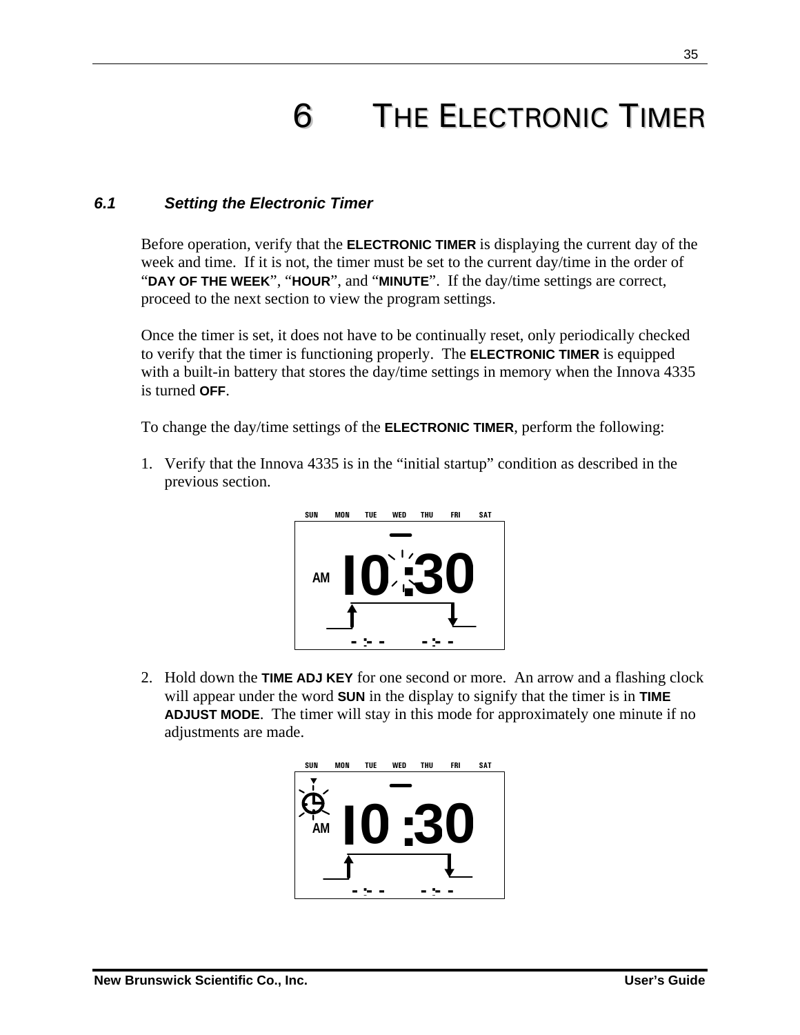# 6 THE ELECTRONIC TIMER

### 6.1 Setting the Electronic Timer

Before operation, verify that the **ELECTRONIC TIMER** is displaying the current day of the week and time. If it is not, the timer must be set to the current day/time in the order of "**DAY OF THE WEEK**", "**HOUR**", and "**MINUTE**". If the day/time settings are correct, proceed to the next section to view the program settings.

Once the timer is set, it does not have to be continually reset, only periodically checked to verify that the timer is functioning properly. The **ELECTRONIC TIMER** is equipped with a built-in battery that stores the day/time settings in memory when the Innova 4335 is turned **OFF**.

To change the day/time settings of the **ELECTRONIC TIMER**, perform the following:

1. Verify that the Innova 4335 is in the "initial startup" condition as described in the previous section.

2. Hold down the **TIME ADJ KEY** for one second or more. An arrow and a flashing clock will appear under the word **SUN** in the display to signify that the timer is in **TIME ADJUST MODE**. The timer will stay in this mode for approximately one minute if no adjustments are made.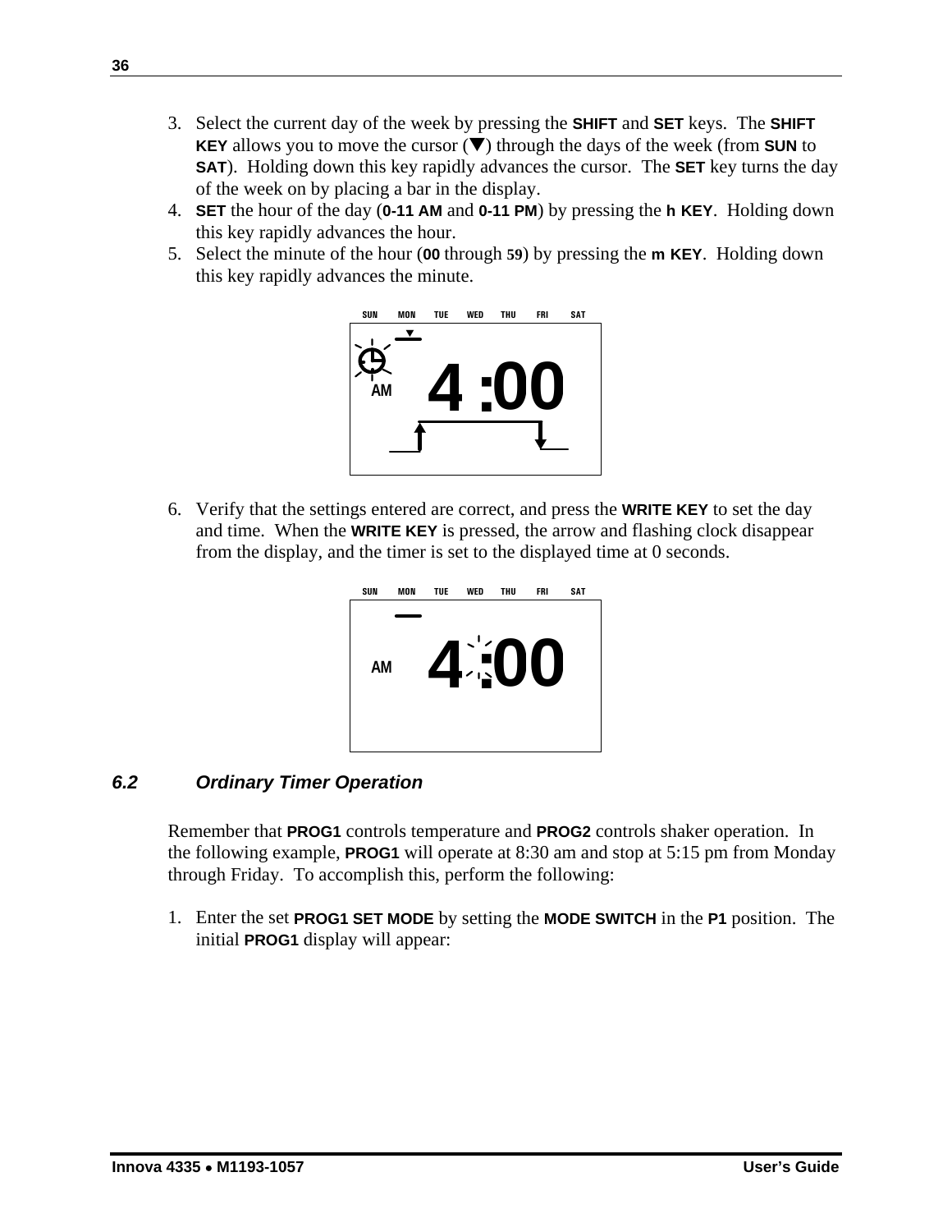3. Select the current day of the week by pressing the **SHIFT** and **SET** keys. The **SHIFT KEY** allows you to move the cursor (▼) through the days of the week (from **SUN** to **SAT**). Holding down this key rapidly advances the cursor. The **SET** key turns the day of the week on by placing a bar in the display.
4. **SET** the hour of the day (**0-11 AM** and **0-11 PM**) by pressing the **h KEY**. Holding down this key rapidly advances the hour.
5. Select the minute of the hour (**00** through **59**) by pressing the **m KEY**. Holding down this key rapidly advances the minute.

SUN MON TUE WED THU FRI SAT

AM 4 :00

6. Verify that the settings entered are correct, and press the **WRITE KEY** to set the day and time. When the **WRITE KEY** is pressed, the arrow and flashing clock disappear from the display, and the timer is set to the displayed time at 0 seconds.

SUN MON TUE WED THU FRI SAT

AM 4 :00

### *6.2 Ordinary Timer Operation*

Remember that **PROG1** controls temperature and **PROG2** controls shaker operation. In the following example, **PROG1** will operate at 8:30 am and stop at 5:15 pm from Monday through Friday. To accomplish this, perform the following:

1. Enter the set **PROG1 SET MODE** by setting the **MODE SWITCH** in the **P1** position. The initial **PROG1** display will appear: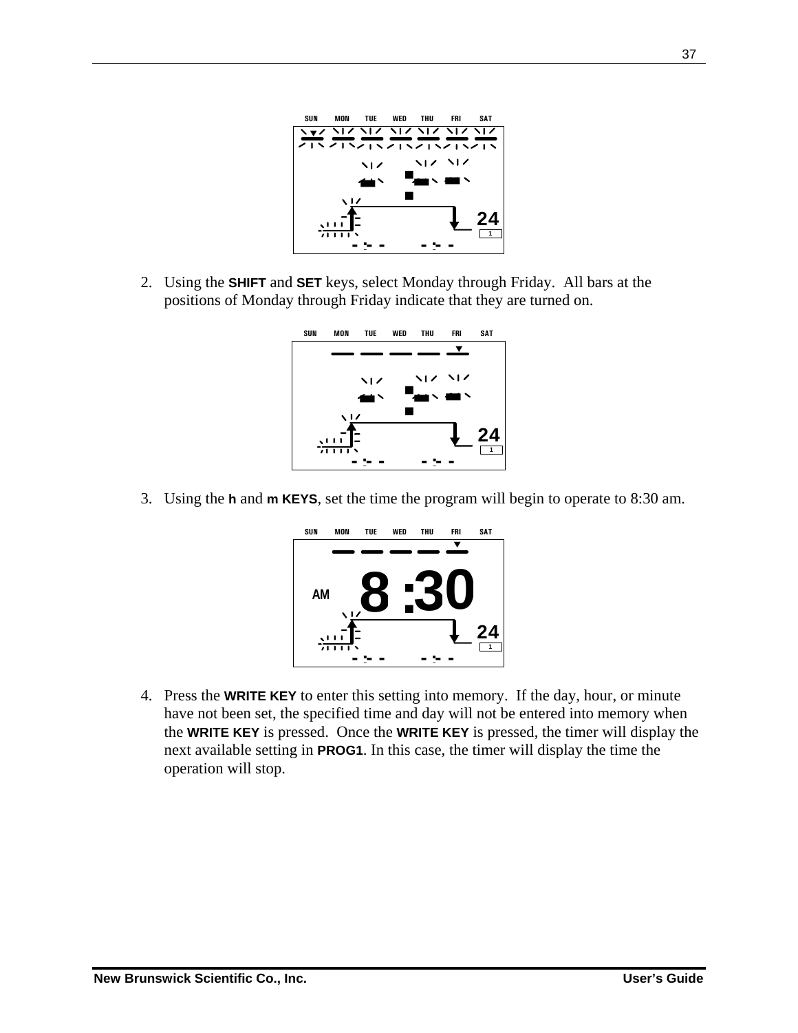2. Using the **SHIFT** and **SET** keys, select Monday through Friday. All bars at the positions of Monday through Friday indicate that they are turned on.

3. Using the **h** and **m KEYS**, set the time the program will begin to operate to 8:30 am.

4. Press the **WRITE KEY** to enter this setting into memory. If the day, hour, or minute have not been set, the specified time and day will not be entered into memory when the **WRITE KEY** is pressed. Once the **WRITE KEY** is pressed, the timer will display the next available setting in **PROG1**. In this case, the timer will display the time the operation will stop.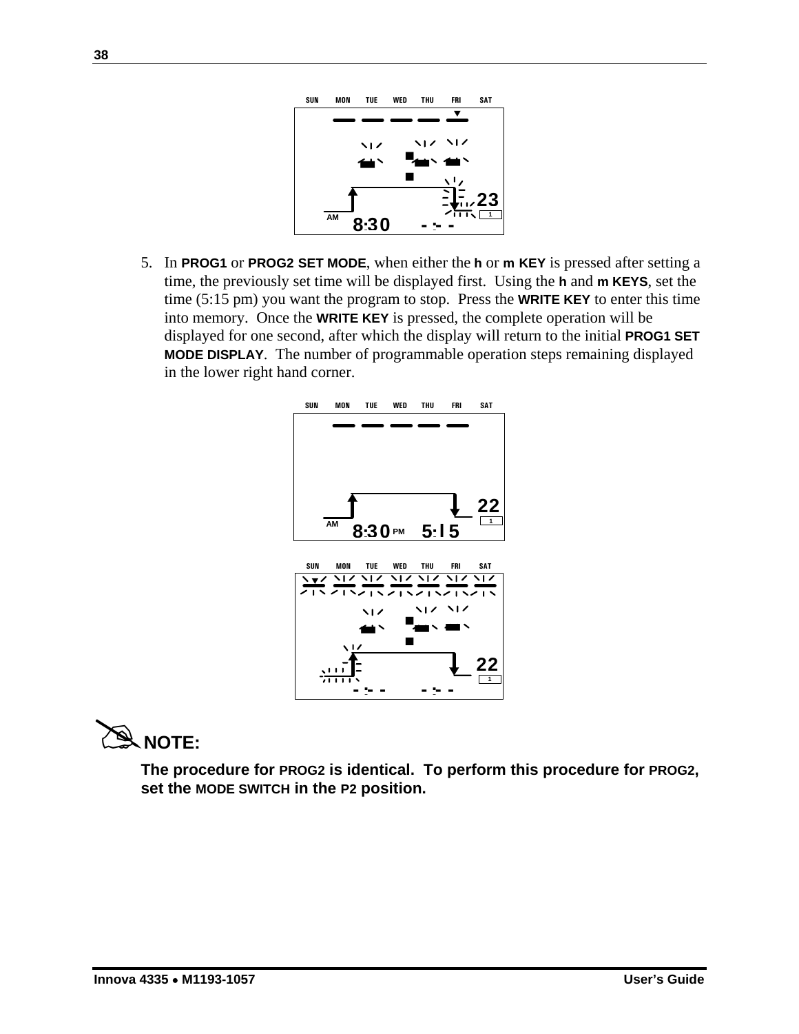5. In **PROG1** or **PROG2 SET MODE**, when either the **h** or **m KEY** is pressed after setting a time, the previously set time will be displayed first. Using the **h** and **m KEYS**, set the time (5:15 pm) you want the program to stop. Press the **WRITE KEY** to enter this time into memory. Once the **WRITE KEY** is pressed, the complete operation will be displayed for one second, after which the display will return to the initial **PROG1 SET MODE DISPLAY**. The number of programmable operation steps remaining displayed in the lower right hand corner.

**NOTE:**

**The procedure for PROG2 is identical. To perform this procedure for PROG2, set the MODE SWITCH in the P2 position.**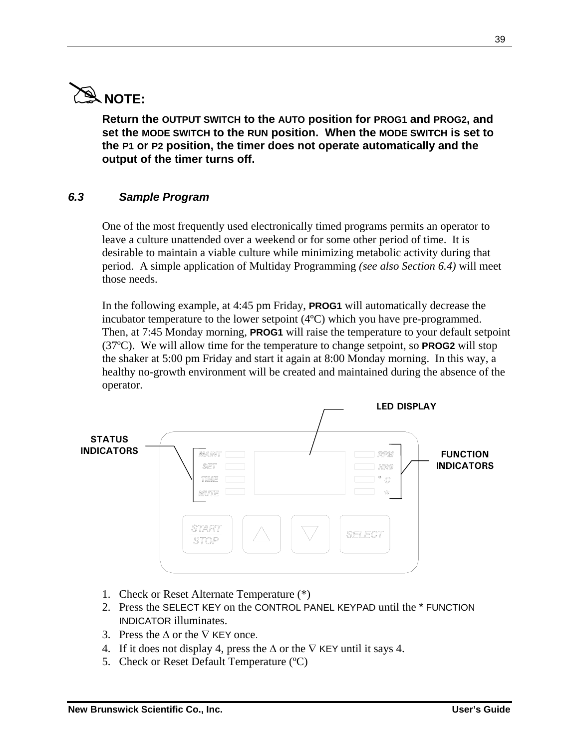**NOTE:**

**Return the OUTPUT SWITCH to the AUTO position for PROG1 and PROG2, and set the MODE SWITCH to the RUN position. When the MODE SWITCH is set to the P1 or P2 position, the timer does not operate automatically and the output of the timer turns off.**

### *6.3 Sample Program*

One of the most frequently used electronically timed programs permits an operator to leave a culture unattended over a weekend or for some other period of time. It is desirable to maintain a viable culture while minimizing metabolic activity during that period. A simple application of Multiday Programming *(see also Section 6.4)* will meet those needs.

In the following example, at 4:45 pm Friday, **PROG1** will automatically decrease the incubator temperature to the lower setpoint (4ºC) which you have pre-programmed. Then, at 7:45 Monday morning, **PROG1** will raise the temperature to your default setpoint (37ºC). We will allow time for the temperature to change setpoint, so **PROG2** will stop the shaker at 5:00 pm Friday and start it again at 8:00 Monday morning. In this way, a healthy no-growth environment will be created and maintained during the absence of the operator.

LED DISPLAY

STATUS INDICATORS

FUNCTION INDICATORS

MAINT SET TIME MUTE

RPM HRS °C *

START/STOP △ ▽ SELECT

1. Check or Reset Alternate Temperature (*)
2. Press the SELECT KEY on the CONTROL PANEL KEYPAD until the * FUNCTION INDICATOR illuminates.
3. Press the ∆ or the ∇ KEY once.
4. If it does not display 4, press the ∆ or the ∇ KEY until it says 4.
5. Check or Reset Default Temperature (ºC)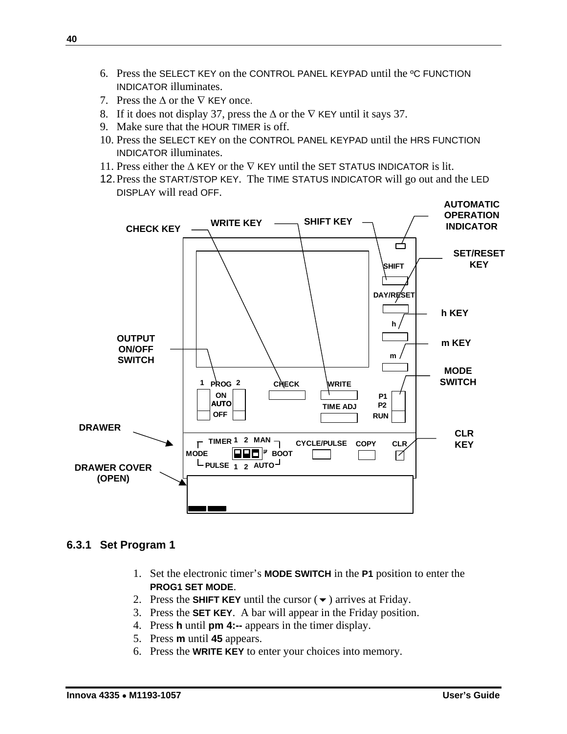6. Press the SELECT KEY on the CONTROL PANEL KEYPAD until the ºC FUNCTION INDICATOR illuminates.
7. Press the ∆ or the ∇ KEY once.
8. If it does not display 37, press the ∆ or the ∇ KEY until it says 37.
9. Make sure that the HOUR TIMER is off.
10. Press the SELECT KEY on the CONTROL PANEL KEYPAD until the HRS FUNCTION INDICATOR illuminates.
11. Press either the ∆ KEY or the ∇ KEY until the SET STATUS INDICATOR is lit.
12. Press the START/STOP KEY. The TIME STATUS INDICATOR will go out and the LED DISPLAY will read OFF.

### 6.3.1 Set Program 1

1. Set the electronic timer's **MODE SWITCH** in the **P1** position to enter the **PROG1 SET MODE**.
2. Press the **SHIFT KEY** until the cursor (▼) arrives at Friday.
3. Press the **SET KEY**. A bar will appear in the Friday position.
4. Press **h** until **pm 4:--** appears in the timer display.
5. Press **m** until **45** appears.
6. Press the **WRITE KEY** to enter your choices into memory.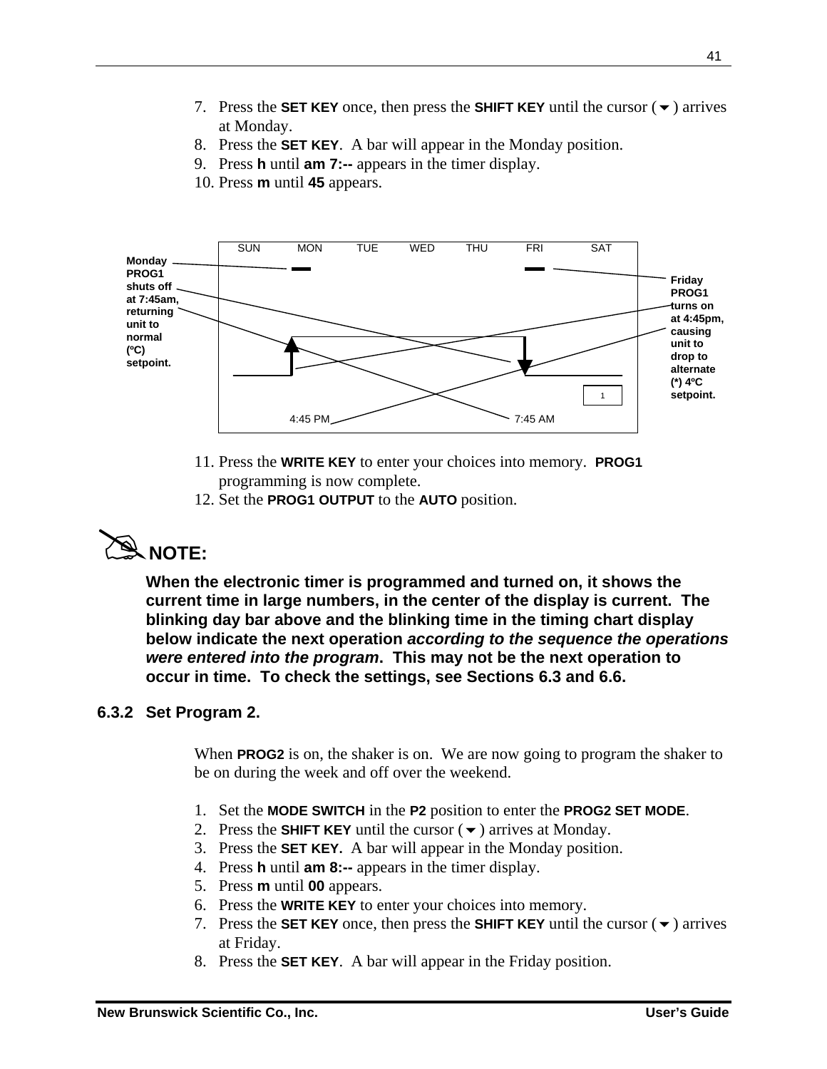7. Press the **SET KEY** once, then press the **SHIFT KEY** until the cursor (▼) arrives at Monday.
8. Press the **SET KEY**. A bar will appear in the Monday position.
9. Press **h** until **am 7:--** appears in the timer display.
10. Press **m** until **45** appears.

**Monday PROG1 shuts off at 7:45am, returning unit to normal (ºC) setpoint.**

SUN MON TUE WED THU FRI SAT

4:45 PM 7:45 AM

**Friday PROG1 turns on at 4:45pm, causing unit to drop to alternate (*) 4ºC setpoint.**

11. Press the **WRITE KEY** to enter your choices into memory. **PROG1** programming is now complete.
12. Set the **PROG1 OUTPUT** to the **AUTO** position.

## NOTE:

**When the electronic timer is programmed and turned on, it shows the current time in large numbers, in the center of the display is current. The blinking day bar above and the blinking time in the timing chart display below indicate the next operation *according to the sequence the operations were entered into the program*. This may not be the next operation to occur in time. To check the settings, see Sections 6.3 and 6.6.**

### 6.3.2 Set Program 2.

When **PROG2** is on, the shaker is on. We are now going to program the shaker to be on during the week and off over the weekend.

1. Set the **MODE SWITCH** in the **P2** position to enter the **PROG2 SET MODE**.
2. Press the **SHIFT KEY** until the cursor (▼) arrives at Monday.
3. Press the **SET KEY.** A bar will appear in the Monday position.
4. Press **h** until **am 8:--** appears in the timer display.
5. Press **m** until **00** appears.
6. Press the **WRITE KEY** to enter your choices into memory.
7. Press the **SET KEY** once, then press the **SHIFT KEY** until the cursor (▼) arrives at Friday.
8. Press the **SET KEY**. A bar will appear in the Friday position.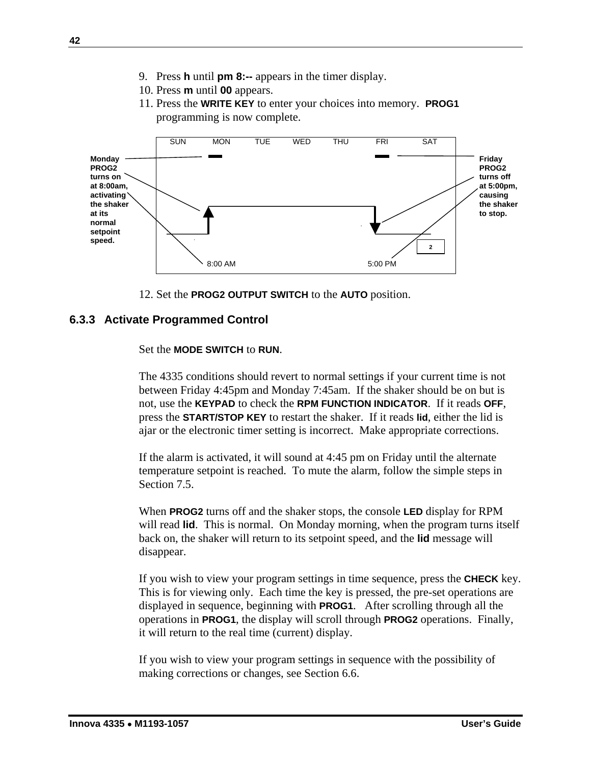9. Press **h** until **pm 8:--** appears in the timer display.
10. Press **m** until **00** appears.
11. Press the **WRITE KEY** to enter your choices into memory. **PROG1** programming is now complete.

SUN MON TUE WED THU FRI SAT

**Monday PROG2 turns on at 8:00am, activating the shaker at its normal setpoint speed.**

**Friday PROG2 turns off at 5:00pm, causing the shaker to stop.**

8:00 AM 5:00 PM

2

12. Set the **PROG2 OUTPUT SWITCH** to the **AUTO** position.

### 6.3.3 Activate Programmed Control

Set the **MODE SWITCH** to **RUN**.

The 4335 conditions should revert to normal settings if your current time is not between Friday 4:45pm and Monday 7:45am. If the shaker should be on but is not, use the **KEYPAD** to check the **RPM FUNCTION INDICATOR**. If it reads **OFF**, press the **START/STOP KEY** to restart the shaker. If it reads **lid**, either the lid is ajar or the electronic timer setting is incorrect. Make appropriate corrections.

If the alarm is activated, it will sound at 4:45 pm on Friday until the alternate temperature setpoint is reached. To mute the alarm, follow the simple steps in Section 7.5.

When **PROG2** turns off and the shaker stops, the console **LED** display for RPM will read **lid**. This is normal. On Monday morning, when the program turns itself back on, the shaker will return to its setpoint speed, and the **lid** message will disappear.

If you wish to view your program settings in time sequence, press the **CHECK** key. This is for viewing only. Each time the key is pressed, the pre-set operations are displayed in sequence, beginning with **PROG1**. After scrolling through all the operations in **PROG1**, the display will scroll through **PROG2** operations. Finally, it will return to the real time (current) display.

If you wish to view your program settings in sequence with the possibility of making corrections or changes, see Section 6.6.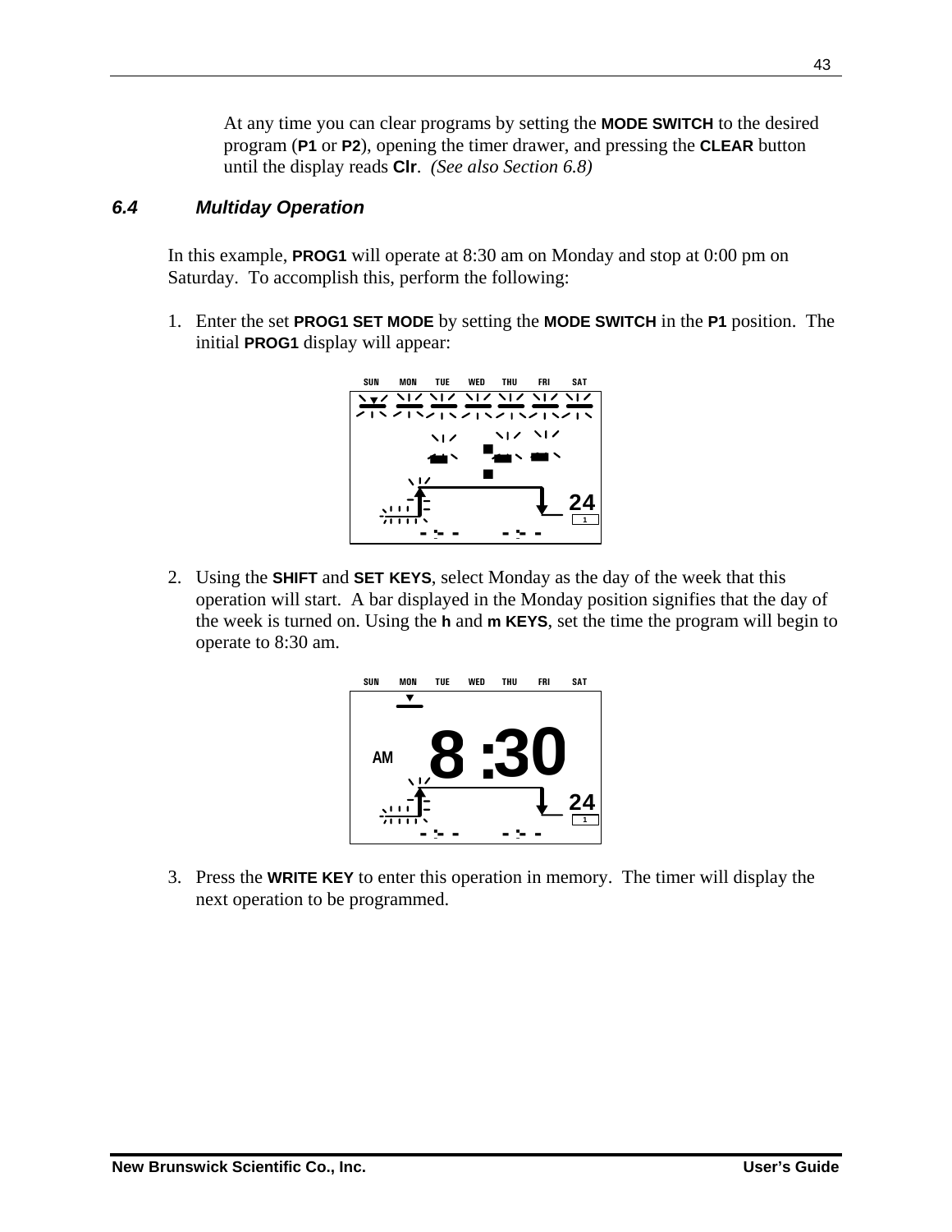At any time you can clear programs by setting the **MODE SWITCH** to the desired program (**P1** or **P2**), opening the timer drawer, and pressing the **CLEAR** button until the display reads **Clr**. *(See also Section 6.8)*

### *6.4 Multiday Operation*

In this example, **PROG1** will operate at 8:30 am on Monday and stop at 0:00 pm on Saturday. To accomplish this, perform the following:

1. Enter the set **PROG1 SET MODE** by setting the **MODE SWITCH** in the **P1** position. The initial **PROG1** display will appear:

2. Using the **SHIFT** and **SET KEYS**, select Monday as the day of the week that this operation will start. A bar displayed in the Monday position signifies that the day of the week is turned on. Using the **h** and **m KEYS**, set the time the program will begin to operate to 8:30 am.

3. Press the **WRITE KEY** to enter this operation in memory. The timer will display the next operation to be programmed.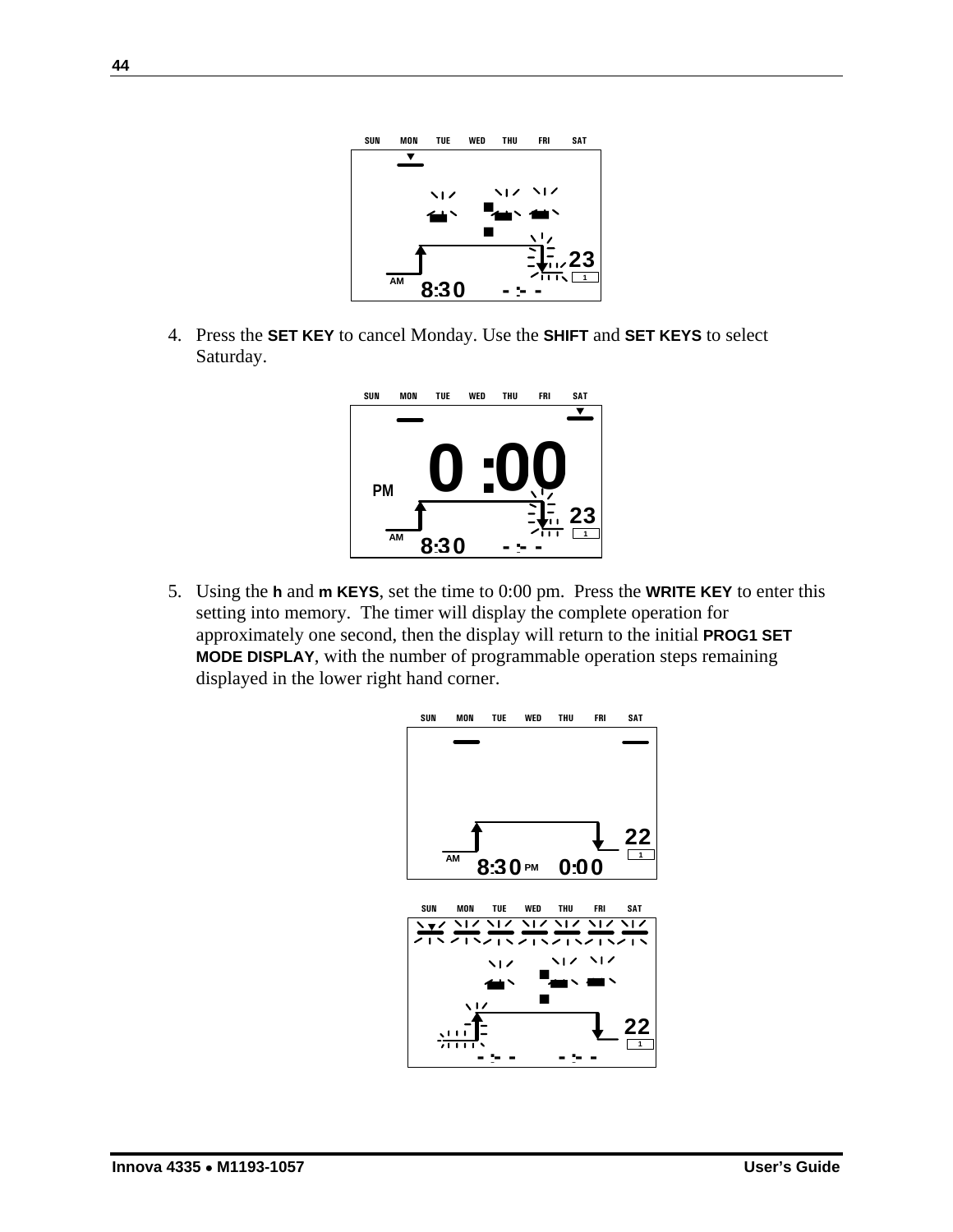4. Press the **SET KEY** to cancel Monday. Use the **SHIFT** and **SET KEYS** to select Saturday.

5. Using the **h** and **m KEYS**, set the time to 0:00 pm. Press the **WRITE KEY** to enter this setting into memory. The timer will display the complete operation for approximately one second, then the display will return to the initial **PROG1 SET MODE DISPLAY**, with the number of programmable operation steps remaining displayed in the lower right hand corner.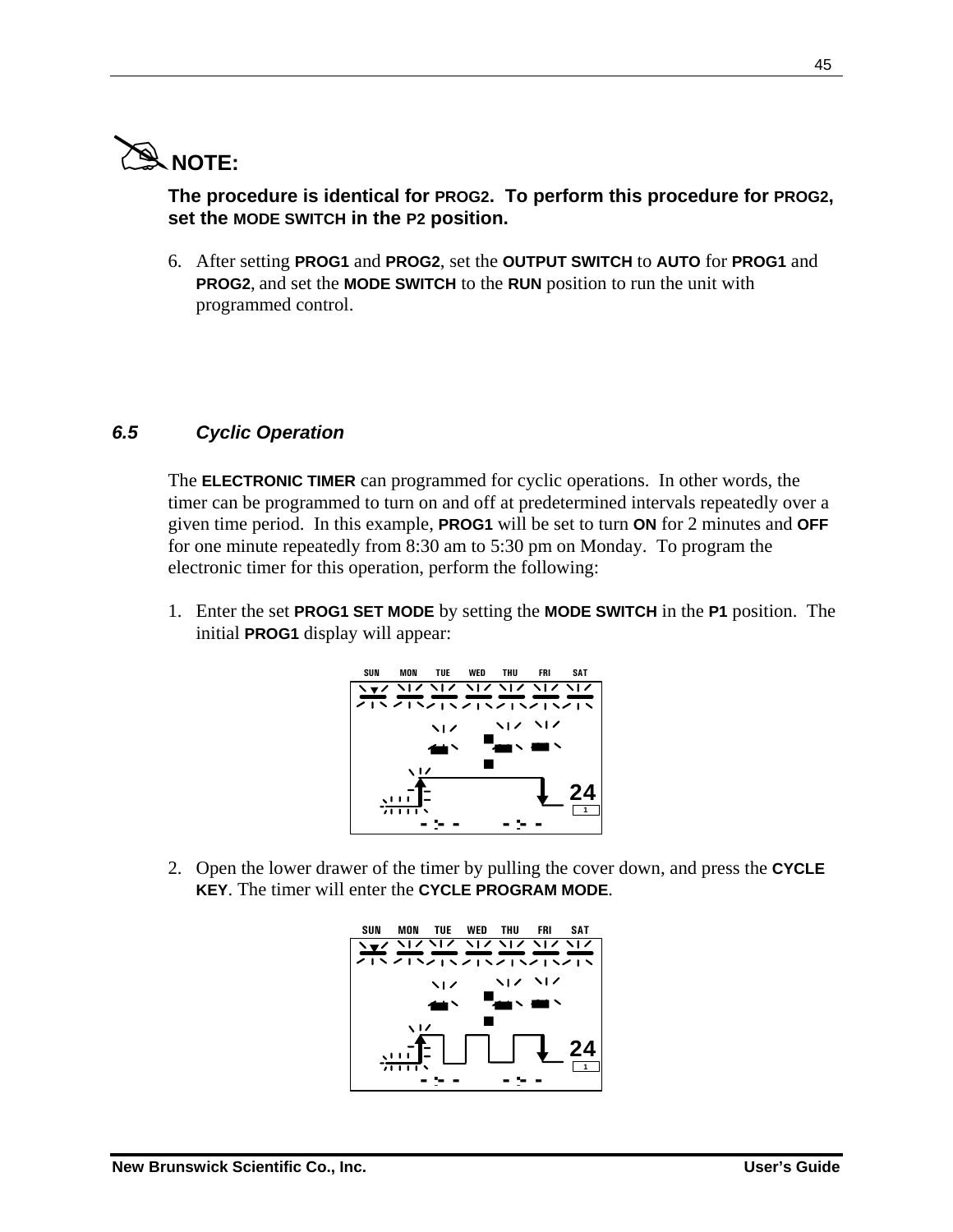**NOTE:**

**The procedure is identical for PROG2. To perform this procedure for PROG2, set the MODE SWITCH in the P2 position.**

6. After setting **PROG1** and **PROG2**, set the **OUTPUT SWITCH** to **AUTO** for **PROG1** and **PROG2**, and set the **MODE SWITCH** to the **RUN** position to run the unit with programmed control.

### *6.5 Cyclic Operation*

The **ELECTRONIC TIMER** can programmed for cyclic operations. In other words, the timer can be programmed to turn on and off at predetermined intervals repeatedly over a given time period. In this example, **PROG1** will be set to turn **ON** for 2 minutes and **OFF** for one minute repeatedly from 8:30 am to 5:30 pm on Monday. To program the electronic timer for this operation, perform the following:

1. Enter the set **PROG1 SET MODE** by setting the **MODE SWITCH** in the **P1** position. The initial **PROG1** display will appear:

2. Open the lower drawer of the timer by pulling the cover down, and press the **CYCLE KEY**. The timer will enter the **CYCLE PROGRAM MODE**.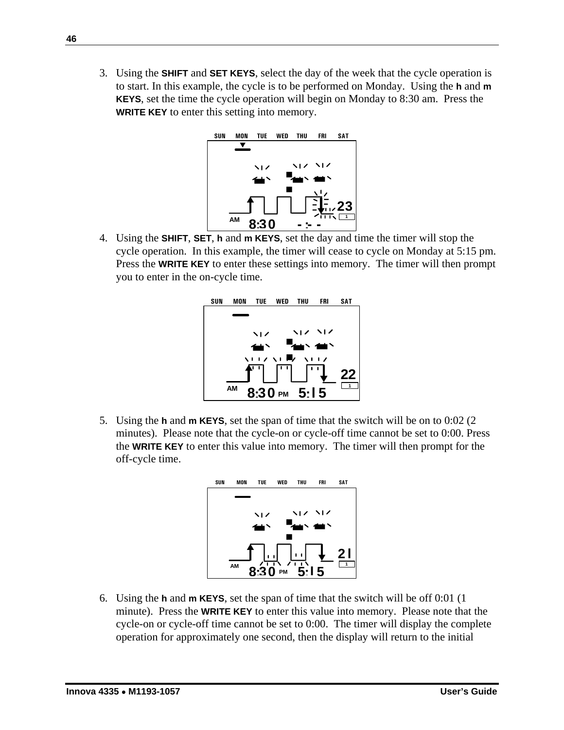3. Using the **SHIFT** and **SET KEYS**, select the day of the week that the cycle operation is to start. In this example, the cycle is to be performed on Monday. Using the **h** and **m KEYS**, set the time the cycle operation will begin on Monday to 8:30 am. Press the **WRITE KEY** to enter this setting into memory.

4. Using the **SHIFT**, **SET**, **h** and **m KEYS**, set the day and time the timer will stop the cycle operation. In this example, the timer will cease to cycle on Monday at 5:15 pm. Press the **WRITE KEY** to enter these settings into memory. The timer will then prompt you to enter in the on-cycle time.

5. Using the **h** and **m KEYS**, set the span of time that the switch will be on to 0:02 (2 minutes). Please note that the cycle-on or cycle-off time cannot be set to 0:00. Press the **WRITE KEY** to enter this value into memory. The timer will then prompt for the off-cycle time.

6. Using the **h** and **m KEYS**, set the span of time that the switch will be off 0:01 (1 minute). Press the **WRITE KEY** to enter this value into memory. Please note that the cycle-on or cycle-off time cannot be set to 0:00. The timer will display the complete operation for approximately one second, then the display will return to the initial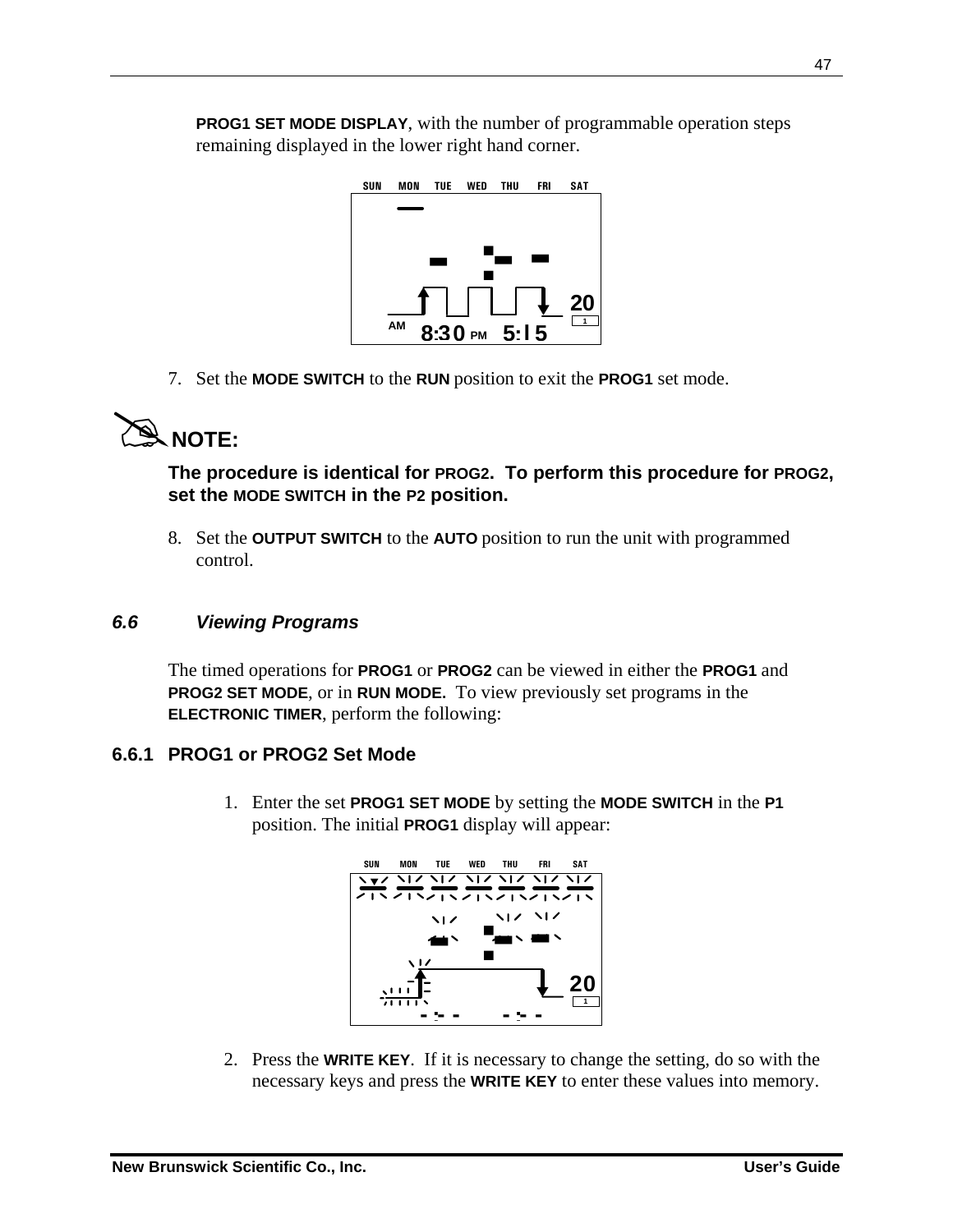**PROG1 SET MODE DISPLAY**, with the number of programmable operation steps remaining displayed in the lower right hand corner.

7. Set the **MODE SWITCH** to the **RUN** position to exit the **PROG1** set mode.

**NOTE:**

**The procedure is identical for PROG2. To perform this procedure for PROG2, set the MODE SWITCH in the P2 position.**

8. Set the **OUTPUT SWITCH** to the **AUTO** position to run the unit with programmed control.

### *6.6 Viewing Programs*

The timed operations for **PROG1** or **PROG2** can be viewed in either the **PROG1** and **PROG2 SET MODE**, or in **RUN MODE.** To view previously set programs in the **ELECTRONIC TIMER**, perform the following:

#### 6.6.1 PROG1 or PROG2 Set Mode

1. Enter the set **PROG1 SET MODE** by setting the **MODE SWITCH** in the **P1** position. The initial **PROG1** display will appear:

2. Press the **WRITE KEY**. If it is necessary to change the setting, do so with the necessary keys and press the **WRITE KEY** to enter these values into memory.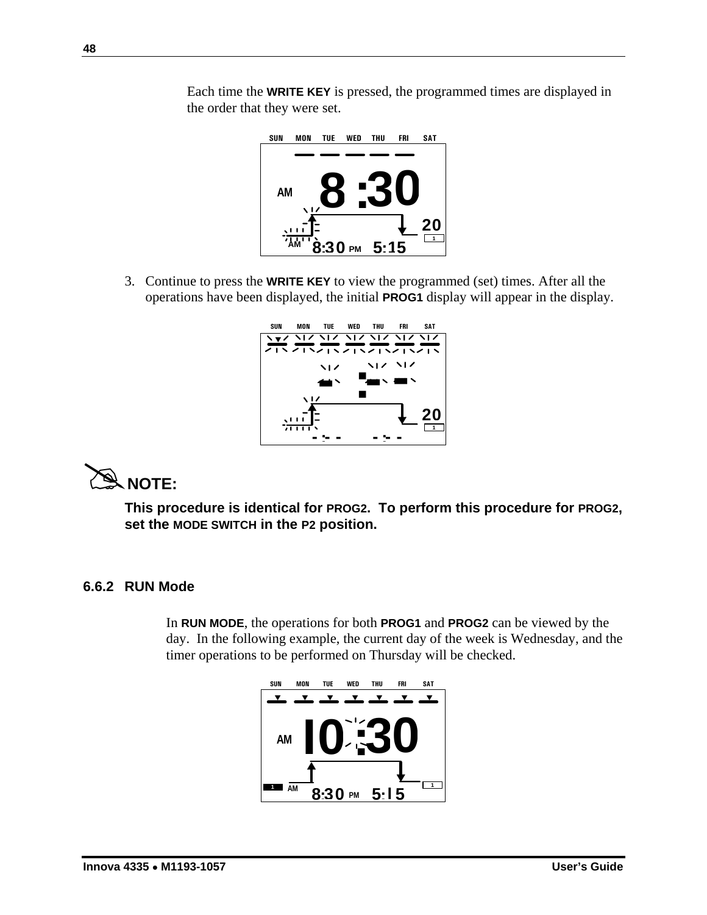Each time the **WRITE KEY** is pressed, the programmed times are displayed in the order that they were set.

3. Continue to press the **WRITE KEY** to view the programmed (set) times. After all the operations have been displayed, the initial **PROG1** display will appear in the display.

**NOTE:**

**This procedure is identical for PROG2. To perform this procedure for PROG2, set the MODE SWITCH in the P2 position.**

### 6.6.2 RUN Mode

In **RUN MODE**, the operations for both **PROG1** and **PROG2** can be viewed by the day. In the following example, the current day of the week is Wednesday, and the timer operations to be performed on Thursday will be checked.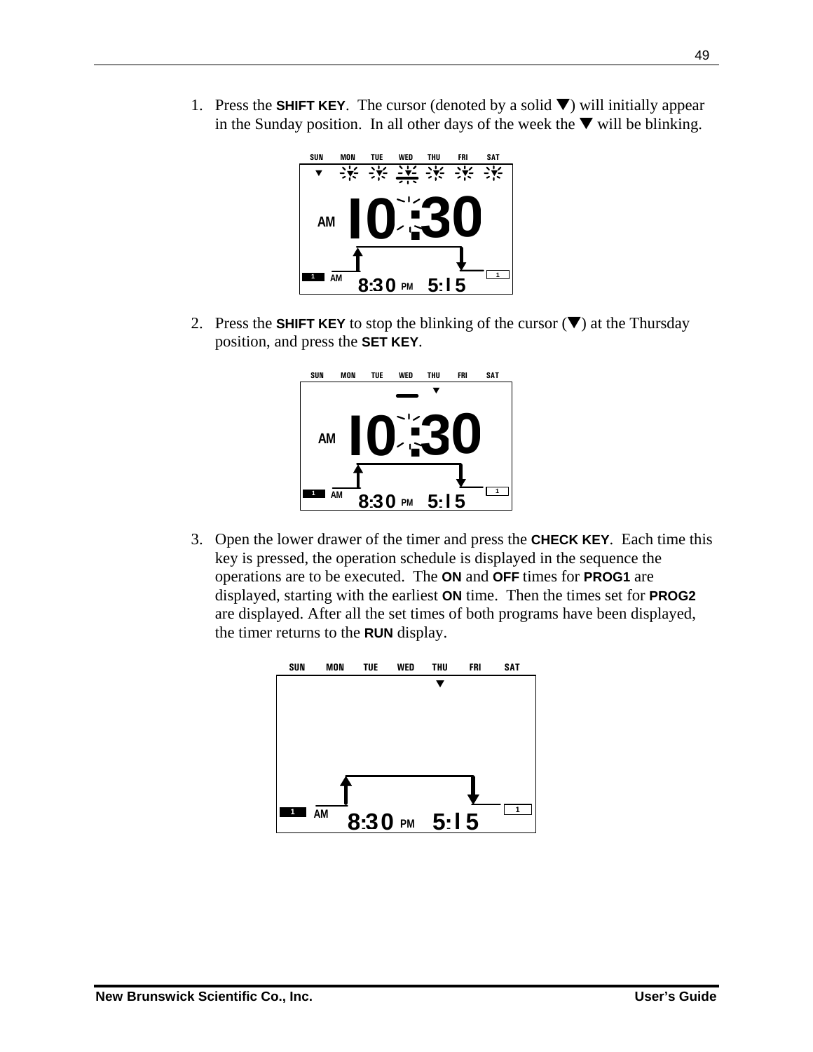1. Press the **SHIFT KEY**. The cursor (denoted by a solid ▼) will initially appear in the Sunday position. In all other days of the week the ▼ will be blinking.

2. Press the **SHIFT KEY** to stop the blinking of the cursor (▼) at the Thursday position, and press the **SET KEY**.

3. Open the lower drawer of the timer and press the **CHECK KEY**. Each time this key is pressed, the operation schedule is displayed in the sequence the operations are to be executed. The **ON** and **OFF** times for **PROG1** are displayed, starting with the earliest **ON** time. Then the times set for **PROG2** are displayed. After all the set times of both programs have been displayed, the timer returns to the **RUN** display.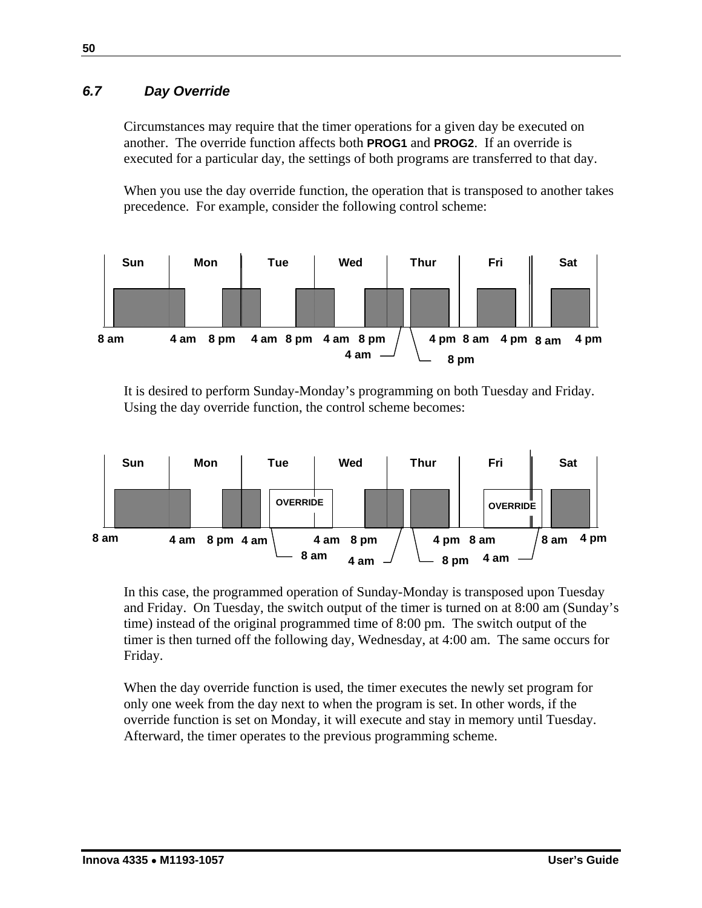### 6.7 Day Override

Circumstances may require that the timer operations for a given day be executed on another. The override function affects both **PROG1** and **PROG2**. If an override is executed for a particular day, the settings of both programs are transferred to that day.

When you use the day override function, the operation that is transposed to another takes precedence. For example, consider the following control scheme:

Sun Mon Tue Wed Thur Fri Sat

8 am 4 am 8 pm 4 am 8 pm 4 am 8 pm 4 am 4 pm 8 am 4 pm 8 am 4 pm 8 pm

It is desired to perform Sunday-Monday's programming on both Tuesday and Friday. Using the day override function, the control scheme becomes:

Sun Mon Tue Wed Thur Fri Sat

OVERRIDE OVERRIDE

8 am 4 am 8 pm 4 am 8 am 4 am 8 pm 4 am 4 pm 8 am 8 pm 4 am 8 am 4 pm

In this case, the programmed operation of Sunday-Monday is transposed upon Tuesday and Friday. On Tuesday, the switch output of the timer is turned on at 8:00 am (Sunday's time) instead of the original programmed time of 8:00 pm. The switch output of the timer is then turned off the following day, Wednesday, at 4:00 am. The same occurs for Friday.

When the day override function is used, the timer executes the newly set program for only one week from the day next to when the program is set. In other words, if the override function is set on Monday, it will execute and stay in memory until Tuesday. Afterward, the timer operates to the previous programming scheme.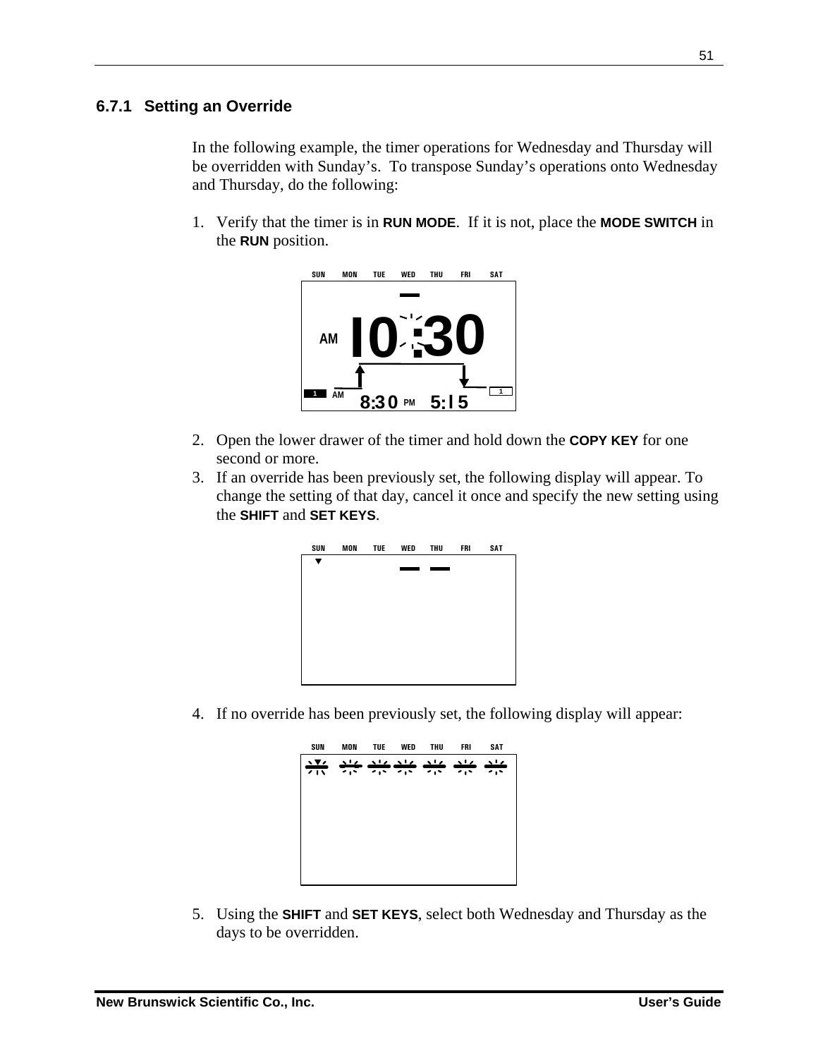### 6.7.1 Setting an Override

In the following example, the timer operations for Wednesday and Thursday will be overridden with Sunday's. To transpose Sunday's operations onto Wednesday and Thursday, do the following:

1. Verify that the timer is in **RUN MODE**. If it is not, place the **MODE SWITCH** in the **RUN** position.

2. Open the lower drawer of the timer and hold down the **COPY KEY** for one second or more.
3. If an override has been previously set, the following display will appear. To change the setting of that day, cancel it once and specify the new setting using the **SHIFT** and **SET KEYS**.

4. If no override has been previously set, the following display will appear:

5. Using the **SHIFT** and **SET KEYS**, select both Wednesday and Thursday as the days to be overridden.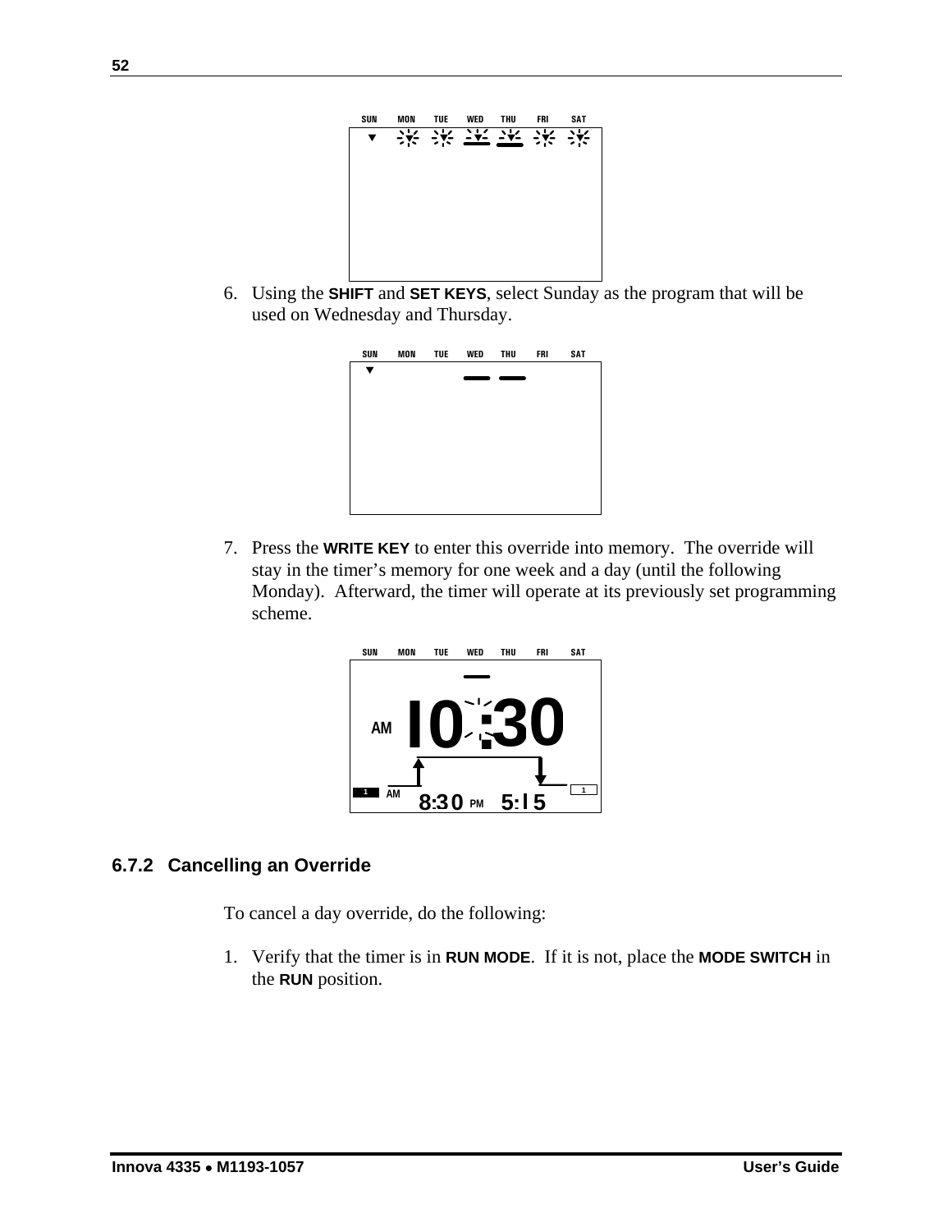6. Using the **SHIFT** and **SET KEYS**, select Sunday as the program that will be used on Wednesday and Thursday.

7. Press the **WRITE KEY** to enter this override into memory. The override will stay in the timer's memory for one week and a day (until the following Monday). Afterward, the timer will operate at its previously set programming scheme.

### 6.7.2 Cancelling an Override

To cancel a day override, do the following:

1. Verify that the timer is in **RUN MODE**. If it is not, place the **MODE SWITCH** in the **RUN** position.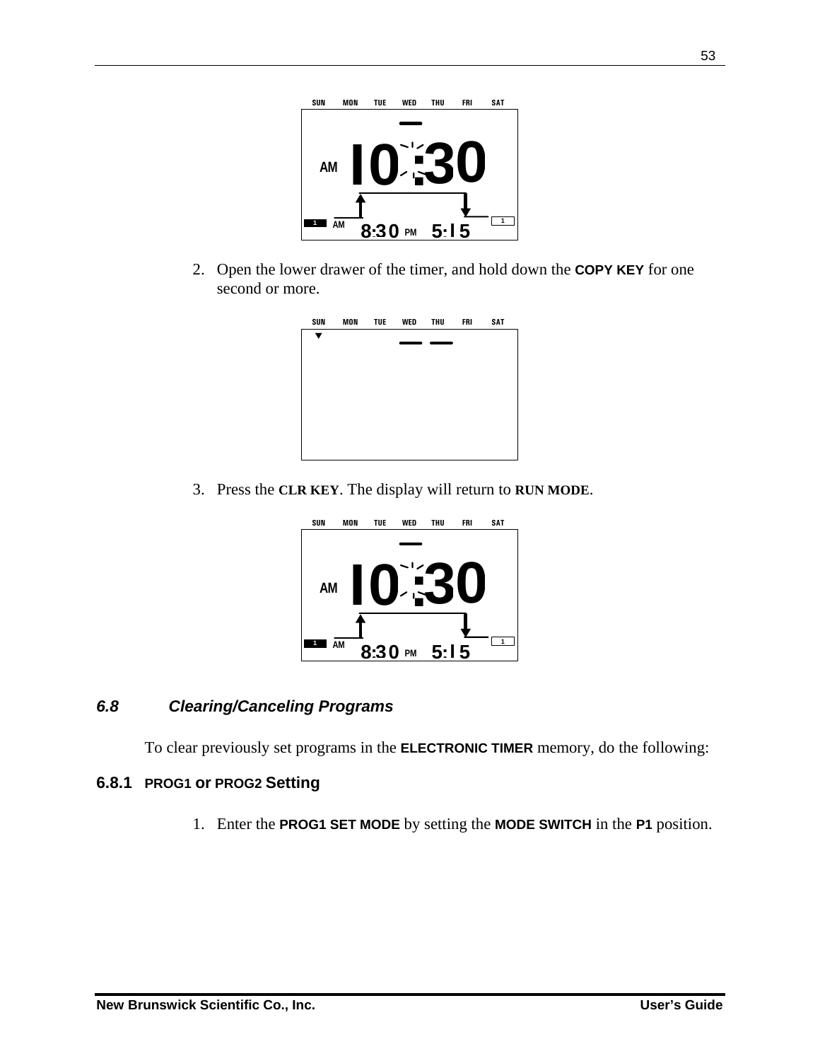2. Open the lower drawer of the timer, and hold down the **COPY KEY** for one second or more.

3. Press the **CLR KEY**. The display will return to **RUN MODE**.

### *6.8 Clearing/Canceling Programs*

To clear previously set programs in the **ELECTRONIC TIMER** memory, do the following:

#### 6.8.1 PROG1 or PROG2 Setting

1. Enter the **PROG1 SET MODE** by setting the **MODE SWITCH** in the **P1** position.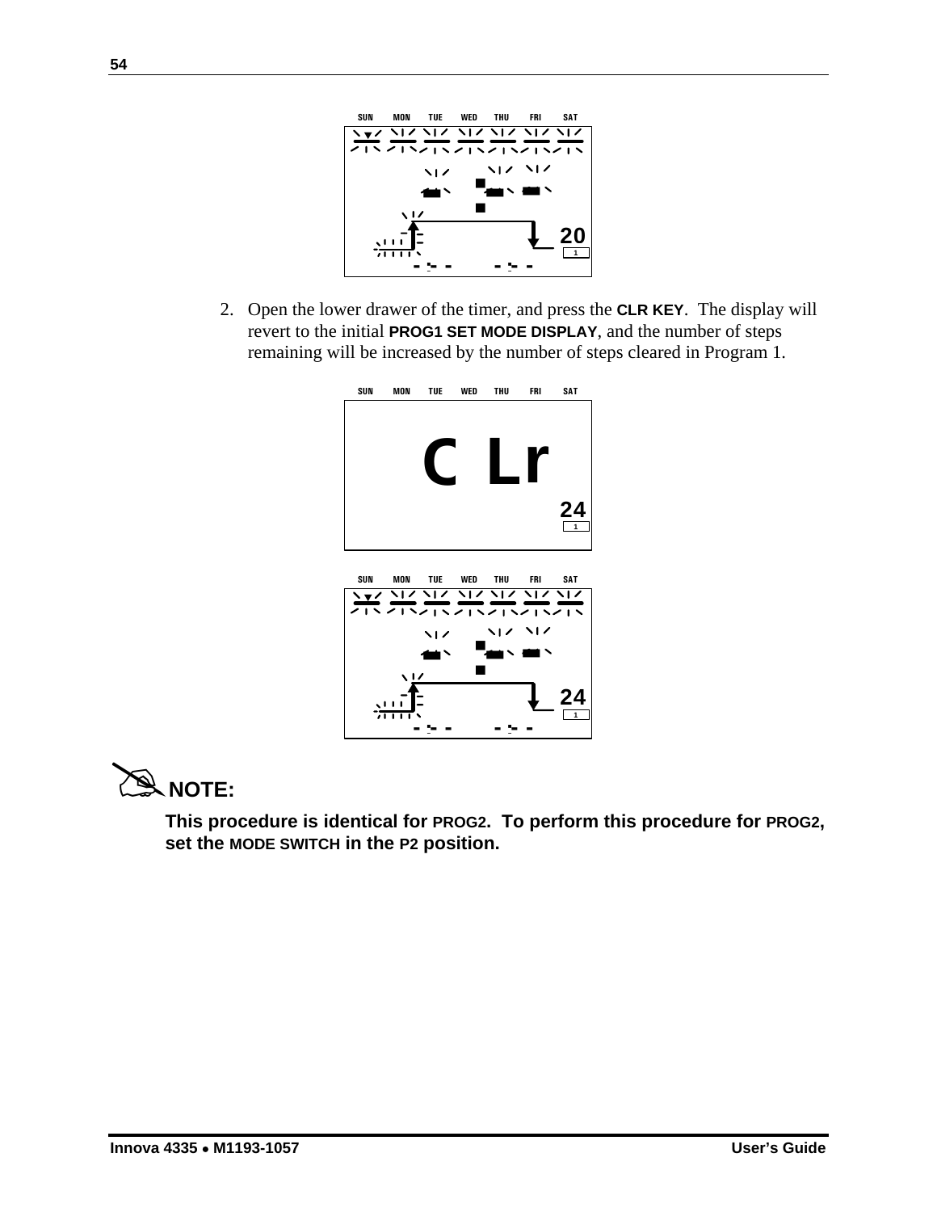2. Open the lower drawer of the timer, and press the **CLR KEY**. The display will revert to the initial **PROG1 SET MODE DISPLAY**, and the number of steps remaining will be increased by the number of steps cleared in Program 1.

**NOTE:**

**This procedure is identical for PROG2. To perform this procedure for PROG2, set the MODE SWITCH in the P2 position.**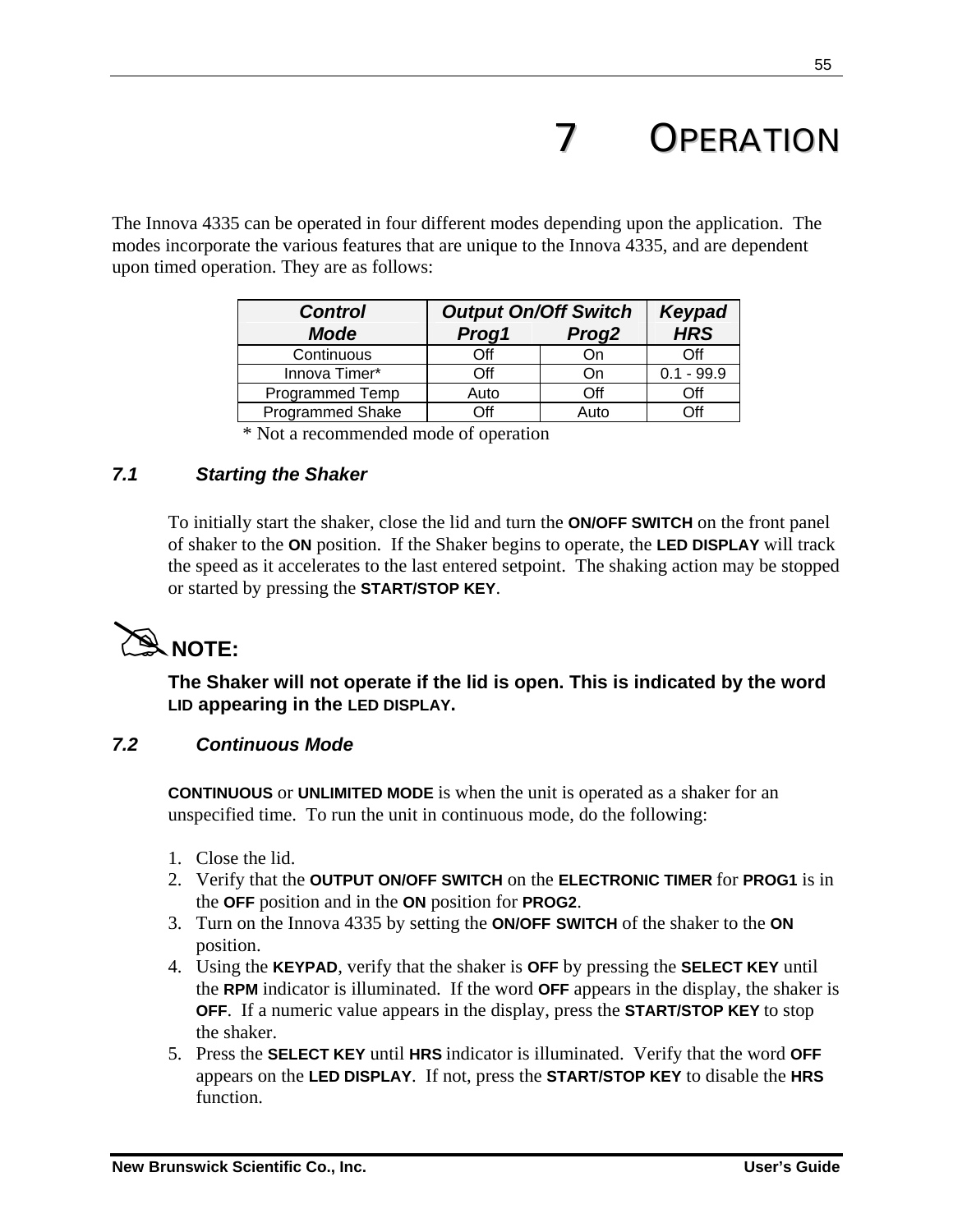# 7 OPERATION

The Innova 4335 can be operated in four different modes depending upon the application. The modes incorporate the various features that are unique to the Innova 4335, and are dependent upon timed operation. They are as follows:

| ***Control Mode*** | ***Output On/Off Switch*** | | ***Keypad*** |
|---|---|---|---|
| | ***Prog1*** | ***Prog2*** | ***HRS*** |
| Continuous | Off | On | Off |
| Innova Timer* | Off | On | 0.1 - 99.9 |
| Programmed Temp | Auto | Off | Off |
| Programmed Shake | Off | Auto | Off |

\* Not a recommended mode of operation

### *7.1 Starting the Shaker*

To initially start the shaker, close the lid and turn the **ON/OFF SWITCH** on the front panel of shaker to the **ON** position. If the Shaker begins to operate, the **LED DISPLAY** will track the speed as it accelerates to the last entered setpoint. The shaking action may be stopped or started by pressing the **START/STOP KEY**.

**NOTE:**

**The Shaker will not operate if the lid is open. This is indicated by the word LID appearing in the LED DISPLAY.**

### *7.2 Continuous Mode*

**CONTINUOUS** or **UNLIMITED MODE** is when the unit is operated as a shaker for an unspecified time. To run the unit in continuous mode, do the following:

1. Close the lid.
2. Verify that the **OUTPUT ON/OFF SWITCH** on the **ELECTRONIC TIMER** for **PROG1** is in the **OFF** position and in the **ON** position for **PROG2**.
3. Turn on the Innova 4335 by setting the **ON/OFF SWITCH** of the shaker to the **ON** position.
4. Using the **KEYPAD**, verify that the shaker is **OFF** by pressing the **SELECT KEY** until the **RPM** indicator is illuminated. If the word **OFF** appears in the display, the shaker is **OFF**. If a numeric value appears in the display, press the **START/STOP KEY** to stop the shaker.
5. Press the **SELECT KEY** until **HRS** indicator is illuminated. Verify that the word **OFF** appears on the **LED DISPLAY**. If not, press the **START/STOP KEY** to disable the **HRS** function.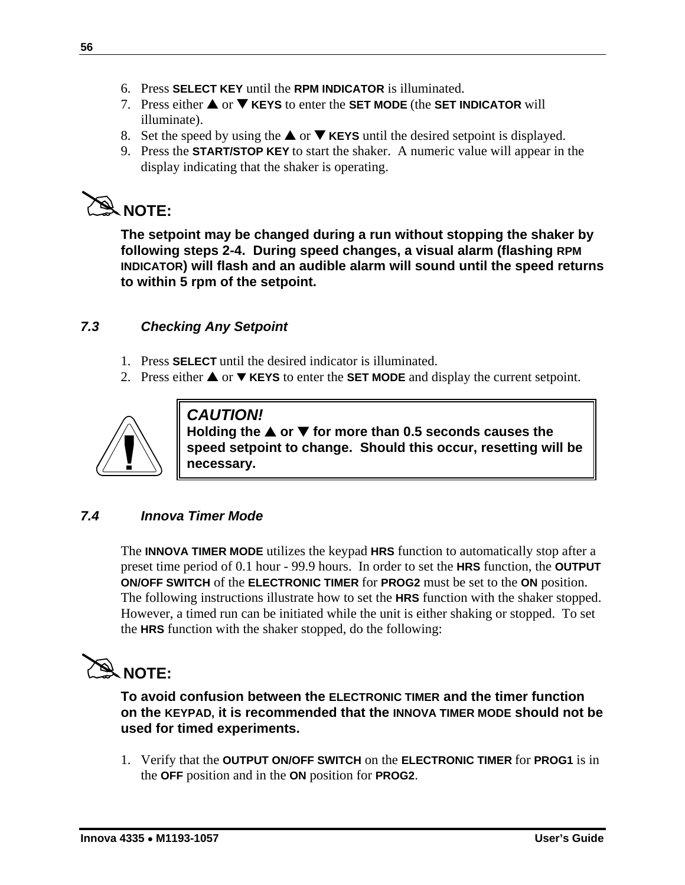6. Press **SELECT KEY** until the **RPM INDICATOR** is illuminated.
7. Press either ▲ or ▼ **KEYS** to enter the **SET MODE** (the **SET INDICATOR** will illuminate).
8. Set the speed by using the ▲ or ▼ **KEYS** until the desired setpoint is displayed.
9. Press the **START/STOP KEY** to start the shaker. A numeric value will appear in the display indicating that the shaker is operating.

**NOTE:**

**The setpoint may be changed during a run without stopping the shaker by following steps 2-4. During speed changes, a visual alarm (flashing RPM INDICATOR) will flash and an audible alarm will sound until the speed returns to within 5 rpm of the setpoint.**

### *7.3 Checking Any Setpoint*

1. Press **SELECT** until the desired indicator is illuminated.
2. Press either ▲ or ▼ **KEYS** to enter the **SET MODE** and display the current setpoint.

> ***CAUTION!***
> **Holding the ▲ or ▼ for more than 0.5 seconds causes the speed setpoint to change. Should this occur, resetting will be necessary.**

### *7.4 Innova Timer Mode*

The **INNOVA TIMER MODE** utilizes the keypad **HRS** function to automatically stop after a preset time period of 0.1 hour - 99.9 hours. In order to set the **HRS** function, the **OUTPUT ON/OFF SWITCH** of the **ELECTRONIC TIMER** for **PROG2** must be set to the **ON** position. The following instructions illustrate how to set the **HRS** function with the shaker stopped. However, a timed run can be initiated while the unit is either shaking or stopped. To set the **HRS** function with the shaker stopped, do the following:

**NOTE:**

**To avoid confusion between the ELECTRONIC TIMER and the timer function on the KEYPAD, it is recommended that the INNOVA TIMER MODE should not be used for timed experiments.**

1. Verify that the **OUTPUT ON/OFF SWITCH** on the **ELECTRONIC TIMER** for **PROG1** is in the **OFF** position and in the **ON** position for **PROG2**.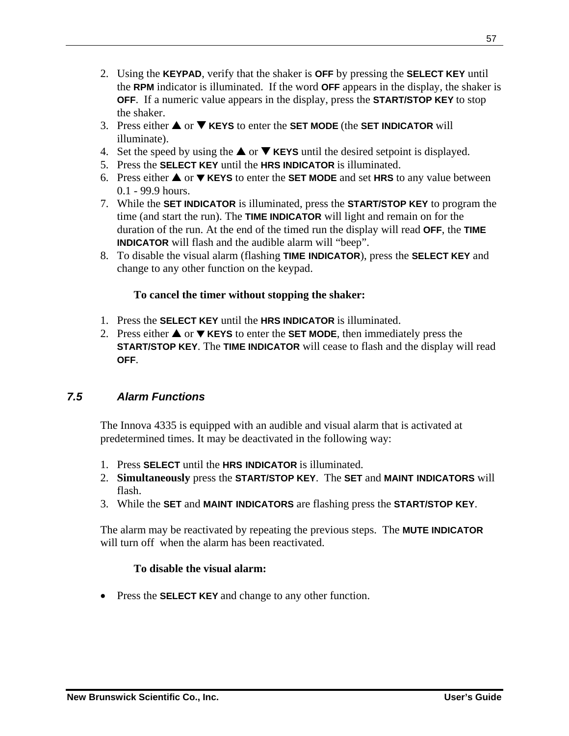2. Using the **KEYPAD**, verify that the shaker is **OFF** by pressing the **SELECT KEY** until the **RPM** indicator is illuminated. If the word **OFF** appears in the display, the shaker is **OFF**. If a numeric value appears in the display, press the **START/STOP KEY** to stop the shaker.
3. Press either ▲ or ▼ **KEYS** to enter the **SET MODE** (the **SET INDICATOR** will illuminate).
4. Set the speed by using the ▲ or ▼ **KEYS** until the desired setpoint is displayed.
5. Press the **SELECT KEY** until the **HRS INDICATOR** is illuminated.
6. Press either ▲ or ▼ **KEYS** to enter the **SET MODE** and set **HRS** to any value between 0.1 - 99.9 hours.
7. While the **SET INDICATOR** is illuminated, press the **START/STOP KEY** to program the time (and start the run). The **TIME INDICATOR** will light and remain on for the duration of the run. At the end of the timed run the display will read **OFF**, the **TIME INDICATOR** will flash and the audible alarm will "beep".
8. To disable the visual alarm (flashing **TIME INDICATOR**), press the **SELECT KEY** and change to any other function on the keypad.

**To cancel the timer without stopping the shaker:**

1. Press the **SELECT KEY** until the **HRS INDICATOR** is illuminated.
2. Press either ▲ or ▼ **KEYS** to enter the **SET MODE**, then immediately press the **START/STOP KEY**. The **TIME INDICATOR** will cease to flash and the display will read **OFF**.

## *7.5 Alarm Functions*

The Innova 4335 is equipped with an audible and visual alarm that is activated at predetermined times. It may be deactivated in the following way:

1. Press **SELECT** until the **HRS INDICATOR** is illuminated.
2. **Simultaneously** press the **START/STOP KEY**. The **SET** and **MAINT INDICATORS** will flash.
3. While the **SET** and **MAINT INDICATORS** are flashing press the **START/STOP KEY**.

The alarm may be reactivated by repeating the previous steps. The **MUTE INDICATOR** will turn off when the alarm has been reactivated.

**To disable the visual alarm:**

- Press the **SELECT KEY** and change to any other function.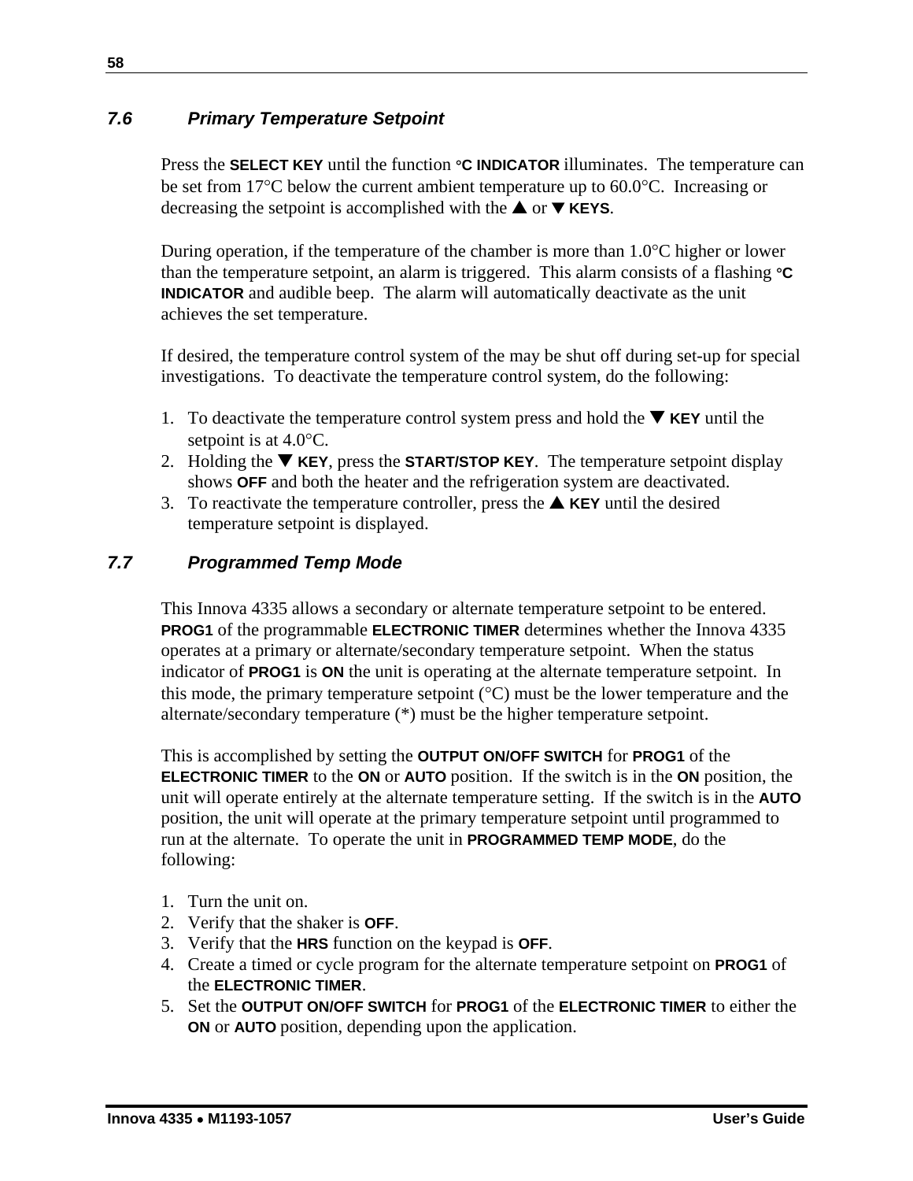### 7.6 Primary Temperature Setpoint

Press the **SELECT KEY** until the function **°C INDICATOR** illuminates. The temperature can be set from 17°C below the current ambient temperature up to 60.0°C. Increasing or decreasing the setpoint is accomplished with the ▲ or ▼ **KEYS**.

During operation, if the temperature of the chamber is more than 1.0°C higher or lower than the temperature setpoint, an alarm is triggered. This alarm consists of a flashing **°C INDICATOR** and audible beep. The alarm will automatically deactivate as the unit achieves the set temperature.

If desired, the temperature control system of the may be shut off during set-up for special investigations. To deactivate the temperature control system, do the following:

1. To deactivate the temperature control system press and hold the ▼ **KEY** until the setpoint is at 4.0°C.
2. Holding the ▼ **KEY**, press the **START/STOP KEY**. The temperature setpoint display shows **OFF** and both the heater and the refrigeration system are deactivated.
3. To reactivate the temperature controller, press the ▲ **KEY** until the desired temperature setpoint is displayed.

### 7.7 Programmed Temp Mode

This Innova 4335 allows a secondary or alternate temperature setpoint to be entered. **PROG1** of the programmable **ELECTRONIC TIMER** determines whether the Innova 4335 operates at a primary or alternate/secondary temperature setpoint. When the status indicator of **PROG1** is **ON** the unit is operating at the alternate temperature setpoint. In this mode, the primary temperature setpoint (°C) must be the lower temperature and the alternate/secondary temperature (*) must be the higher temperature setpoint.

This is accomplished by setting the **OUTPUT ON/OFF SWITCH** for **PROG1** of the **ELECTRONIC TIMER** to the **ON** or **AUTO** position. If the switch is in the **ON** position, the unit will operate entirely at the alternate temperature setting. If the switch is in the **AUTO** position, the unit will operate at the primary temperature setpoint until programmed to run at the alternate. To operate the unit in **PROGRAMMED TEMP MODE**, do the following:

1. Turn the unit on.
2. Verify that the shaker is **OFF**.
3. Verify that the **HRS** function on the keypad is **OFF**.
4. Create a timed or cycle program for the alternate temperature setpoint on **PROG1** of the **ELECTRONIC TIMER**.
5. Set the **OUTPUT ON/OFF SWITCH** for **PROG1** of the **ELECTRONIC TIMER** to either the **ON** or **AUTO** position, depending upon the application.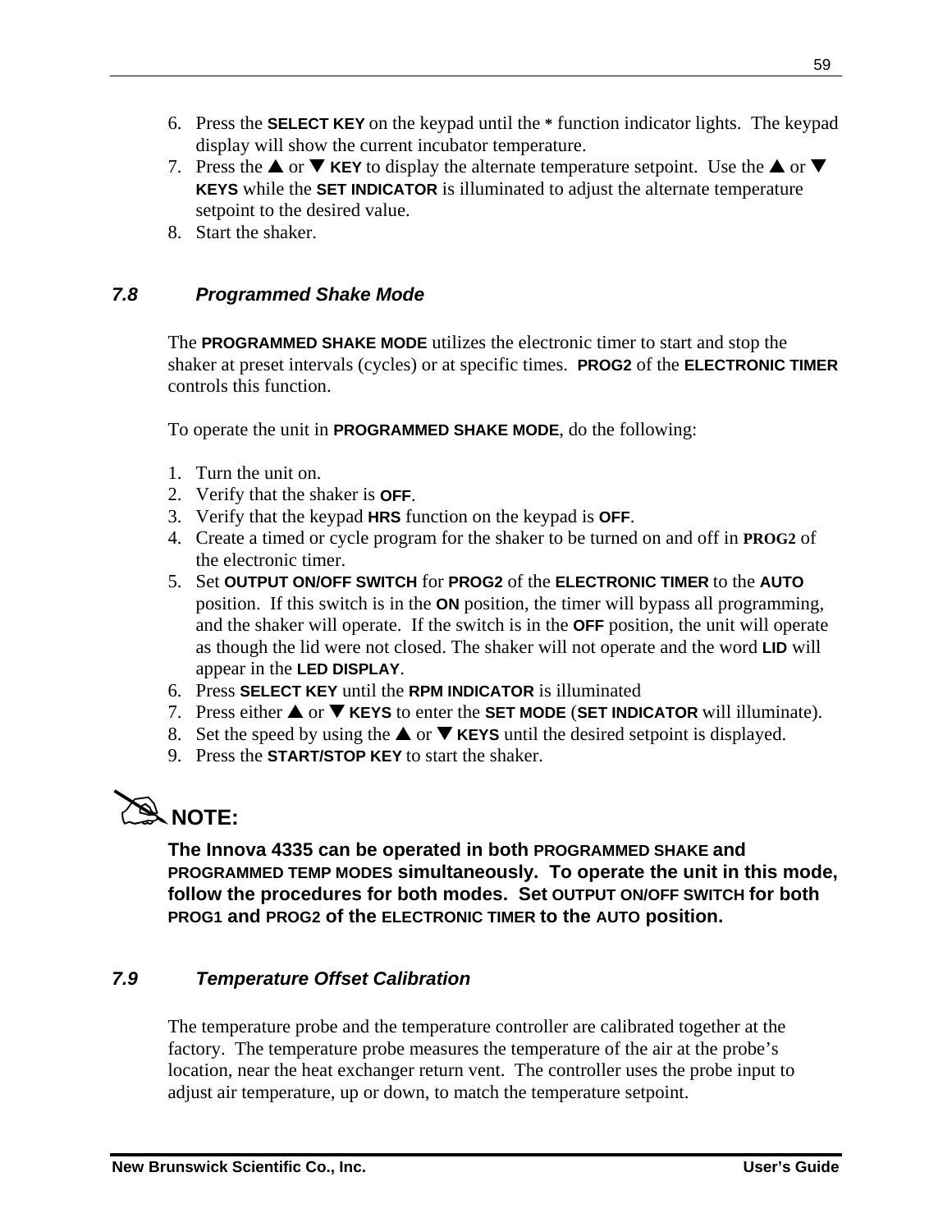6. Press the **SELECT KEY** on the keypad until the **\*** function indicator lights. The keypad display will show the current incubator temperature.
7. Press the ▲ or ▼ **KEY** to display the alternate temperature setpoint. Use the ▲ or ▼ **KEYS** while the **SET INDICATOR** is illuminated to adjust the alternate temperature setpoint to the desired value.
8. Start the shaker.

### *7.8 Programmed Shake Mode*

The **PROGRAMMED SHAKE MODE** utilizes the electronic timer to start and stop the shaker at preset intervals (cycles) or at specific times. **PROG2** of the **ELECTRONIC TIMER** controls this function.

To operate the unit in **PROGRAMMED SHAKE MODE**, do the following:

1. Turn the unit on.
2. Verify that the shaker is **OFF**.
3. Verify that the keypad **HRS** function on the keypad is **OFF**.
4. Create a timed or cycle program for the shaker to be turned on and off in **PROG2** of the electronic timer.
5. Set **OUTPUT ON/OFF SWITCH** for **PROG2** of the **ELECTRONIC TIMER** to the **AUTO** position. If this switch is in the **ON** position, the timer will bypass all programming, and the shaker will operate. If the switch is in the **OFF** position, the unit will operate as though the lid were not closed. The shaker will not operate and the word **LID** will appear in the **LED DISPLAY**.
6. Press **SELECT KEY** until the **RPM INDICATOR** is illuminated
7. Press either ▲ or ▼ **KEYS** to enter the **SET MODE** (**SET INDICATOR** will illuminate).
8. Set the speed by using the ▲ or ▼ **KEYS** until the desired setpoint is displayed.
9. Press the **START/STOP KEY** to start the shaker.

✍ **NOTE:**

**The Innova 4335 can be operated in both PROGRAMMED SHAKE and PROGRAMMED TEMP MODES simultaneously. To operate the unit in this mode, follow the procedures for both modes. Set OUTPUT ON/OFF SWITCH for both PROG1 and PROG2 of the ELECTRONIC TIMER to the AUTO position.**

### *7.9 Temperature Offset Calibration*

The temperature probe and the temperature controller are calibrated together at the factory. The temperature probe measures the temperature of the air at the probe's location, near the heat exchanger return vent. The controller uses the probe input to adjust air temperature, up or down, to match the temperature setpoint.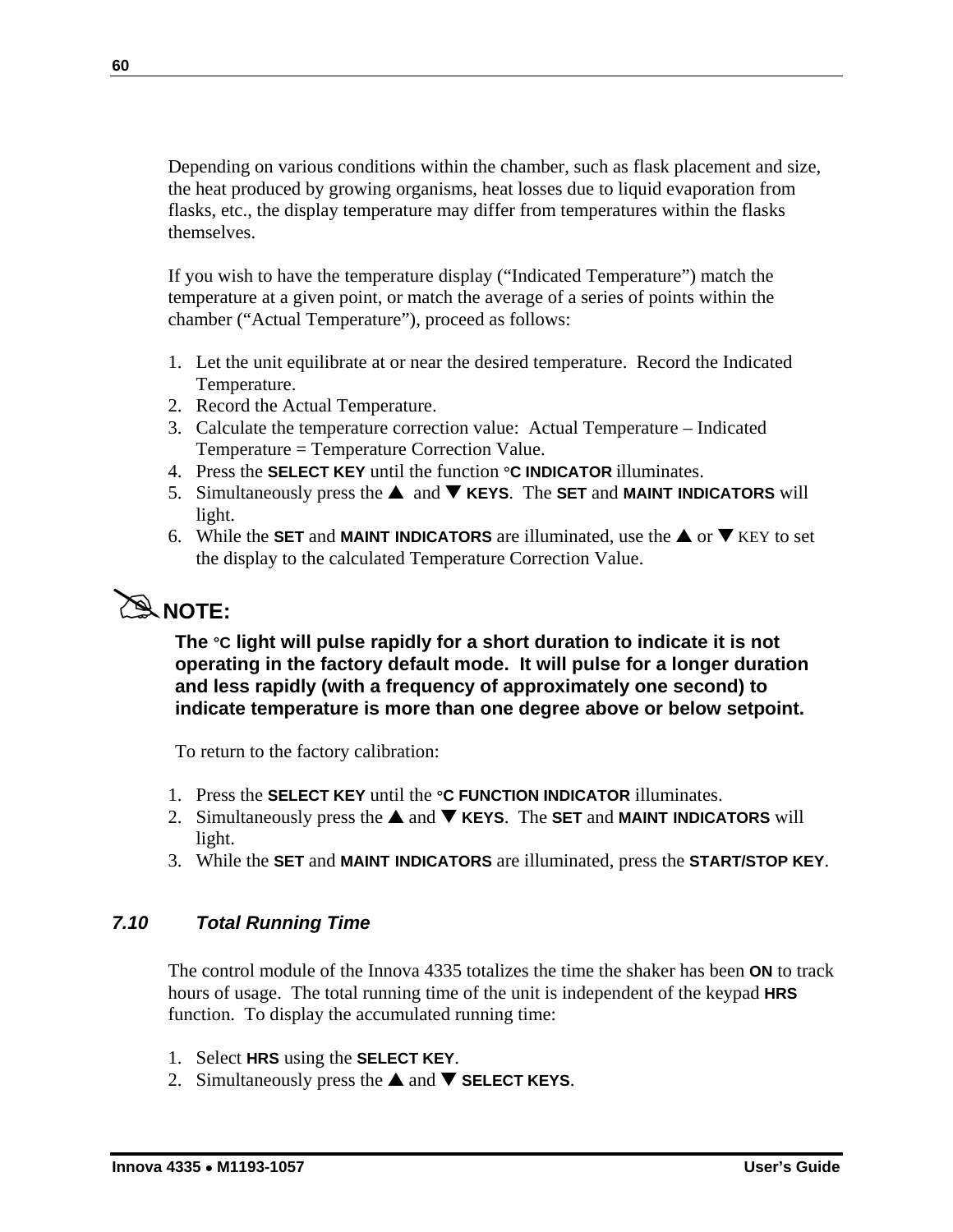Depending on various conditions within the chamber, such as flask placement and size, the heat produced by growing organisms, heat losses due to liquid evaporation from flasks, etc., the display temperature may differ from temperatures within the flasks themselves.

If you wish to have the temperature display ("Indicated Temperature") match the temperature at a given point, or match the average of a series of points within the chamber ("Actual Temperature"), proceed as follows:

1. Let the unit equilibrate at or near the desired temperature. Record the Indicated Temperature.
2. Record the Actual Temperature.
3. Calculate the temperature correction value: Actual Temperature – Indicated Temperature = Temperature Correction Value.
4. Press the **SELECT KEY** until the function **°C INDICATOR** illuminates.
5. Simultaneously press the ▲ and ▼ **KEYS**. The **SET** and **MAINT INDICATORS** will light.
6. While the **SET** and **MAINT INDICATORS** are illuminated, use the ▲ or ▼ KEY to set the display to the calculated Temperature Correction Value.

**NOTE:**

**The °C light will pulse rapidly for a short duration to indicate it is not operating in the factory default mode. It will pulse for a longer duration and less rapidly (with a frequency of approximately one second) to indicate temperature is more than one degree above or below setpoint.**

To return to the factory calibration:

1. Press the **SELECT KEY** until the **°C FUNCTION INDICATOR** illuminates.
2. Simultaneously press the ▲ and ▼ **KEYS**. The **SET** and **MAINT INDICATORS** will light.
3. While the **SET** and **MAINT INDICATORS** are illuminated, press the **START/STOP KEY**.

### *7.10 Total Running Time*

The control module of the Innova 4335 totalizes the time the shaker has been **ON** to track hours of usage. The total running time of the unit is independent of the keypad **HRS** function. To display the accumulated running time:

1. Select **HRS** using the **SELECT KEY**.
2. Simultaneously press the ▲ and ▼ **SELECT KEYS**.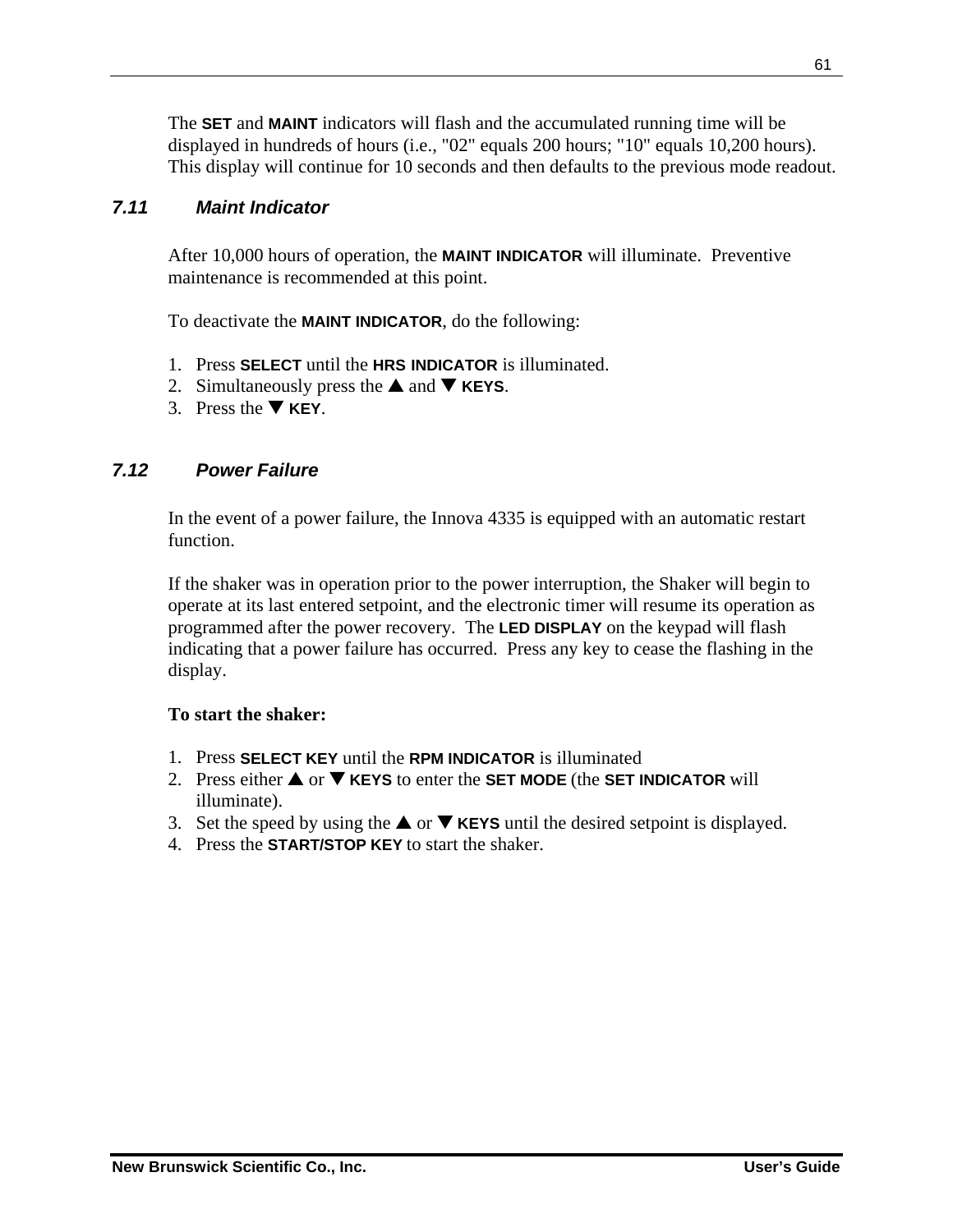The **SET** and **MAINT** indicators will flash and the accumulated running time will be displayed in hundreds of hours (i.e., "02" equals 200 hours; "10" equals 10,200 hours). This display will continue for 10 seconds and then defaults to the previous mode readout.

### *7.11 Maint Indicator*

After 10,000 hours of operation, the **MAINT INDICATOR** will illuminate. Preventive maintenance is recommended at this point.

To deactivate the **MAINT INDICATOR**, do the following:

1. Press **SELECT** until the **HRS INDICATOR** is illuminated.
2. Simultaneously press the ▲ and ▼ **KEYS**.
3. Press the ▼ **KEY**.

### *7.12 Power Failure*

In the event of a power failure, the Innova 4335 is equipped with an automatic restart function.

If the shaker was in operation prior to the power interruption, the Shaker will begin to operate at its last entered setpoint, and the electronic timer will resume its operation as programmed after the power recovery. The **LED DISPLAY** on the keypad will flash indicating that a power failure has occurred. Press any key to cease the flashing in the display.

**To start the shaker:**

1. Press **SELECT KEY** until the **RPM INDICATOR** is illuminated
2. Press either ▲ or ▼ **KEYS** to enter the **SET MODE** (the **SET INDICATOR** will illuminate).
3. Set the speed by using the ▲ or ▼ **KEYS** until the desired setpoint is displayed.
4. Press the **START/STOP KEY** to start the shaker.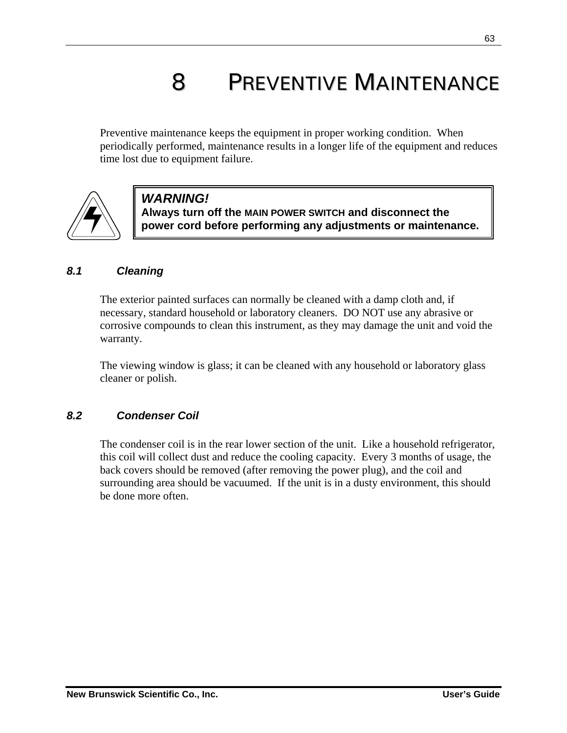# 8 PREVENTIVE MAINTENANCE

Preventive maintenance keeps the equipment in proper working condition. When periodically performed, maintenance results in a longer life of the equipment and reduces time lost due to equipment failure.

> ***WARNING!***
> **Always turn off the MAIN POWER SWITCH and disconnect the power cord before performing any adjustments or maintenance.**

## *8.1 Cleaning*

The exterior painted surfaces can normally be cleaned with a damp cloth and, if necessary, standard household or laboratory cleaners. DO NOT use any abrasive or corrosive compounds to clean this instrument, as they may damage the unit and void the warranty.

The viewing window is glass; it can be cleaned with any household or laboratory glass cleaner or polish.

## *8.2 Condenser Coil*

The condenser coil is in the rear lower section of the unit. Like a household refrigerator, this coil will collect dust and reduce the cooling capacity. Every 3 months of usage, the back covers should be removed (after removing the power plug), and the coil and surrounding area should be vacuumed. If the unit is in a dusty environment, this should be done more often.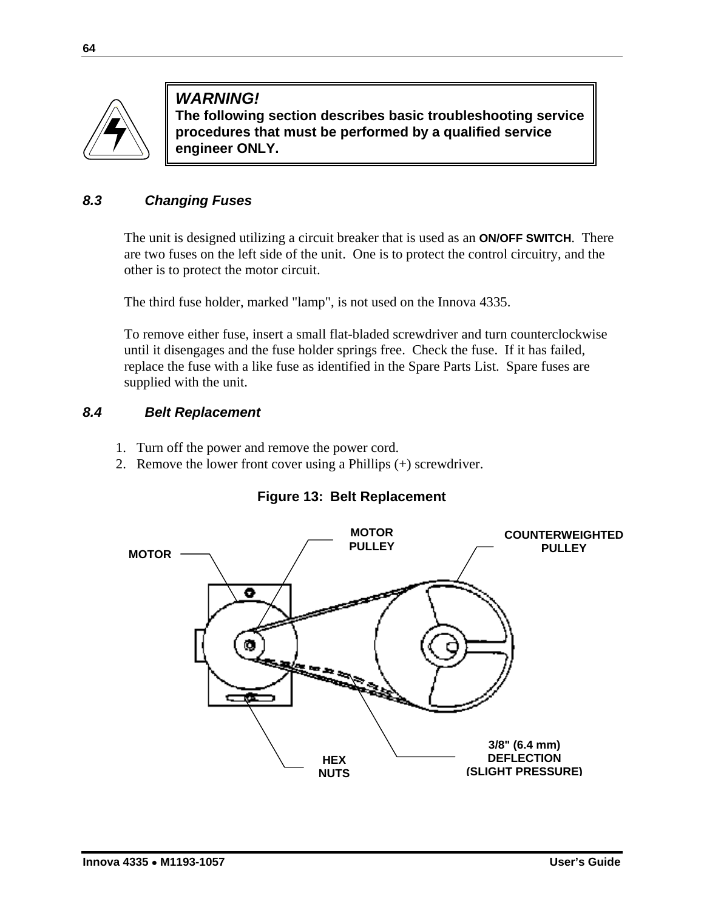> **WARNING!**
> **The following section describes basic troubleshooting service procedures that must be performed by a qualified service engineer ONLY.**

### *8.3 Changing Fuses*

The unit is designed utilizing a circuit breaker that is used as an **ON/OFF SWITCH**. There are two fuses on the left side of the unit. One is to protect the control circuitry, and the other is to protect the motor circuit.

The third fuse holder, marked "lamp", is not used on the Innova 4335.

To remove either fuse, insert a small flat-bladed screwdriver and turn counterclockwise until it disengages and the fuse holder springs free. Check the fuse. If it has failed, replace the fuse with a like fuse as identified in the Spare Parts List. Spare fuses are supplied with the unit.

### *8.4 Belt Replacement*

1. Turn off the power and remove the power cord.
2. Remove the lower front cover using a Phillips (+) screwdriver.

**Figure 13: Belt Replacement**

MOTOR
MOTOR PULLEY
COUNTERWEIGHTED PULLEY
HEX NUTS
3/8" (6.4 mm) DEFLECTION (SLIGHT PRESSURE)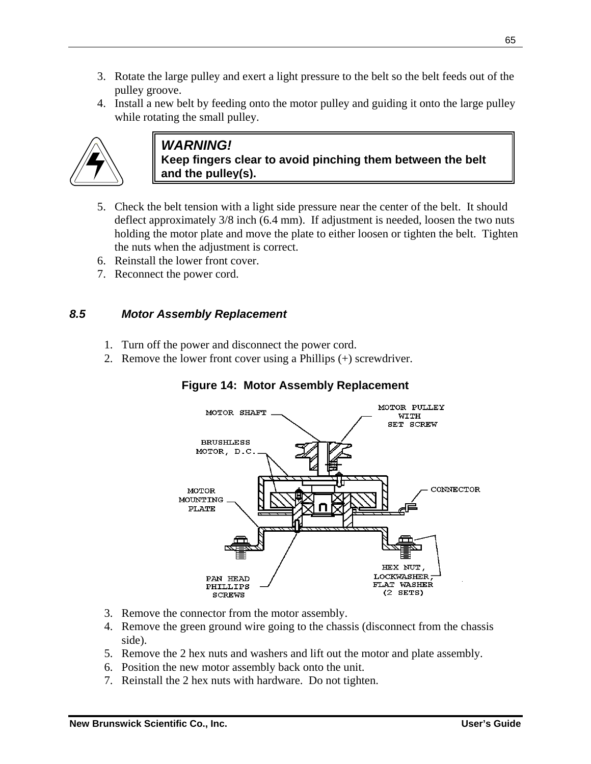3. Rotate the large pulley and exert a light pressure to the belt so the belt feeds out of the pulley groove.
4. Install a new belt by feeding onto the motor pulley and guiding it onto the large pulley while rotating the small pulley.

> ***WARNING!***
> **Keep fingers clear to avoid pinching them between the belt and the pulley(s).**

5. Check the belt tension with a light side pressure near the center of the belt. It should deflect approximately 3/8 inch (6.4 mm). If adjustment is needed, loosen the two nuts holding the motor plate and move the plate to either loosen or tighten the belt. Tighten the nuts when the adjustment is correct.
6. Reinstall the lower front cover.
7. Reconnect the power cord.

## *8.5 Motor Assembly Replacement*

1. Turn off the power and disconnect the power cord.
2. Remove the lower front cover using a Phillips (+) screwdriver.

**Figure 14: Motor Assembly Replacement**

3. Remove the connector from the motor assembly.
4. Remove the green ground wire going to the chassis (disconnect from the chassis side).
5. Remove the 2 hex nuts and washers and lift out the motor and plate assembly.
6. Position the new motor assembly back onto the unit.
7. Reinstall the 2 hex nuts with hardware. Do not tighten.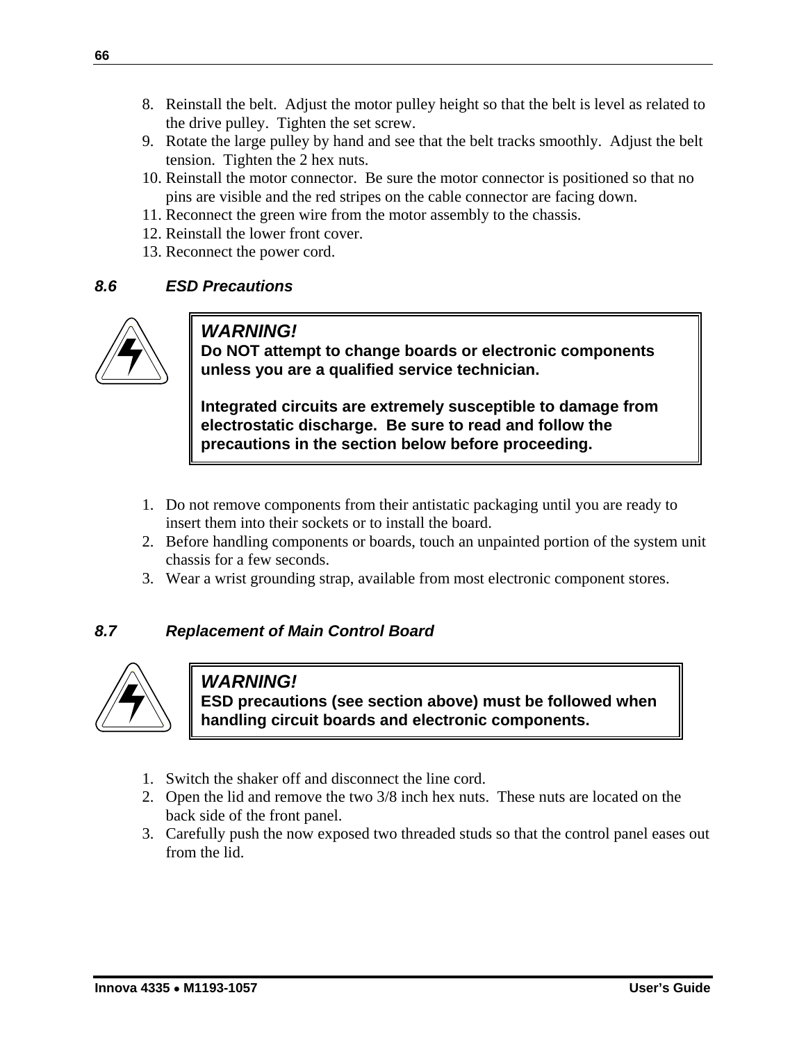8. Reinstall the belt. Adjust the motor pulley height so that the belt is level as related to the drive pulley. Tighten the set screw.
9. Rotate the large pulley by hand and see that the belt tracks smoothly. Adjust the belt tension. Tighten the 2 hex nuts.
10. Reinstall the motor connector. Be sure the motor connector is positioned so that no pins are visible and the red stripes on the cable connector are facing down.
11. Reconnect the green wire from the motor assembly to the chassis.
12. Reinstall the lower front cover.
13. Reconnect the power cord.

### *8.6 ESD Precautions*

> ***WARNING!***
> **Do NOT attempt to change boards or electronic components unless you are a qualified service technician.**
>
> **Integrated circuits are extremely susceptible to damage from electrostatic discharge. Be sure to read and follow the precautions in the section below before proceeding.**

1. Do not remove components from their antistatic packaging until you are ready to insert them into their sockets or to install the board.
2. Before handling components or boards, touch an unpainted portion of the system unit chassis for a few seconds.
3. Wear a wrist grounding strap, available from most electronic component stores.

### *8.7 Replacement of Main Control Board*

> ***WARNING!***
> **ESD precautions (see section above) must be followed when handling circuit boards and electronic components.**

1. Switch the shaker off and disconnect the line cord.
2. Open the lid and remove the two 3/8 inch hex nuts. These nuts are located on the back side of the front panel.
3. Carefully push the now exposed two threaded studs so that the control panel eases out from the lid.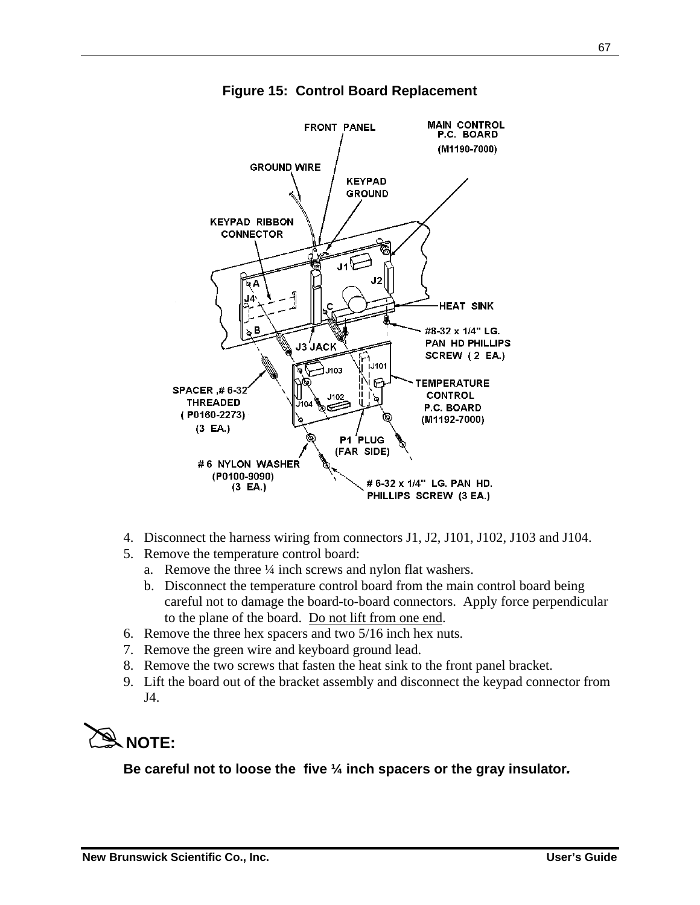**Figure 15: Control Board Replacement**

4. Disconnect the harness wiring from connectors J1, J2, J101, J102, J103 and J104.
5. Remove the temperature control board:
   a. Remove the three ¼ inch screws and nylon flat washers.
   b. Disconnect the temperature control board from the main control board being careful not to damage the board-to-board connectors. Apply force perpendicular to the plane of the board. Do not lift from one end.
6. Remove the three hex spacers and two 5/16 inch hex nuts.
7. Remove the green wire and keyboard ground lead.
8. Remove the two screws that fasten the heat sink to the front panel bracket.
9. Lift the board out of the bracket assembly and disconnect the keypad connector from J4.

**NOTE:**

**Be careful not to loose the five ¼ inch spacers or the gray insulator.**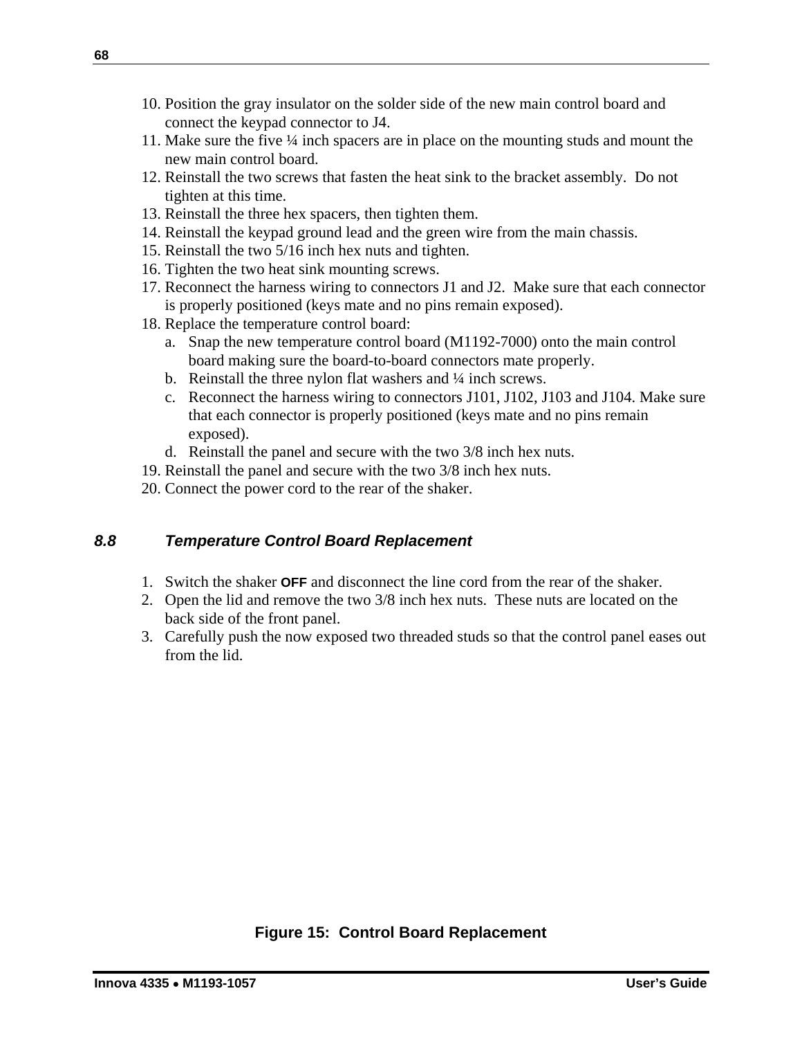10. Position the gray insulator on the solder side of the new main control board and connect the keypad connector to J4.
11. Make sure the five ¼ inch spacers are in place on the mounting studs and mount the new main control board.
12. Reinstall the two screws that fasten the heat sink to the bracket assembly. Do not tighten at this time.
13. Reinstall the three hex spacers, then tighten them.
14. Reinstall the keypad ground lead and the green wire from the main chassis.
15. Reinstall the two 5/16 inch hex nuts and tighten.
16. Tighten the two heat sink mounting screws.
17. Reconnect the harness wiring to connectors J1 and J2. Make sure that each connector is properly positioned (keys mate and no pins remain exposed).
18. Replace the temperature control board:
    a. Snap the new temperature control board (M1192-7000) onto the main control board making sure the board-to-board connectors mate properly.
    b. Reinstall the three nylon flat washers and ¼ inch screws.
    c. Reconnect the harness wiring to connectors J101, J102, J103 and J104. Make sure that each connector is properly positioned (keys mate and no pins remain exposed).
    d. Reinstall the panel and secure with the two 3/8 inch hex nuts.
19. Reinstall the panel and secure with the two 3/8 inch hex nuts.
20. Connect the power cord to the rear of the shaker.

### *8.8 Temperature Control Board Replacement*

1. Switch the shaker **OFF** and disconnect the line cord from the rear of the shaker.
2. Open the lid and remove the two 3/8 inch hex nuts. These nuts are located on the back side of the front panel.
3. Carefully push the now exposed two threaded studs so that the control panel eases out from the lid.

**Figure 15: Control Board Replacement**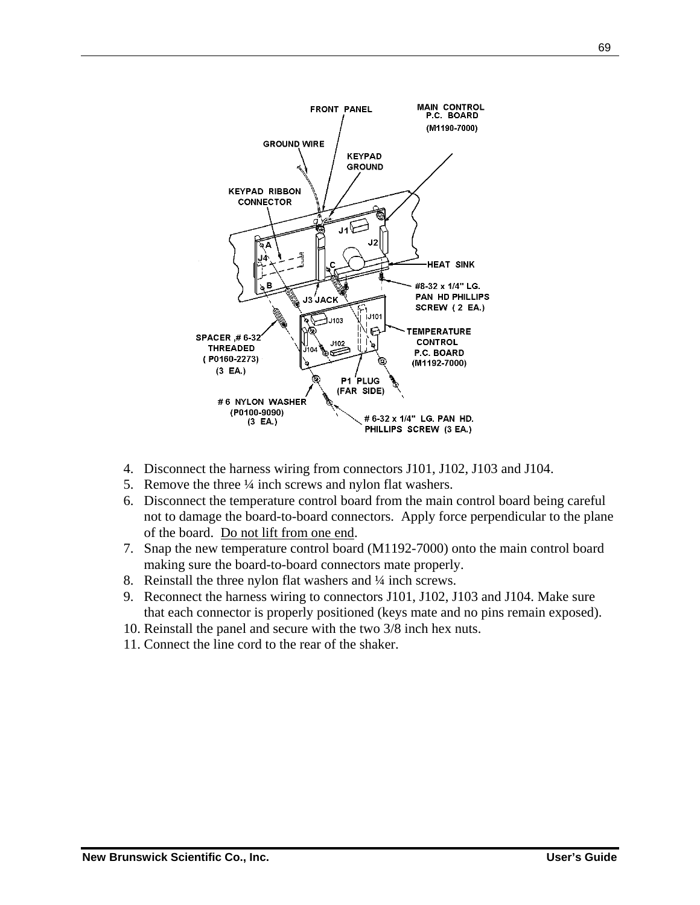4. Disconnect the harness wiring from connectors J101, J102, J103 and J104.
5. Remove the three ¼ inch screws and nylon flat washers.
6. Disconnect the temperature control board from the main control board being careful not to damage the board-to-board connectors. Apply force perpendicular to the plane of the board. <u>Do not lift from one end</u>.
7. Snap the new temperature control board (M1192-7000) onto the main control board making sure the board-to-board connectors mate properly.
8. Reinstall the three nylon flat washers and ¼ inch screws.
9. Reconnect the harness wiring to connectors J101, J102, J103 and J104. Make sure that each connector is properly positioned (keys mate and no pins remain exposed).
10. Reinstall the panel and secure with the two 3/8 inch hex nuts.
11. Connect the line cord to the rear of the shaker.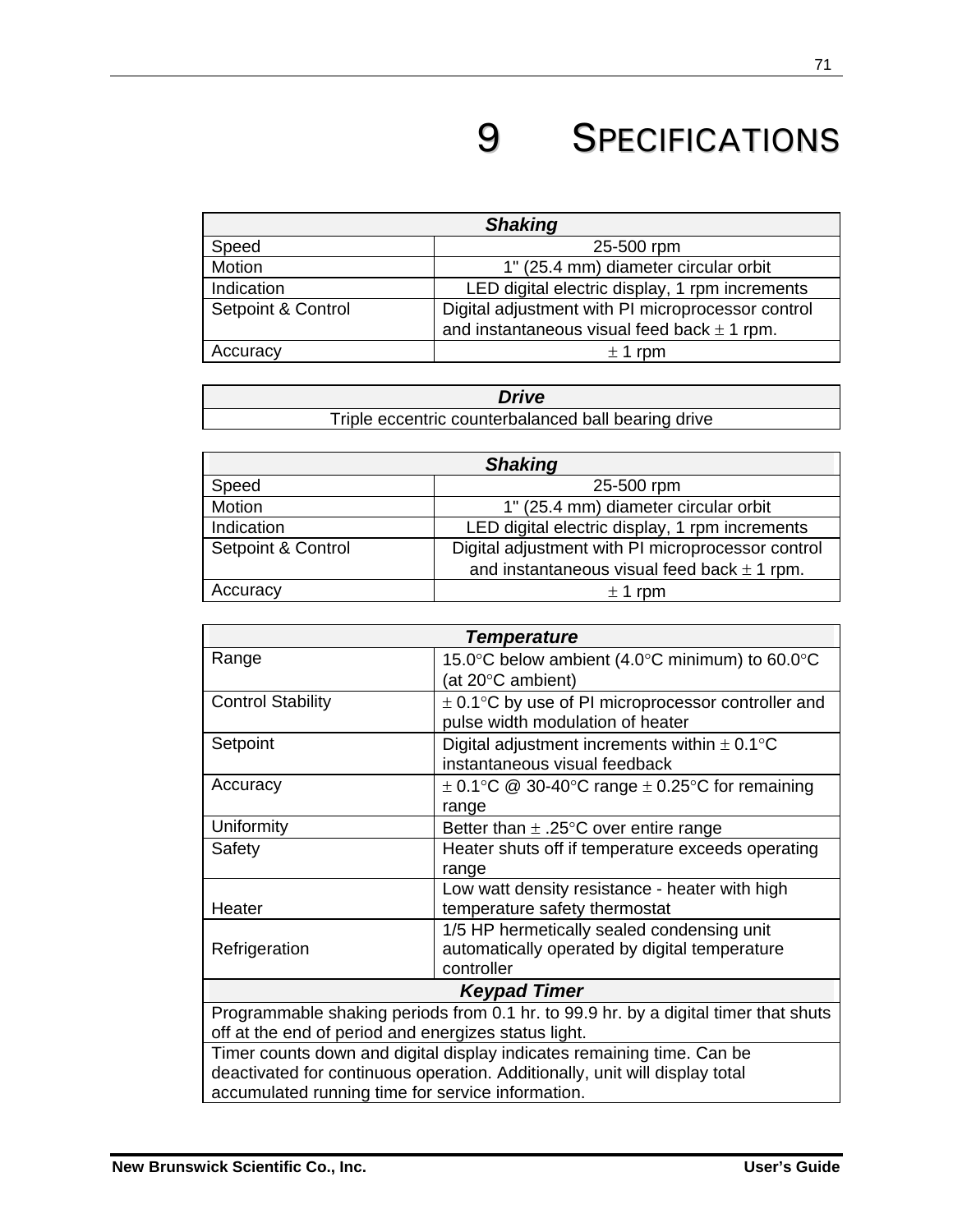# 9 SPECIFICATIONS

| ***Shaking*** | |
|---|---|
| Speed | 25-500 rpm |
| Motion | 1" (25.4 mm) diameter circular orbit |
| Indication | LED digital electric display, 1 rpm increments |
| Setpoint & Control | Digital adjustment with PI microprocessor control and instantaneous visual feed back ± 1 rpm. |
| Accuracy | ± 1 rpm |

| ***Drive*** |
|---|
| Triple eccentric counterbalanced ball bearing drive |

| ***Shaking*** | |
|---|---|
| Speed | 25-500 rpm |
| Motion | 1" (25.4 mm) diameter circular orbit |
| Indication | LED digital electric display, 1 rpm increments |
| Setpoint & Control | Digital adjustment with PI microprocessor control and instantaneous visual feed back ± 1 rpm. |
| Accuracy | ± 1 rpm |

| ***Temperature*** | |
|---|---|
| Range | 15.0°C below ambient (4.0°C minimum) to 60.0°C (at 20°C ambient) |
| Control Stability | ± 0.1°C by use of PI microprocessor controller and pulse width modulation of heater |
| Setpoint | Digital adjustment increments within ± 0.1°C instantaneous visual feedback |
| Accuracy | ± 0.1°C @ 30-40°C range ± 0.25°C for remaining range |
| Uniformity | Better than ± .25°C over entire range |
| Safety | Heater shuts off if temperature exceeds operating range |
| Heater | Low watt density resistance - heater with high temperature safety thermostat |
| Refrigeration | 1/5 HP hermetically sealed condensing unit automatically operated by digital temperature controller |
| ***Keypad Timer*** | |
| Programmable shaking periods from 0.1 hr. to 99.9 hr. by a digital timer that shuts off at the end of period and energizes status light. | |
| Timer counts down and digital display indicates remaining time. Can be deactivated for continuous operation. Additionally, unit will display total accumulated running time for service information. | |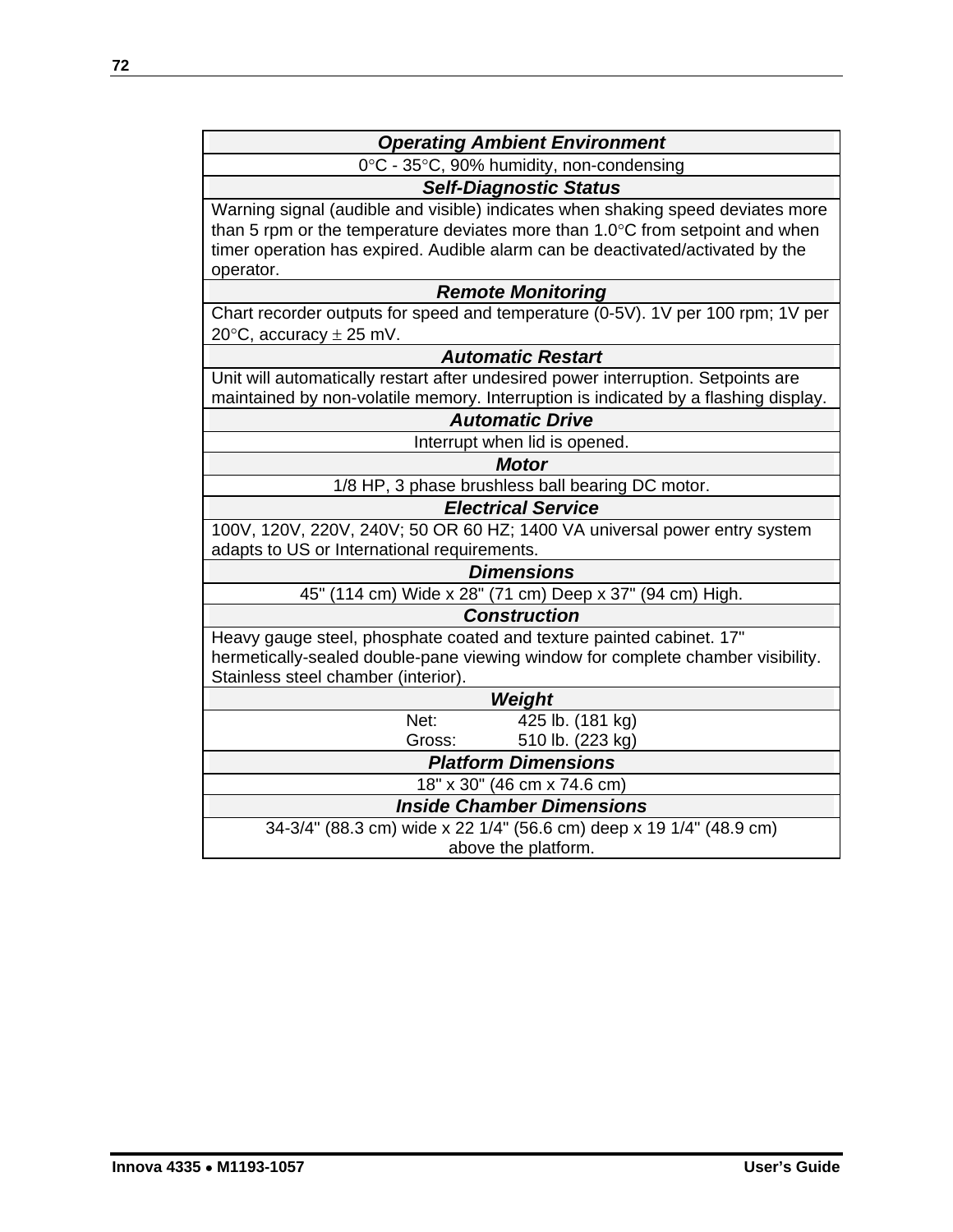| *Operating Ambient Environment* |
|---|
| 0°C - 35°C, 90% humidity, non-condensing |
| ***Self-Diagnostic Status*** |
| Warning signal (audible and visible) indicates when shaking speed deviates more than 5 rpm or the temperature deviates more than 1.0°C from setpoint and when timer operation has expired. Audible alarm can be deactivated/activated by the operator. |
| ***Remote Monitoring*** |
| Chart recorder outputs for speed and temperature (0-5V). 1V per 100 rpm; 1V per 20°C, accuracy ± 25 mV. |
| ***Automatic Restart*** |
| Unit will automatically restart after undesired power interruption. Setpoints are maintained by non-volatile memory. Interruption is indicated by a flashing display. |
| ***Automatic Drive*** |
| Interrupt when lid is opened. |
| ***Motor*** |
| 1/8 HP, 3 phase brushless ball bearing DC motor. |
| ***Electrical Service*** |
| 100V, 120V, 220V, 240V; 50 OR 60 HZ; 1400 VA universal power entry system adapts to US or International requirements. |
| ***Dimensions*** |
| 45" (114 cm) Wide x 28" (71 cm) Deep x 37" (94 cm) High. |
| ***Construction*** |
| Heavy gauge steel, phosphate coated and texture painted cabinet. 17" hermetically-sealed double-pane viewing window for complete chamber visibility. Stainless steel chamber (interior). |
| ***Weight*** |
| Net: 425 lb. (181 kg)<br>Gross: 510 lb. (223 kg) |
| ***Platform Dimensions*** |
| 18" x 30" (46 cm x 74.6 cm) |
| ***Inside Chamber Dimensions*** |
| 34-3/4" (88.3 cm) wide x 22 1/4" (56.6 cm) deep x 19 1/4" (48.9 cm) above the platform. |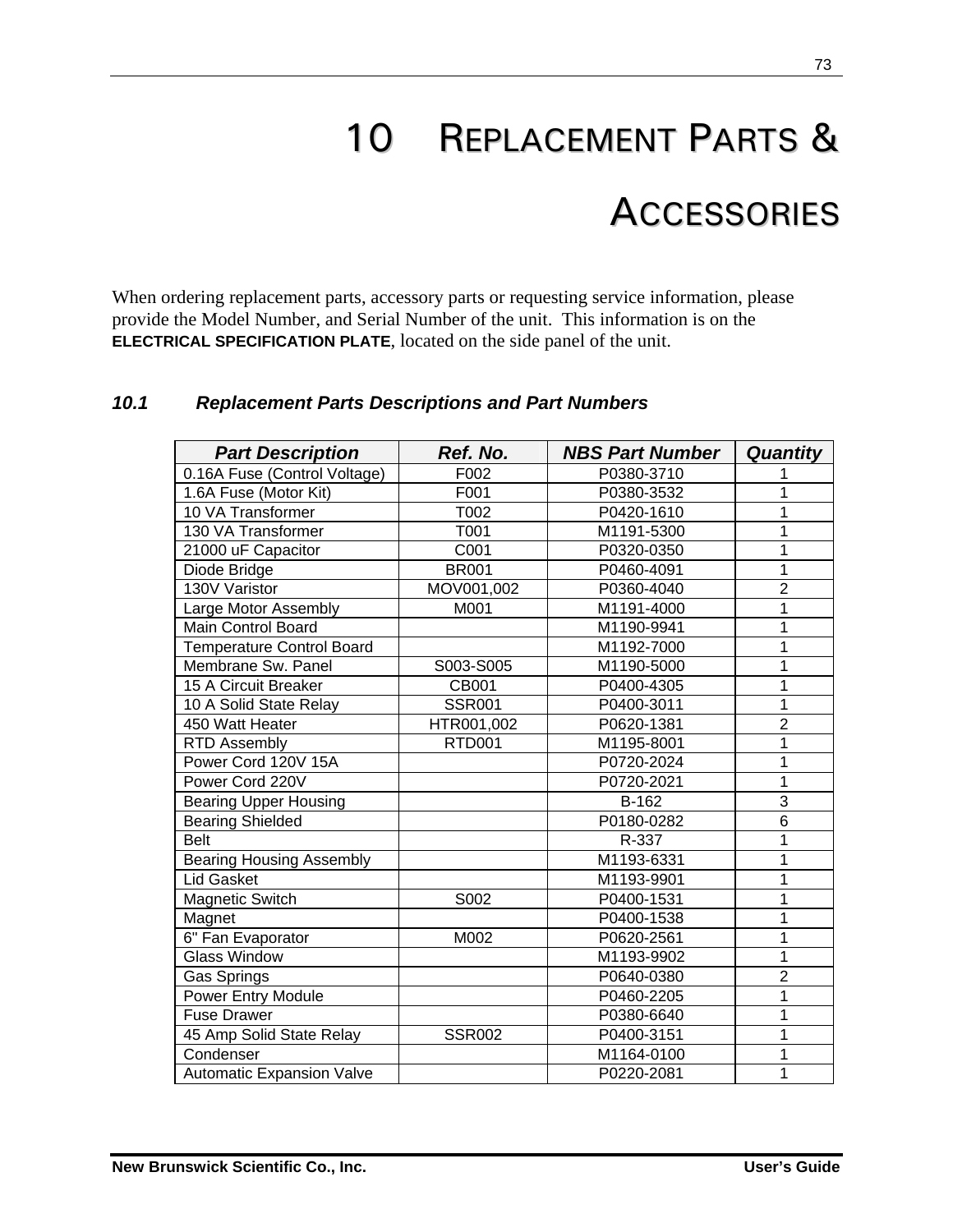# 10 REPLACEMENT PARTS & ACCESSORIES

When ordering replacement parts, accessory parts or requesting service information, please provide the Model Number, and Serial Number of the unit. This information is on the **ELECTRICAL SPECIFICATION PLATE**, located on the side panel of the unit.

## *10.1 Replacement Parts Descriptions and Part Numbers*

| Part Description | Ref. No. | NBS Part Number | Quantity |
|---|---|---|---|
| 0.16A Fuse (Control Voltage) | F002 | P0380-3710 | 1 |
| 1.6A Fuse (Motor Kit) | F001 | P0380-3532 | 1 |
| 10 VA Transformer | T002 | P0420-1610 | 1 |
| 130 VA Transformer | T001 | M1191-5300 | 1 |
| 21000 uF Capacitor | C001 | P0320-0350 | 1 |
| Diode Bridge | BR001 | P0460-4091 | 1 |
| 130V Varistor | MOV001,002 | P0360-4040 | 2 |
| Large Motor Assembly | M001 | M1191-4000 | 1 |
| Main Control Board | | M1190-9941 | 1 |
| Temperature Control Board | | M1192-7000 | 1 |
| Membrane Sw. Panel | S003-S005 | M1190-5000 | 1 |
| 15 A Circuit Breaker | CB001 | P0400-4305 | 1 |
| 10 A Solid State Relay | SSR001 | P0400-3011 | 1 |
| 450 Watt Heater | HTR001,002 | P0620-1381 | 2 |
| RTD Assembly | RTD001 | M1195-8001 | 1 |
| Power Cord 120V 15A | | P0720-2024 | 1 |
| Power Cord 220V | | P0720-2021 | 1 |
| Bearing Upper Housing | | B-162 | 3 |
| Bearing Shielded | | P0180-0282 | 6 |
| Belt | | R-337 | 1 |
| Bearing Housing Assembly | | M1193-6331 | 1 |
| Lid Gasket | | M1193-9901 | 1 |
| Magnetic Switch | S002 | P0400-1531 | 1 |
| Magnet | | P0400-1538 | 1 |
| 6" Fan Evaporator | M002 | P0620-2561 | 1 |
| Glass Window | | M1193-9902 | 1 |
| Gas Springs | | P0640-0380 | 2 |
| Power Entry Module | | P0460-2205 | 1 |
| Fuse Drawer | | P0380-6640 | 1 |
| 45 Amp Solid State Relay | SSR002 | P0400-3151 | 1 |
| Condenser | | M1164-0100 | 1 |
| Automatic Expansion Valve | | P0220-2081 | 1 |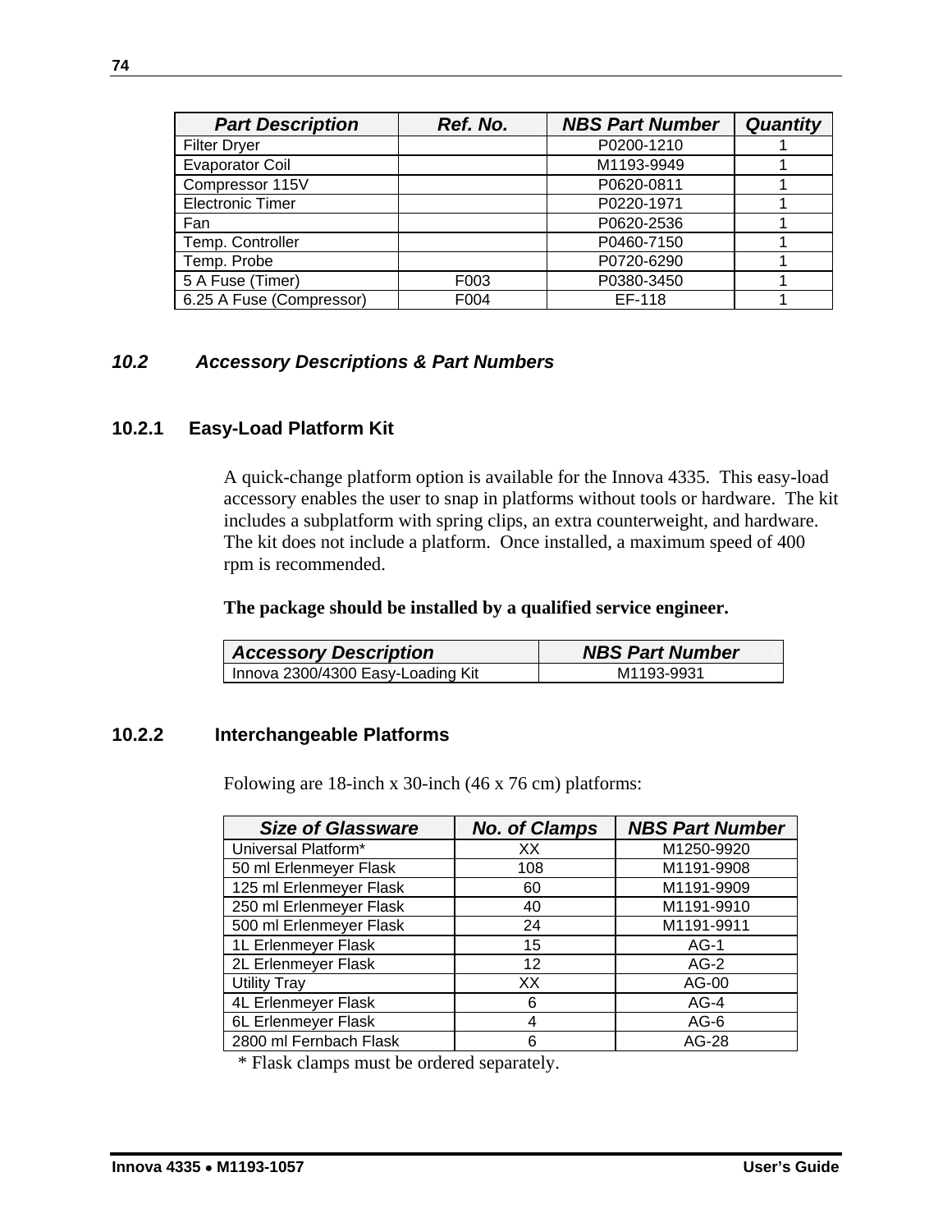| Part Description | Ref. No. | NBS Part Number | Quantity |
|---|---|---|---|
| Filter Dryer | | P0200-1210 | 1 |
| Evaporator Coil | | M1193-9949 | 1 |
| Compressor 115V | | P0620-0811 | 1 |
| Electronic Timer | | P0220-1971 | 1 |
| Fan | | P0620-2536 | 1 |
| Temp. Controller | | P0460-7150 | 1 |
| Temp. Probe | | P0720-6290 | 1 |
| 5 A Fuse (Timer) | F003 | P0380-3450 | 1 |
| 6.25 A Fuse (Compressor) | F004 | EF-118 | 1 |

## *10.2 Accessory Descriptions & Part Numbers*

### 10.2.1 Easy-Load Platform Kit

A quick-change platform option is available for the Innova 4335. This easy-load accessory enables the user to snap in platforms without tools or hardware. The kit includes a subplatform with spring clips, an extra counterweight, and hardware. The kit does not include a platform. Once installed, a maximum speed of 400 rpm is recommended.

**The package should be installed by a qualified service engineer.**

| Accessory Description | NBS Part Number |
|---|---|
| Innova 2300/4300 Easy-Loading Kit | M1193-9931 |

### 10.2.2 Interchangeable Platforms

Folowing are 18-inch x 30-inch (46 x 76 cm) platforms:

| Size of Glassware | No. of Clamps | NBS Part Number |
|---|---|---|
| Universal Platform* | XX | M1250-9920 |
| 50 ml Erlenmeyer Flask | 108 | M1191-9908 |
| 125 ml Erlenmeyer Flask | 60 | M1191-9909 |
| 250 ml Erlenmeyer Flask | 40 | M1191-9910 |
| 500 ml Erlenmeyer Flask | 24 | M1191-9911 |
| 1L Erlenmeyer Flask | 15 | AG-1 |
| 2L Erlenmeyer Flask | 12 | AG-2 |
| Utility Tray | XX | AG-00 |
| 4L Erlenmeyer Flask | 6 | AG-4 |
| 6L Erlenmeyer Flask | 4 | AG-6 |
| 2800 ml Fernbach Flask | 6 | AG-28 |

\* Flask clamps must be ordered separately.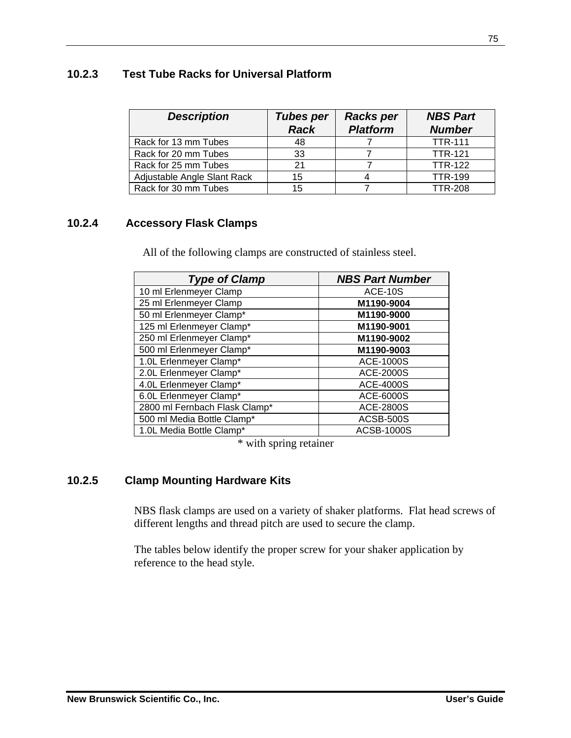### 10.2.3 Test Tube Racks for Universal Platform

| *Description* | *Tubes per Rack* | *Racks per Platform* | *NBS Part Number* |
|---|---|---|---|
| Rack for 13 mm Tubes | 48 | 7 | TTR-111 |
| Rack for 20 mm Tubes | 33 | 7 | TTR-121 |
| Rack for 25 mm Tubes | 21 | 7 | TTR-122 |
| Adjustable Angle Slant Rack | 15 | 4 | TTR-199 |
| Rack for 30 mm Tubes | 15 | 7 | TTR-208 |

### 10.2.4 Accessory Flask Clamps

All of the following clamps are constructed of stainless steel.

| *Type of Clamp* | *NBS Part Number* |
|---|---|
| 10 ml Erlenmeyer Clamp | ACE-10S |
| 25 ml Erlenmeyer Clamp | **M1190-9004** |
| 50 ml Erlenmeyer Clamp* | **M1190-9000** |
| 125 ml Erlenmeyer Clamp* | **M1190-9001** |
| 250 ml Erlenmeyer Clamp* | **M1190-9002** |
| 500 ml Erlenmeyer Clamp* | **M1190-9003** |
| 1.0L Erlenmeyer Clamp* | ACE-1000S |
| 2.0L Erlenmeyer Clamp* | ACE-2000S |
| 4.0L Erlenmeyer Clamp* | ACE-4000S |
| 6.0L Erlenmeyer Clamp* | ACE-6000S |
| 2800 ml Fernbach Flask Clamp* | ACE-2800S |
| 500 ml Media Bottle Clamp* | ACSB-500S |
| 1.0L Media Bottle Clamp* | ACSB-1000S |

* with spring retainer

### 10.2.5 Clamp Mounting Hardware Kits

NBS flask clamps are used on a variety of shaker platforms. Flat head screws of different lengths and thread pitch are used to secure the clamp.

The tables below identify the proper screw for your shaker application by reference to the head style.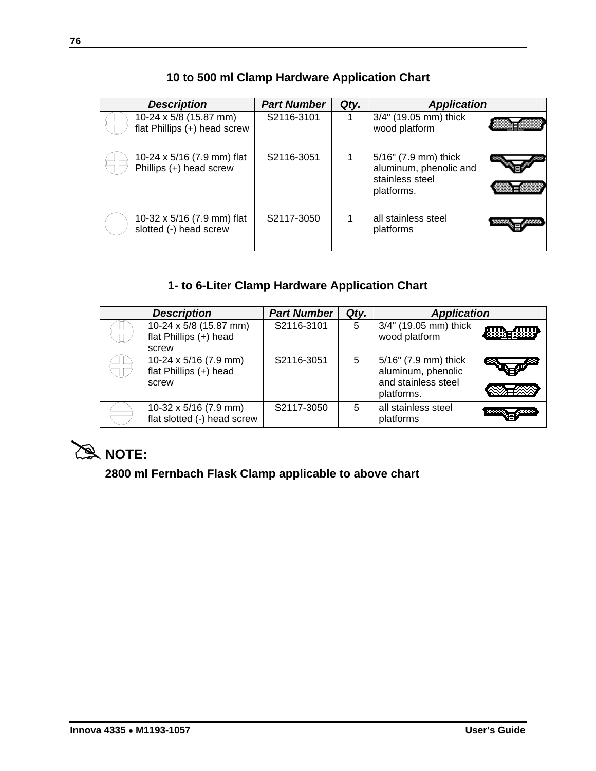## 10 to 500 ml Clamp Hardware Application Chart

| *Description* | *Part Number* | *Qty.* | *Application* |
|---|---|---|---|
| 10-24 x 5/8 (15.87 mm) flat Phillips (+) head screw | S2116-3101 | 1 | 3/4" (19.05 mm) thick wood platform |
| 10-24 x 5/16 (7.9 mm) flat Phillips (+) head screw | S2116-3051 | 1 | 5/16" (7.9 mm) thick aluminum, phenolic and stainless steel platforms. |
| 10-32 x 5/16 (7.9 mm) flat slotted (-) head screw | S2117-3050 | 1 | all stainless steel platforms |

## 1- to 6-Liter Clamp Hardware Application Chart

| *Description* | *Part Number* | *Qty.* | *Application* |
|---|---|---|---|
| 10-24 x 5/8 (15.87 mm) flat Phillips (+) head screw | S2116-3101 | 5 | 3/4" (19.05 mm) thick wood platform |
| 10-24 x 5/16 (7.9 mm) flat Phillips (+) head screw | S2116-3051 | 5 | 5/16" (7.9 mm) thick aluminum, phenolic and stainless steel platforms. |
| 10-32 x 5/16 (7.9 mm) flat slotted (-) head screw | S2117-3050 | 5 | all stainless steel platforms |

**NOTE:**

**2800 ml Fernbach Flask Clamp applicable to above chart**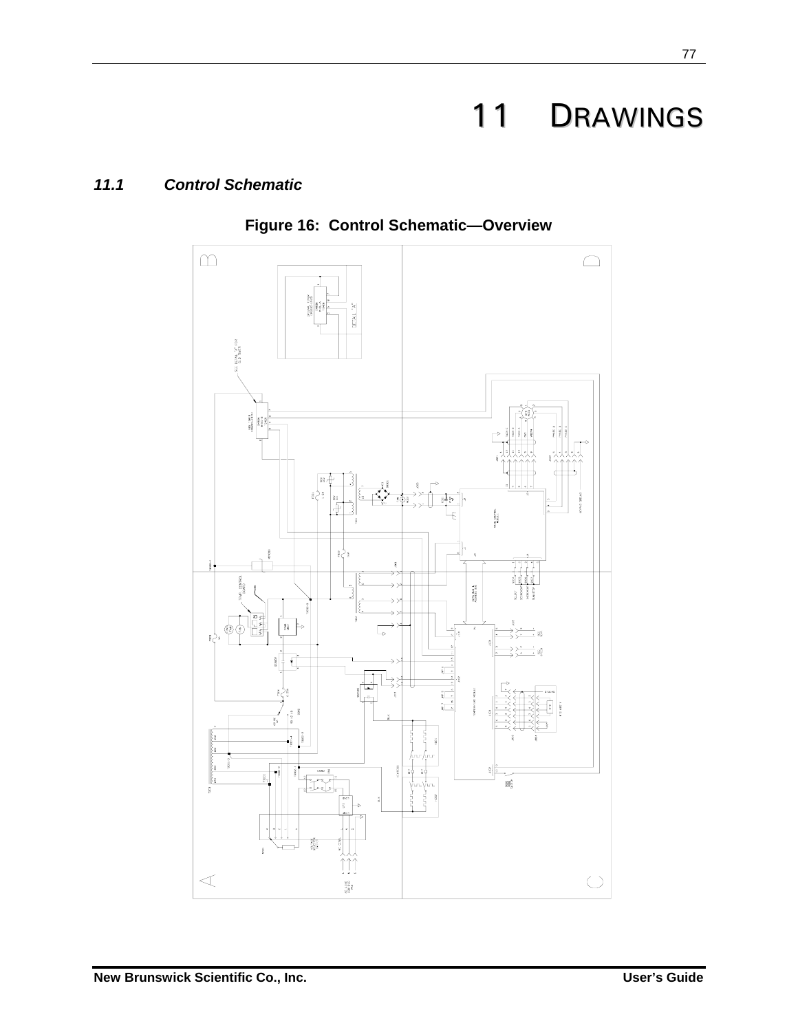# 11 DRAWINGS

### 11.1 Control Schematic

**Figure 16: Control Schematic—Overview**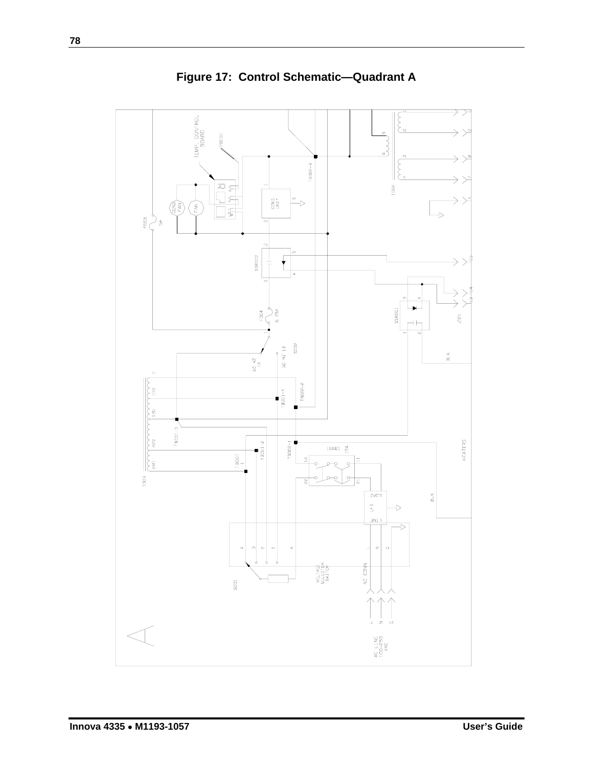**Figure 17: Control Schematic—Quadrant A**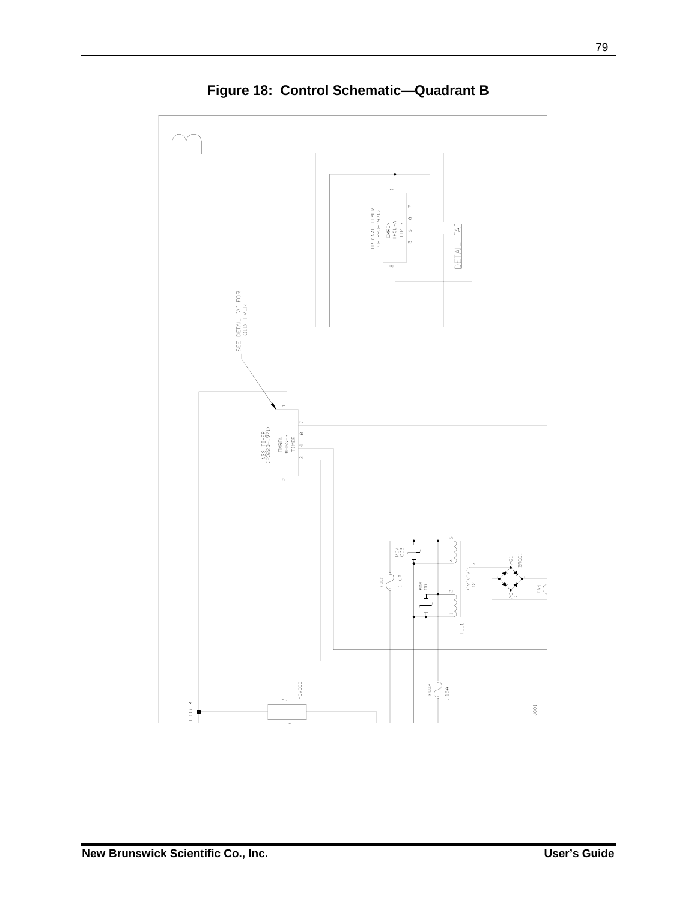# Figure 18: Control Schematic—Quadrant B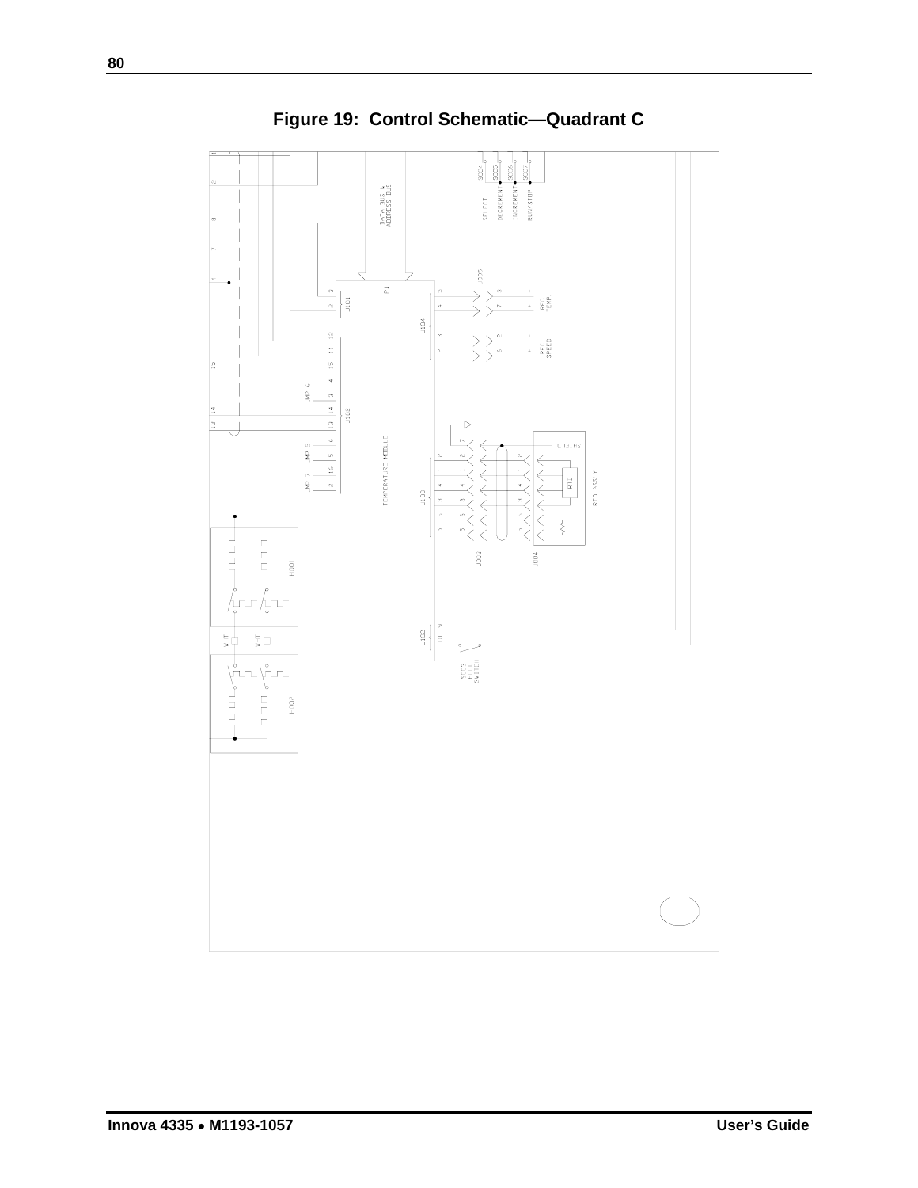**Figure 19: Control Schematic—Quadrant C**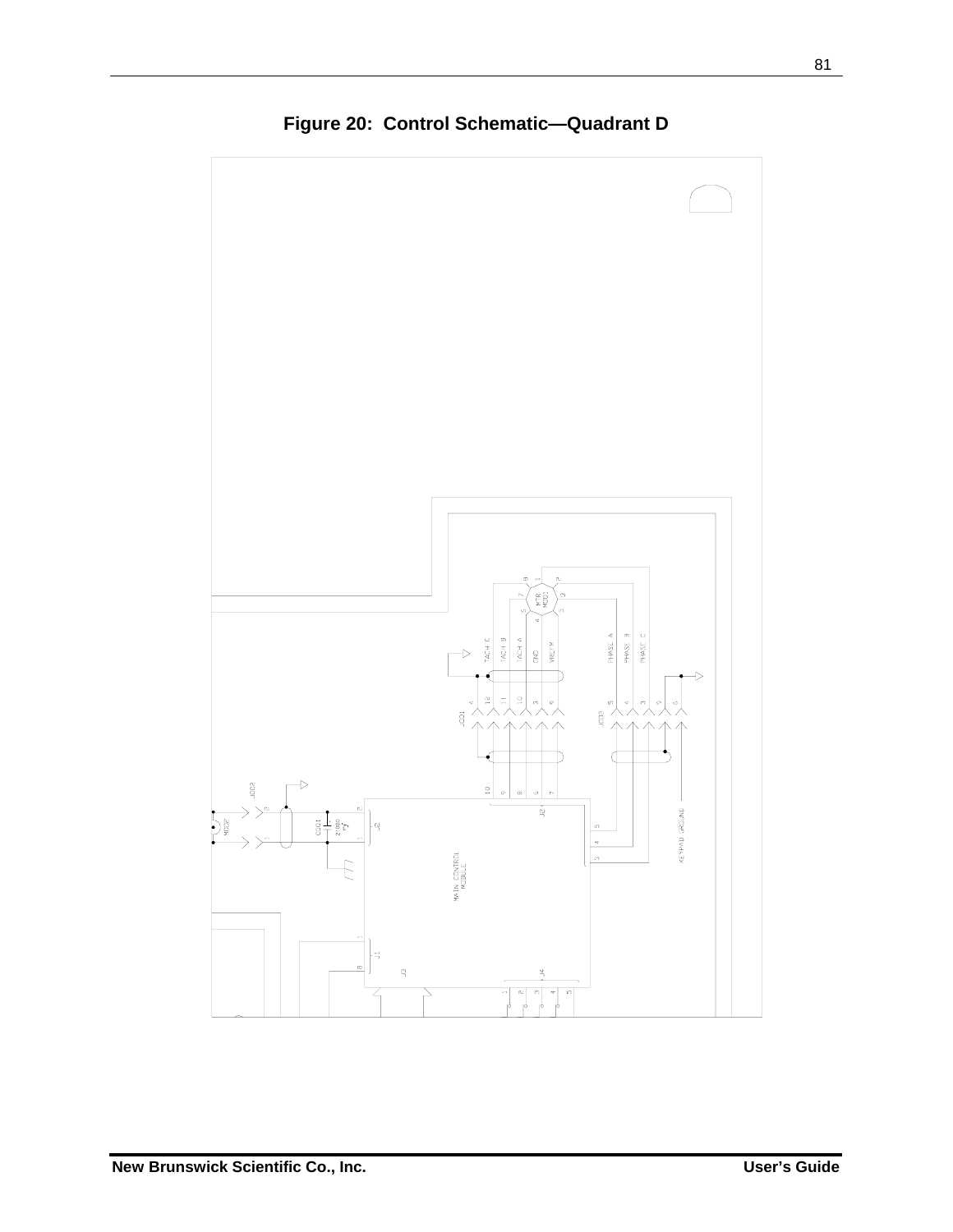**Figure 20: Control Schematic—Quadrant D**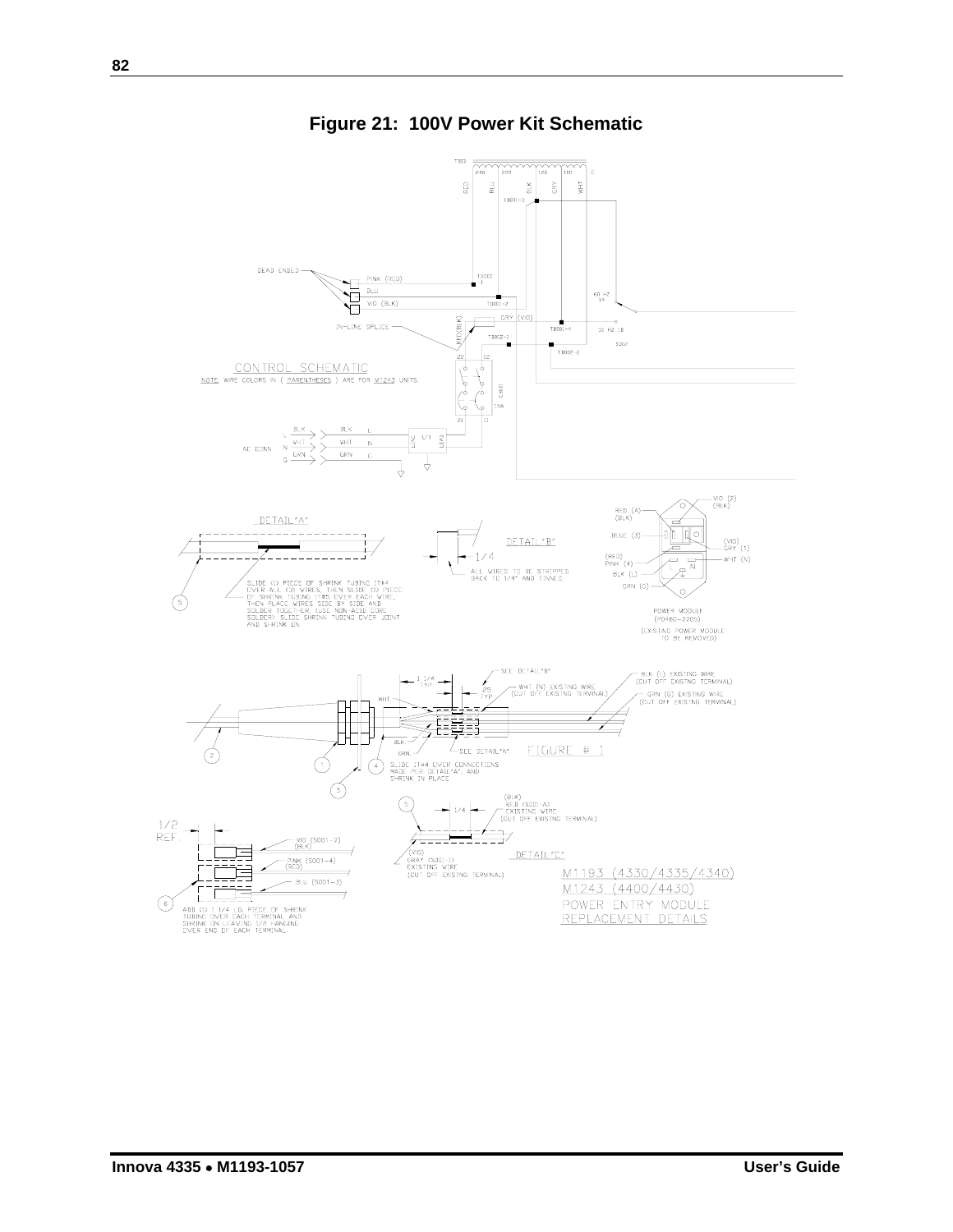# Figure 21: 100V Power Kit Schematic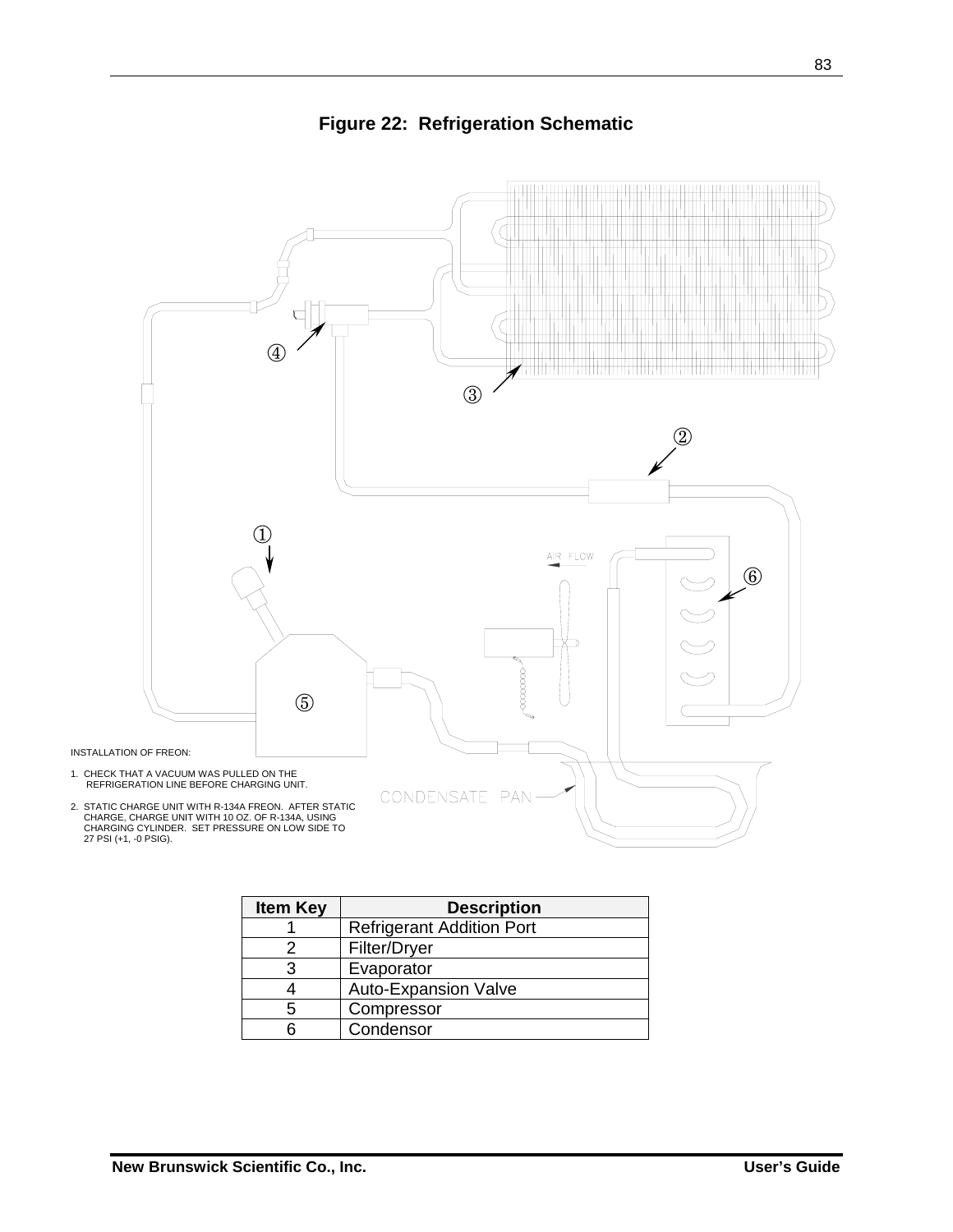**Figure 22: Refrigeration Schematic**

AIR FLOW

CONDENSATE PAN

INSTALLATION OF FREON:

1. CHECK THAT A VACUUM WAS PULLED ON THE REFRIGERATION LINE BEFORE CHARGING UNIT.

2. STATIC CHARGE UNIT WITH R-134A FREON. AFTER STATIC CHARGE, CHARGE UNIT WITH 10 OZ. OF R-134A, USING CHARGING CYLINDER. SET PRESSURE ON LOW SIDE TO 27 PSI (+1, -0 PSIG).

| Item Key | Description |
|---|---|
| 1 | Refrigerant Addition Port |
| 2 | Filter/Dryer |
| 3 | Evaporator |
| 4 | Auto-Expansion Valve |
| 5 | Compressor |
| 6 | Condensor |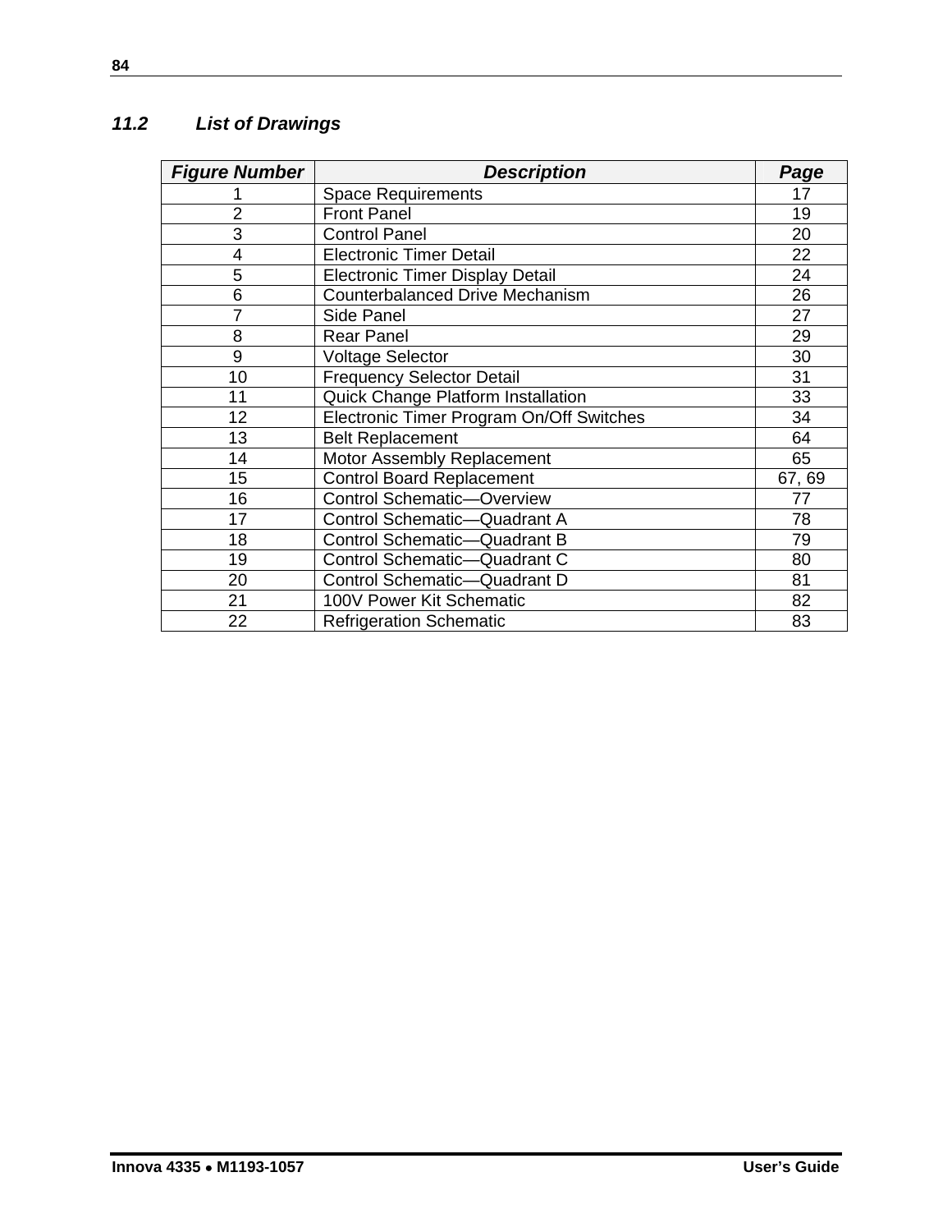## *11.2 List of Drawings*

| ***Figure Number*** | ***Description*** | ***Page*** |
|---|---|---|
| 1 | Space Requirements | 17 |
| 2 | Front Panel | 19 |
| 3 | Control Panel | 20 |
| 4 | Electronic Timer Detail | 22 |
| 5 | Electronic Timer Display Detail | 24 |
| 6 | Counterbalanced Drive Mechanism | 26 |
| 7 | Side Panel | 27 |
| 8 | Rear Panel | 29 |
| 9 | Voltage Selector | 30 |
| 10 | Frequency Selector Detail | 31 |
| 11 | Quick Change Platform Installation | 33 |
| 12 | Electronic Timer Program On/Off Switches | 34 |
| 13 | Belt Replacement | 64 |
| 14 | Motor Assembly Replacement | 65 |
| 15 | Control Board Replacement | 67, 69 |
| 16 | Control Schematic—Overview | 77 |
| 17 | Control Schematic—Quadrant A | 78 |
| 18 | Control Schematic—Quadrant B | 79 |
| 19 | Control Schematic—Quadrant C | 80 |
| 20 | Control Schematic—Quadrant D | 81 |
| 21 | 100V Power Kit Schematic | 82 |
| 22 | Refrigeration Schematic | 83 |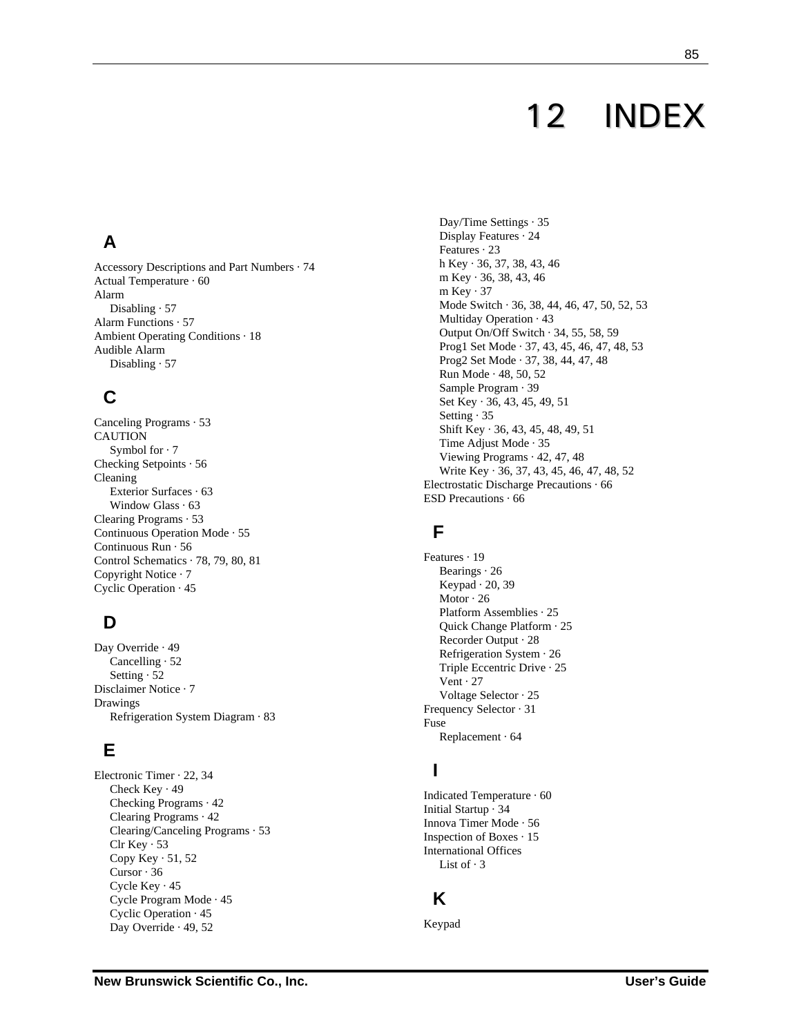# 12 INDEX

## A

Accessory Descriptions and Part Numbers · 74
Actual Temperature · 60
Alarm
  Disabling · 57
Alarm Functions · 57
Ambient Operating Conditions · 18
Audible Alarm
  Disabling · 57

## C

Canceling Programs · 53
CAUTION
  Symbol for · 7
Checking Setpoints · 56
Cleaning
  Exterior Surfaces · 63
  Window Glass · 63
Clearing Programs · 53
Continuous Operation Mode · 55
Continuous Run · 56
Control Schematics · 78, 79, 80, 81
Copyright Notice · 7
Cyclic Operation · 45

## D

Day Override · 49
  Cancelling · 52
  Setting · 52
Disclaimer Notice · 7
Drawings
  Refrigeration System Diagram · 83

## E

Electronic Timer · 22, 34
  Check Key · 49
  Checking Programs · 42
  Clearing Programs · 42
  Clearing/Canceling Programs · 53
  Clr Key · 53
  Copy Key · 51, 52
  Cursor · 36
  Cycle Key · 45
  Cycle Program Mode · 45
  Cyclic Operation · 45
  Day Override · 49, 52
  Day/Time Settings · 35
  Display Features · 24
  Features · 23
  h Key · 36, 37, 38, 43, 46
  m Key · 36, 38, 43, 46
  m Key · 37
  Mode Switch · 36, 38, 44, 46, 47, 50, 52, 53
  Multiday Operation · 43
  Output On/Off Switch · 34, 55, 58, 59
  Prog1 Set Mode · 37, 43, 45, 46, 47, 48, 53
  Prog2 Set Mode · 37, 38, 44, 47, 48
  Run Mode · 48, 50, 52
  Sample Program · 39
  Set Key · 36, 43, 45, 49, 51
  Setting · 35
  Shift Key · 36, 43, 45, 48, 49, 51
  Time Adjust Mode · 35
  Viewing Programs · 42, 47, 48
  Write Key · 36, 37, 43, 45, 46, 47, 48, 52
Electrostatic Discharge Precautions · 66
ESD Precautions · 66

## F

Features · 19
  Bearings · 26
  Keypad · 20, 39
  Motor · 26
  Platform Assemblies · 25
  Quick Change Platform · 25
  Recorder Output · 28
  Refrigeration System · 26
  Triple Eccentric Drive · 25
  Vent · 27
  Voltage Selector · 25
Frequency Selector · 31
Fuse
  Replacement · 64

## I

Indicated Temperature · 60
Initial Startup · 34
Innova Timer Mode · 56
Inspection of Boxes · 15
International Offices
  List of · 3

## K

Keypad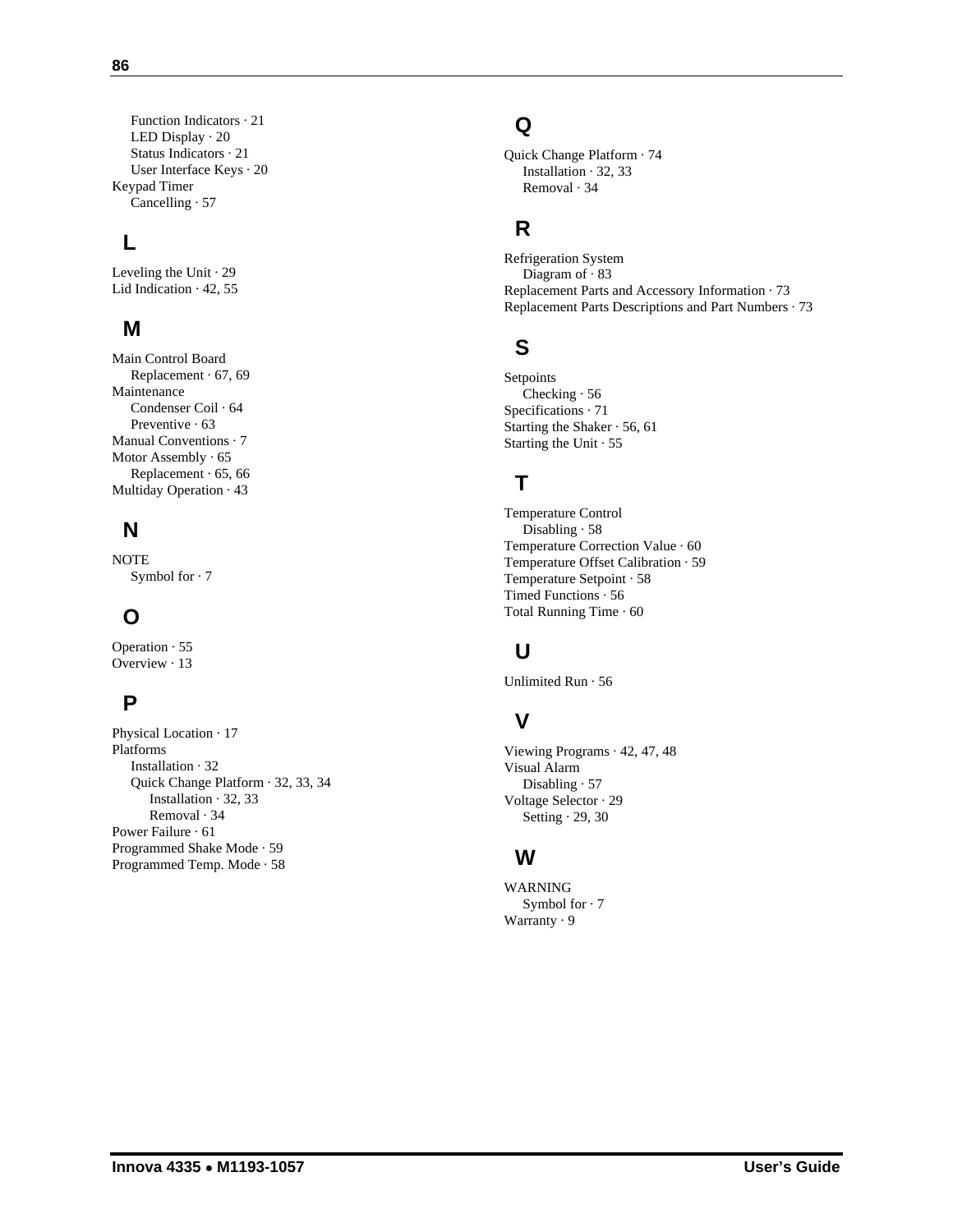Function Indicators · 21
    LED Display · 20
    Status Indicators · 21
    User Interface Keys · 20
Keypad Timer
    Cancelling · 57

## L

Leveling the Unit · 29
Lid Indication · 42, 55

## M

Main Control Board
    Replacement · 67, 69
Maintenance
    Condenser Coil · 64
    Preventive · 63
Manual Conventions · 7
Motor Assembly · 65
    Replacement · 65, 66
Multiday Operation · 43

## N

NOTE
    Symbol for · 7

## O

Operation · 55
Overview · 13

## P

Physical Location · 17
Platforms
    Installation · 32
    Quick Change Platform · 32, 33, 34
        Installation · 32, 33
        Removal · 34
Power Failure · 61
Programmed Shake Mode · 59
Programmed Temp. Mode · 58

## Q

Quick Change Platform · 74
    Installation · 32, 33
    Removal · 34

## R

Refrigeration System
    Diagram of · 83
Replacement Parts and Accessory Information · 73
Replacement Parts Descriptions and Part Numbers · 73

## S

Setpoints
    Checking · 56
Specifications · 71
Starting the Shaker · 56, 61
Starting the Unit · 55

## T

Temperature Control
    Disabling · 58
Temperature Correction Value · 60
Temperature Offset Calibration · 59
Temperature Setpoint · 58
Timed Functions · 56
Total Running Time · 60

## U

Unlimited Run · 56

## V

Viewing Programs · 42, 47, 48
Visual Alarm
    Disabling · 57
Voltage Selector · 29
    Setting · 29, 30

## W

WARNING
    Symbol for · 7
Warranty · 9